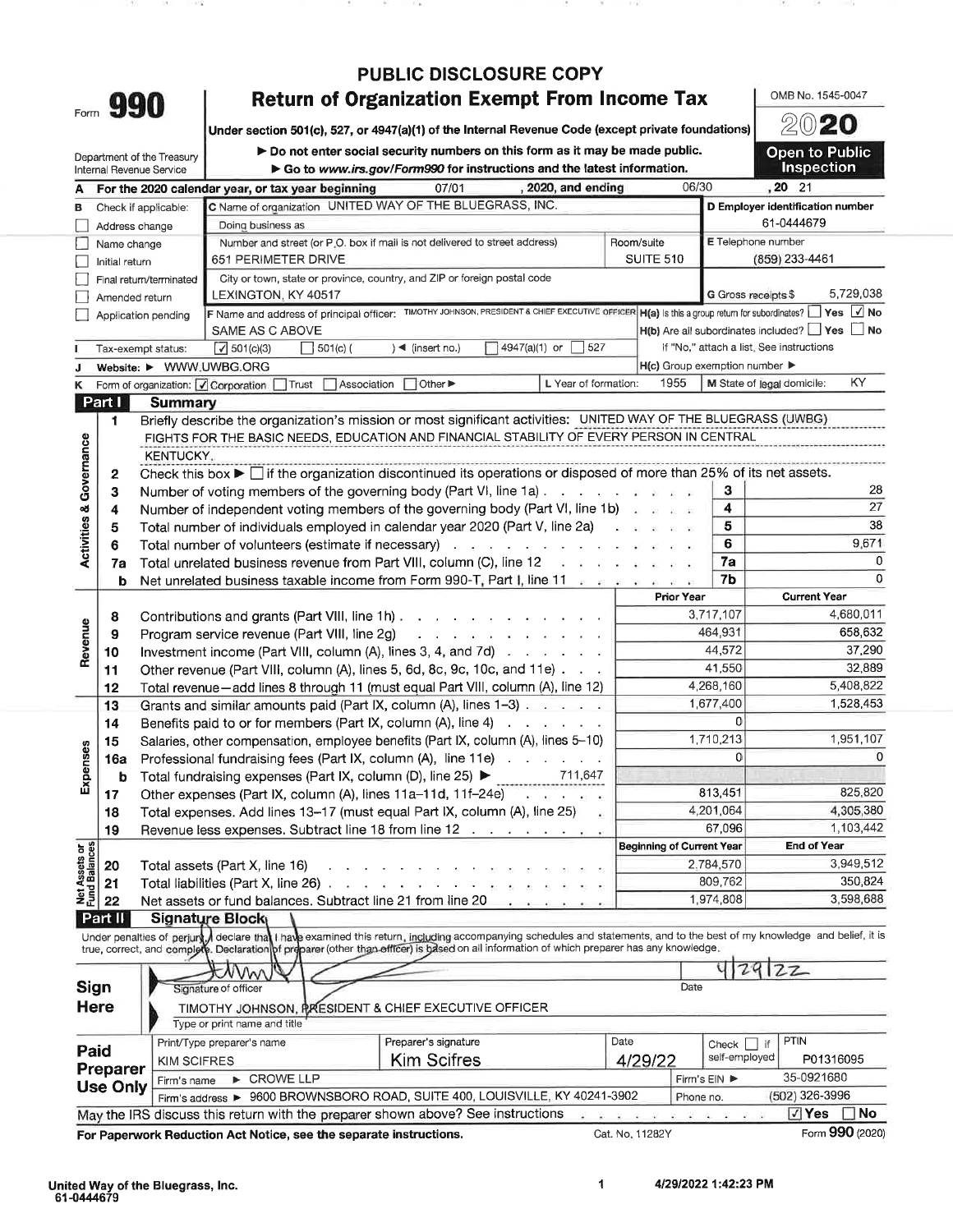# PUBLIC DISCLOSURE COPY

Form **990**

## Return of Organization Exempt From Income Tax

Under section 501(c), 527, or 4947(a)(1) of the Internal Revenue Code (except private foundations)

▶ Do not enter social security numbers on this form as it may be made public.

▶ Go to www.irs.gov/Form990 for instructions and the latest information.

Department of the Treasury
Internal Revenue Service

OMB No. 1545-0047

**2020**

**Open to Public Inspection**

**A** For the 2020 calendar year, or tax year beginning 07/01, 2020, and ending 06/30, 20 21

**B** Check if applicable:
- [ ] Address change
- [ ] Name change
- [ ] Initial return
- [ ] Final return/terminated
- [ ] Amended return
- [ ] Application pending

**C** Name of organization: UNITED WAY OF THE BLUEGRASS, INC.

Doing business as

Number and street (or P.O. box if mail is not delivered to street address): 651 PERIMETER DRIVE — Room/suite: SUITE 510

City or town, state or province, country, and ZIP or foreign postal code: LEXINGTON, KY 40517

**D** Employer identification number: 61-0444679

**E** Telephone number: (859) 233-4461

**G** Gross receipts $ 5,729,038

**F** Name and address of principal officer: TIMOTHY JOHNSON, PRESIDENT & CHIEF EXECUTIVE OFFICER — SAME AS C ABOVE

**H(a)** Is this a group return for subordinates? [ ] Yes [✓] No

**H(b)** Are all subordinates included? [ ] Yes [ ] No — If "No," attach a list. See instructions

**H(c)** Group exemption number ▶

**I** Tax-exempt status: [✓] 501(c)(3) [ ] 501(c) ( ) ◀ (insert no.) [ ] 4947(a)(1) or [ ] 527

**J** Website: ▶ WWW.UWBG.ORG

**K** Form of organization: [✓] Corporation [ ] Trust [ ] Association [ ] Other ▶

**L** Year of formation: 1955

**M** State of legal domicile: KY

## Part I Summary

### Activities & Governance

1. Briefly describe the organization's mission or most significant activities: UNITED WAY OF THE BLUEGRASS (UWBG) FIGHTS FOR THE BASIC NEEDS, EDUCATION AND FINANCIAL STABILITY OF EVERY PERSON IN CENTRAL KENTUCKY.
2. Check this box ▶ [ ] if the organization discontinued its operations or disposed of more than 25% of its net assets.

| Line | Description | | Value |
|---|---|---|---|
| 3 | Number of voting members of the governing body (Part VI, line 1a) | 3 | 28 |
| 4 | Number of independent voting members of the governing body (Part VI, line 1b) | 4 | 27 |
| 5 | Total number of individuals employed in calendar year 2020 (Part V, line 2a) | 5 | 38 |
| 6 | Total number of volunteers (estimate if necessary) | 6 | 9,671 |
| 7a | Total unrelated business revenue from Part VIII, column (C), line 12 | 7a | 0 |
| b | Net unrelated business taxable income from Form 990-T, Part I, line 11 | 7b | 0 |

### Revenue / Expenses

| Line | Description | Prior Year | Current Year |
|---|---|---|---|
| 8 | Contributions and grants (Part VIII, line 1h) | 3,717,107 | 4,680,011 |
| 9 | Program service revenue (Part VIII, line 2g) | 464,931 | 658,632 |
| 10 | Investment income (Part VIII, column (A), lines 3, 4, and 7d) | 44,572 | 37,290 |
| 11 | Other revenue (Part VIII, column (A), lines 5, 6d, 8c, 9c, 10c, and 11e) | 41,550 | 32,889 |
| 12 | Total revenue—add lines 8 through 11 (must equal Part VIII, column (A), line 12) | 4,268,160 | 5,408,822 |
| 13 | Grants and similar amounts paid (Part IX, column (A), lines 1–3) | 1,677,400 | 1,528,453 |
| 14 | Benefits paid to or for members (Part IX, column (A), line 4) | 0 | |
| 15 | Salaries, other compensation, employee benefits (Part IX, column (A), lines 5–10) | 1,710,213 | 1,951,107 |
| 16a | Professional fundraising fees (Part IX, column (A), line 11e) | 0 | 0 |
| b | Total fundraising expenses (Part IX, column (D), line 25) ▶ 711,647 | | |
| 17 | Other expenses (Part IX, column (A), lines 11a–11d, 11f–24e) | 813,451 | 825,820 |
| 18 | Total expenses. Add lines 13–17 (must equal Part IX, column (A), line 25) | 4,201,064 | 4,305,380 |
| 19 | Revenue less expenses. Subtract line 18 from line 12 | 67,096 | 1,103,442 |

### Net Assets or Fund Balances

| Line | Description | Beginning of Current Year | End of Year |
|---|---|---|---|
| 20 | Total assets (Part X, line 16) | 2,784,570 | 3,949,512 |
| 21 | Total liabilities (Part X, line 26) | 809,762 | 350,824 |
| 22 | Net assets or fund balances. Subtract line 21 from line 20 | 1,974,808 | 3,598,688 |

## Part II Signature Block

Under penalties of perjury, I declare that I have examined this return, including accompanying schedules and statements, and to the best of my knowledge and belief, it is true, correct, and complete. Declaration of preparer (other than officer) is based on all information of which preparer has any knowledge.

**Sign Here**

Signature of officer — Date: 4/29/22

TIMOTHY JOHNSON, PRESIDENT & CHIEF EXECUTIVE OFFICER
Type or print name and title

**Paid Preparer Use Only**

| Print/Type preparer's name | Preparer's signature | Date | Check [ ] if self-employed | PTIN |
|---|---|---|---|---|
| KIM SCIFRES | Kim Scifres | 4/29/22 | | P01316095 |

Firm's name ▶ CROWE LLP — Firm's EIN ▶ 35-0921680

Firm's address ▶ 9600 BROWNSBORO ROAD, SUITE 400, LOUISVILLE, KY 40241-3902 — Phone no. (502) 326-3996

May the IRS discuss this return with the preparer shown above? See instructions [✓] Yes [ ] No

For Paperwork Reduction Act Notice, see the separate instructions. Cat. No. 11282Y Form **990** (2020)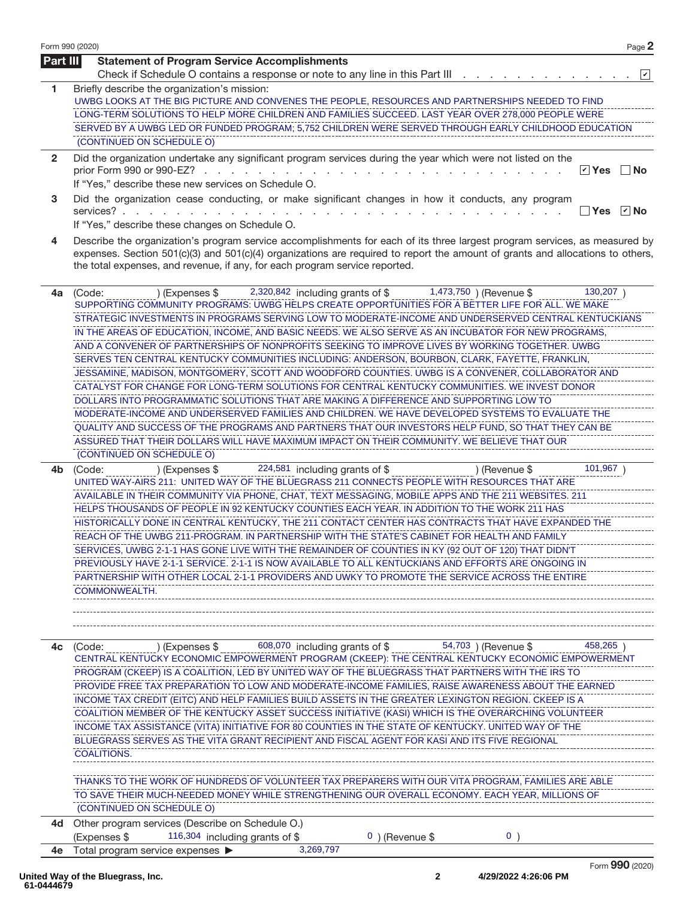## Part III Statement of Program Service Accomplishments

Check if Schedule O contains a response or note to any line in this Part III . . . . . . . . . . . . . . ☑

**1** Briefly describe the organization's mission:

UWBG LOOKS AT THE BIG PICTURE AND CONVENES THE PEOPLE, RESOURCES AND PARTNERSHIPS NEEDED TO FIND LONG-TERM SOLUTIONS TO HELP MORE CHILDREN AND FAMILIES SUCCEED. LAST YEAR OVER 278,000 PEOPLE WERE SERVED BY A UWBG LED OR FUNDED PROGRAM; 5,752 CHILDREN WERE SERVED THROUGH EARLY CHILDHOOD EDUCATION (CONTINUED ON SCHEDULE O)

**2** Did the organization undertake any significant program services during the year which were not listed on the prior Form 990 or 990-EZ? . . . . . . . . . . . . . . . . . . . . . . . . . ☑ Yes ☐ No

If "Yes," describe these new services on Schedule O.

**3** Did the organization cease conducting, or make significant changes in how it conducts, any program services? . . . . . . . . . . . . . . . . . . . . . . . . . . . . . . . . . . . ☐ Yes ☑ No

If "Yes," describe these changes on Schedule O.

**4** Describe the organization's program service accomplishments for each of its three largest program services, as measured by expenses. Section 501(c)(3) and 501(c)(4) organizations are required to report the amount of grants and allocations to others, the total expenses, and revenue, if any, for each program service reported.

**4a** (Code: ) (Expenses $ 2,320,842 including grants of $ 1,473,750 ) (Revenue $ 130,207 )

SUPPORTING COMMUNITY PROGRAMS: UWBG HELPS CREATE OPPORTUNITIES FOR A BETTER LIFE FOR ALL. WE MAKE STRATEGIC INVESTMENTS IN PROGRAMS SERVING LOW TO MODERATE-INCOME AND UNDERSERVED CENTRAL KENTUCKIANS IN THE AREAS OF EDUCATION, INCOME, AND BASIC NEEDS. WE ALSO SERVE AS AN INCUBATOR FOR NEW PROGRAMS, AND A CONVENER OF PARTNERSHIPS OF NONPROFITS SEEKING TO IMPROVE LIVES BY WORKING TOGETHER. UWBG SERVES TEN CENTRAL KENTUCKY COMMUNITIES INCLUDING: ANDERSON, BOURBON, CLARK, FAYETTE, FRANKLIN, JESSAMINE, MADISON, MONTGOMERY, SCOTT AND WOODFORD COUNTIES. UWBG IS A CONVENER, COLLABORATOR AND CATALYST FOR CHANGE FOR LONG-TERM SOLUTIONS FOR CENTRAL KENTUCKY COMMUNITIES. WE INVEST DONOR DOLLARS INTO PROGRAMMATIC SOLUTIONS THAT ARE MAKING A DIFFERENCE AND SUPPORTING LOW TO MODERATE-INCOME AND UNDERSERVED FAMILIES AND CHILDREN. WE HAVE DEVELOPED SYSTEMS TO EVALUATE THE QUALITY AND SUCCESS OF THE PROGRAMS AND PARTNERS THAT OUR INVESTORS HELP FUND, SO THAT THEY CAN BE ASSURED THAT THEIR DOLLARS WILL HAVE MAXIMUM IMPACT ON THEIR COMMUNITY. WE BELIEVE THAT OUR (CONTINUED ON SCHEDULE O)

**4b** (Code: ) (Expenses $ 224,581 including grants of $ ) (Revenue $ 101,967 )

UNITED WAY-AIRS 211: UNITED WAY OF THE BLUEGRASS 211 CONNECTS PEOPLE WITH RESOURCES THAT ARE AVAILABLE IN THEIR COMMUNITY VIA PHONE, CHAT, TEXT MESSAGING, MOBILE APPS AND THE 211 WEBSITES. 211 HELPS THOUSANDS OF PEOPLE IN 92 KENTUCKY COUNTIES EACH YEAR. IN ADDITION TO THE WORK 211 HAS HISTORICALLY DONE IN CENTRAL KENTUCKY, THE 211 CONTACT CENTER HAS CONTRACTS THAT HAVE EXPANDED THE REACH OF THE UWBG 211-PROGRAM. IN PARTNERSHIP WITH THE STATE'S CABINET FOR HEALTH AND FAMILY SERVICES, UWBG 2-1-1 HAS GONE LIVE WITH THE REMAINDER OF COUNTIES IN KY (92 OUT OF 120) THAT DIDN'T PREVIOUSLY HAVE 2-1-1 SERVICE. 2-1-1 IS NOW AVAILABLE TO ALL KENTUCKIANS AND EFFORTS ARE ONGOING IN PARTNERSHIP WITH OTHER LOCAL 2-1-1 PROVIDERS AND UWKY TO PROMOTE THE SERVICE ACROSS THE ENTIRE COMMONWEALTH.

**4c** (Code: ) (Expenses $ 608,070 including grants of $ 54,703 ) (Revenue $ 458,265 )

CENTRAL KENTUCKY ECONOMIC EMPOWERMENT PROGRAM (CKEEP): THE CENTRAL KENTUCKY ECONOMIC EMPOWERMENT PROGRAM (CKEEP) IS A COALITION, LED BY UNITED WAY OF THE BLUEGRASS THAT PARTNERS WITH THE IRS TO PROVIDE FREE TAX PREPARATION TO LOW AND MODERATE-INCOME FAMILIES, RAISE AWARENESS ABOUT THE EARNED INCOME TAX CREDIT (EITC) AND HELP FAMILIES BUILD ASSETS IN THE GREATER LEXINGTON REGION. CKEEP IS A COALITION MEMBER OF THE KENTUCKY ASSET SUCCESS INITIATIVE (KASI) WHICH IS THE OVERARCHING VOLUNTEER INCOME TAX ASSISTANCE (VITA) INITIATIVE FOR 80 COUNTIES IN THE STATE OF KENTUCKY. UNITED WAY OF THE BLUEGRASS SERVES AS THE VITA GRANT RECIPIENT AND FISCAL AGENT FOR KASI AND ITS FIVE REGIONAL COALITIONS.

THANKS TO THE WORK OF HUNDREDS OF VOLUNTEER TAX PREPARERS WITH OUR VITA PROGRAM, FAMILIES ARE ABLE TO SAVE THEIR MUCH-NEEDED MONEY WHILE STRENGTHENING OUR OVERALL ECONOMY. EACH YEAR, MILLIONS OF (CONTINUED ON SCHEDULE O)

**4d** Other program services (Describe on Schedule O.)

(Expenses $ 116,304 including grants of $ 0 ) (Revenue $ 0 )

**4e** Total program service expenses ▶ 3,269,797

United Way of the Bluegrass, Inc.
61-0444679

4/29/2022 4:26:06 PM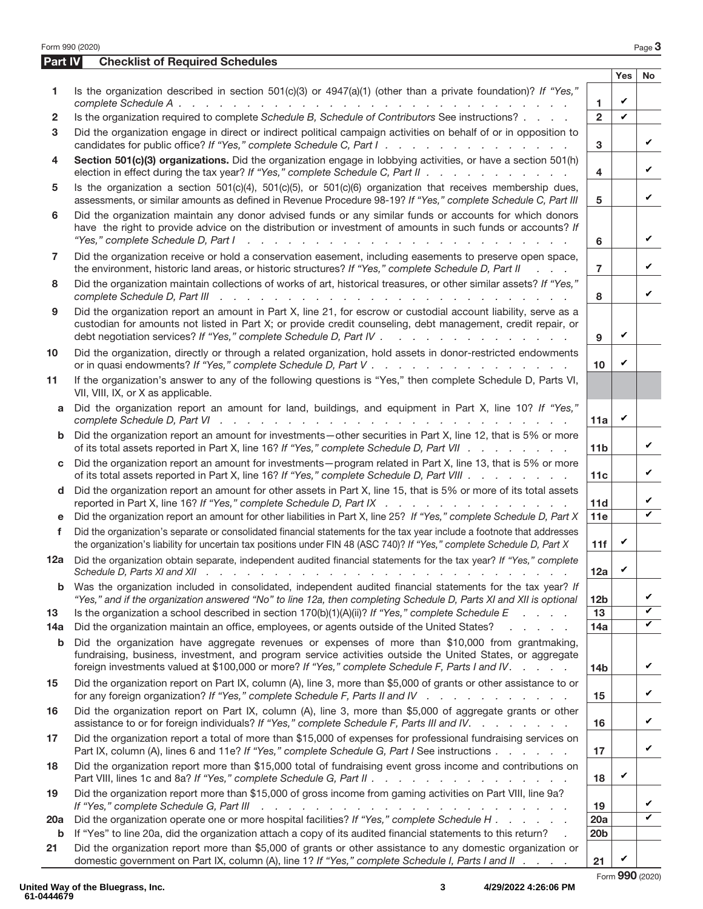## Part IV Checklist of Required Schedules

| | | | Yes | No |
|---|---|---|---|---|
| 1 | Is the organization described in section 501(c)(3) or 4947(a)(1) (other than a private foundation)? *If "Yes," complete Schedule A* | 1 | ✔ | |
| 2 | Is the organization required to complete *Schedule B, Schedule of Contributors* See instructions? | 2 | ✔ | |
| 3 | Did the organization engage in direct or indirect political campaign activities on behalf of or in opposition to candidates for public office? *If "Yes," complete Schedule C, Part I* | 3 | | ✔ |
| 4 | **Section 501(c)(3) organizations.** Did the organization engage in lobbying activities, or have a section 501(h) election in effect during the tax year? *If "Yes," complete Schedule C, Part II* | 4 | | ✔ |
| 5 | Is the organization a section 501(c)(4), 501(c)(5), or 501(c)(6) organization that receives membership dues, assessments, or similar amounts as defined in Revenue Procedure 98-19? *If "Yes," complete Schedule C, Part III* | 5 | | ✔ |
| 6 | Did the organization maintain any donor advised funds or any similar funds or accounts for which donors have the right to provide advice on the distribution or investment of amounts in such funds or accounts? *If "Yes," complete Schedule D, Part I* | 6 | | ✔ |
| 7 | Did the organization receive or hold a conservation easement, including easements to preserve open space, the environment, historic land areas, or historic structures? *If "Yes," complete Schedule D, Part II* | 7 | | ✔ |
| 8 | Did the organization maintain collections of works of art, historical treasures, or other similar assets? *If "Yes," complete Schedule D, Part III* | 8 | | ✔ |
| 9 | Did the organization report an amount in Part X, line 21, for escrow or custodial account liability, serve as a custodian for amounts not listed in Part X; or provide credit counseling, debt management, credit repair, or debt negotiation services? *If "Yes," complete Schedule D, Part IV* | 9 | ✔ | |
| 10 | Did the organization, directly or through a related organization, hold assets in donor-restricted endowments or in quasi endowments? *If "Yes," complete Schedule D, Part V* | 10 | ✔ | |
| 11 | If the organization's answer to any of the following questions is "Yes," then complete Schedule D, Parts VI, VII, VIII, IX, or X as applicable. | | | |
| a | Did the organization report an amount for land, buildings, and equipment in Part X, line 10? *If "Yes," complete Schedule D, Part VI* | 11a | ✔ | |
| b | Did the organization report an amount for investments—other securities in Part X, line 12, that is 5% or more of its total assets reported in Part X, line 16? *If "Yes," complete Schedule D, Part VII* | 11b | | ✔ |
| c | Did the organization report an amount for investments—program related in Part X, line 13, that is 5% or more of its total assets reported in Part X, line 16? *If "Yes," complete Schedule D, Part VIII* | 11c | | ✔ |
| d | Did the organization report an amount for other assets in Part X, line 15, that is 5% or more of its total assets reported in Part X, line 16? *If "Yes," complete Schedule D, Part IX* | 11d | | ✔ |
| e | Did the organization report an amount for other liabilities in Part X, line 25? *If "Yes," complete Schedule D, Part X* | 11e | | ✔ |
| f | Did the organization's separate or consolidated financial statements for the tax year include a footnote that addresses the organization's liability for uncertain tax positions under FIN 48 (ASC 740)? *If "Yes," complete Schedule D, Part X* | 11f | ✔ | |
| 12a | Did the organization obtain separate, independent audited financial statements for the tax year? *If "Yes," complete Schedule D, Parts XI and XII* | 12a | ✔ | |
| b | Was the organization included in consolidated, independent audited financial statements for the tax year? *If "Yes," and if the organization answered "No" to line 12a, then completing Schedule D, Parts XI and XII is optional* | 12b | | ✔ |
| 13 | Is the organization a school described in section 170(b)(1)(A)(ii)? *If "Yes," complete Schedule E* | 13 | | ✔ |
| 14a | Did the organization maintain an office, employees, or agents outside of the United States? | 14a | | ✔ |
| b | Did the organization have aggregate revenues or expenses of more than $10,000 from grantmaking, fundraising, business, investment, and program service activities outside the United States, or aggregate foreign investments valued at $100,000 or more? *If "Yes," complete Schedule F, Parts I and IV* | 14b | | ✔ |
| 15 | Did the organization report on Part IX, column (A), line 3, more than $5,000 of grants or other assistance to or for any foreign organization? *If "Yes," complete Schedule F, Parts II and IV* | 15 | | ✔ |
| 16 | Did the organization report on Part IX, column (A), line 3, more than $5,000 of aggregate grants or other assistance to or for foreign individuals? *If "Yes," complete Schedule F, Parts III and IV.* | 16 | | ✔ |
| 17 | Did the organization report a total of more than $15,000 of expenses for professional fundraising services on Part IX, column (A), lines 6 and 11e? *If "Yes," complete Schedule G, Part I* See instructions | 17 | | ✔ |
| 18 | Did the organization report more than $15,000 total of fundraising event gross income and contributions on Part VIII, lines 1c and 8a? *If "Yes," complete Schedule G, Part II* | 18 | ✔ | |
| 19 | Did the organization report more than $15,000 of gross income from gaming activities on Part VIII, line 9a? *If "Yes," complete Schedule G, Part III* | 19 | | ✔ |
| 20a | Did the organization operate one or more hospital facilities? *If "Yes," complete Schedule H* | 20a | | ✔ |
| b | If "Yes" to line 20a, did the organization attach a copy of its audited financial statements to this return? | 20b | | |
| 21 | Did the organization report more than $5,000 of grants or other assistance to any domestic organization or domestic government on Part IX, column (A), line 1? *If "Yes," complete Schedule I, Parts I and II* | 21 | ✔ | |

United Way of the Bluegrass, Inc.
61-0444679

4/29/2022 4:26:06 PM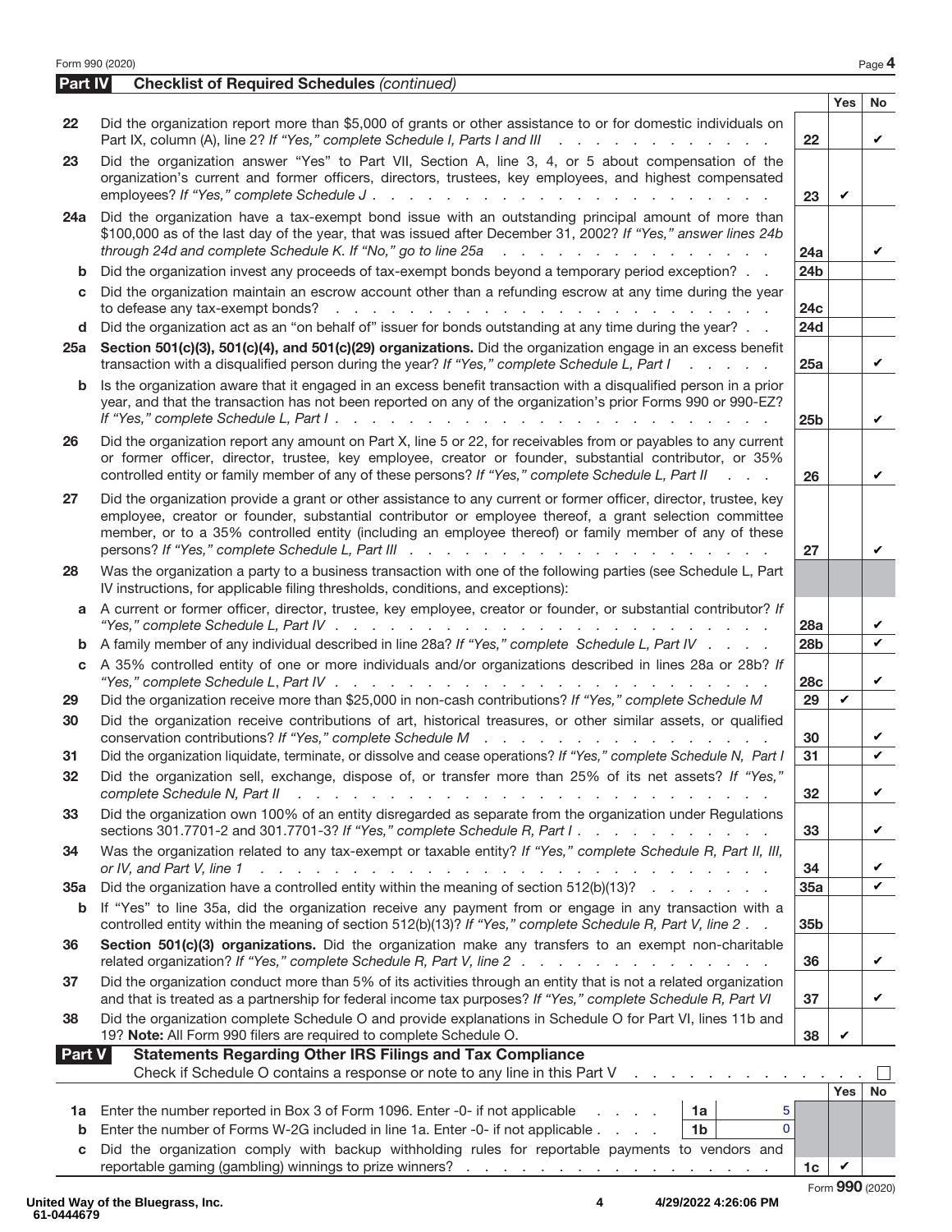## Part IV Checklist of Required Schedules *(continued)*

| | | | Yes | No |
|---|---|---|---|---|
| 22 | Did the organization report more than $5,000 of grants or other assistance to or for domestic individuals on Part IX, column (A), line 2? *If "Yes," complete Schedule I, Parts I and III* | 22 | | ✔ |
| 23 | Did the organization answer "Yes" to Part VII, Section A, line 3, 4, or 5 about compensation of the organization's current and former officers, directors, trustees, key employees, and highest compensated employees? *If "Yes," complete Schedule J* | 23 | ✔ | |
| 24a | Did the organization have a tax-exempt bond issue with an outstanding principal amount of more than $100,000 as of the last day of the year, that was issued after December 31, 2002? *If "Yes," answer lines 24b through 24d and complete Schedule K. If "No," go to line 25a* | 24a | | ✔ |
| b | Did the organization invest any proceeds of tax-exempt bonds beyond a temporary period exception? | 24b | | |
| c | Did the organization maintain an escrow account other than a refunding escrow at any time during the year to defease any tax-exempt bonds? | 24c | | |
| d | Did the organization act as an "on behalf of" issuer for bonds outstanding at any time during the year? | 24d | | |
| 25a | **Section 501(c)(3), 501(c)(4), and 501(c)(29) organizations.** Did the organization engage in an excess benefit transaction with a disqualified person during the year? *If "Yes," complete Schedule L, Part I* | 25a | | ✔ |
| b | Is the organization aware that it engaged in an excess benefit transaction with a disqualified person in a prior year, and that the transaction has not been reported on any of the organization's prior Forms 990 or 990-EZ? *If "Yes," complete Schedule L, Part I* | 25b | | ✔ |
| 26 | Did the organization report any amount on Part X, line 5 or 22, for receivables from or payables to any current or former officer, director, trustee, key employee, creator or founder, substantial contributor, or 35% controlled entity or family member of any of these persons? *If "Yes," complete Schedule L, Part II* | 26 | | ✔ |
| 27 | Did the organization provide a grant or other assistance to any current or former officer, director, trustee, key employee, creator or founder, substantial contributor or employee thereof, a grant selection committee member, or to a 35% controlled entity (including an employee thereof) or family member of any of these persons? *If "Yes," complete Schedule L, Part III* | 27 | | ✔ |
| 28 | Was the organization a party to a business transaction with one of the following parties (see Schedule L, Part IV instructions, for applicable filing thresholds, conditions, and exceptions): | | | |
| a | A current or former officer, director, trustee, key employee, creator or founder, or substantial contributor? *If "Yes," complete Schedule L, Part IV* | 28a | | ✔ |
| b | A family member of any individual described in line 28a? *If "Yes," complete Schedule L, Part IV* | 28b | | ✔ |
| c | A 35% controlled entity of one or more individuals and/or organizations described in lines 28a or 28b? *If "Yes," complete Schedule L, Part IV* | 28c | | ✔ |
| 29 | Did the organization receive more than $25,000 in non-cash contributions? *If "Yes," complete Schedule M* | 29 | ✔ | |
| 30 | Did the organization receive contributions of art, historical treasures, or other similar assets, or qualified conservation contributions? *If "Yes," complete Schedule M* | 30 | | ✔ |
| 31 | Did the organization liquidate, terminate, or dissolve and cease operations? *If "Yes," complete Schedule N, Part I* | 31 | | ✔ |
| 32 | Did the organization sell, exchange, dispose of, or transfer more than 25% of its net assets? *If "Yes," complete Schedule N, Part II* | 32 | | ✔ |
| 33 | Did the organization own 100% of an entity disregarded as separate from the organization under Regulations sections 301.7701-2 and 301.7701-3? *If "Yes," complete Schedule R, Part I* | 33 | | ✔ |
| 34 | Was the organization related to any tax-exempt or taxable entity? *If "Yes," complete Schedule R, Part II, III, or IV, and Part V, line 1* | 34 | | ✔ |
| 35a | Did the organization have a controlled entity within the meaning of section 512(b)(13)? | 35a | | ✔ |
| b | If "Yes" to line 35a, did the organization receive any payment from or engage in any transaction with a controlled entity within the meaning of section 512(b)(13)? *If "Yes," complete Schedule R, Part V, line 2* | 35b | | |
| 36 | **Section 501(c)(3) organizations.** Did the organization make any transfers to an exempt non-charitable related organization? *If "Yes," complete Schedule R, Part V, line 2* | 36 | | ✔ |
| 37 | Did the organization conduct more than 5% of its activities through an entity that is not a related organization and that is treated as a partnership for federal income tax purposes? *If "Yes," complete Schedule R, Part VI* | 37 | | ✔ |
| 38 | Did the organization complete Schedule O and provide explanations in Schedule O for Part VI, lines 11b and 19? **Note:** All Form 990 filers are required to complete Schedule O. | 38 | ✔ | |

## Part V Statements Regarding Other IRS Filings and Tax Compliance

Check if Schedule O contains a response or note to any line in this Part V ☐

| | | | | | Yes | No |
|---|---|---|---|---|---|---|
| 1a | Enter the number reported in Box 3 of Form 1096. Enter -0- if not applicable | 1a | 5 | | | |
| b | Enter the number of Forms W-2G included in line 1a. Enter -0- if not applicable | 1b | 0 | | | |
| c | Did the organization comply with backup withholding rules for reportable payments to vendors and reportable gaming (gambling) winnings to prize winners? | | | 1c | ✔ | |

United Way of the Bluegrass, Inc.
61-0444679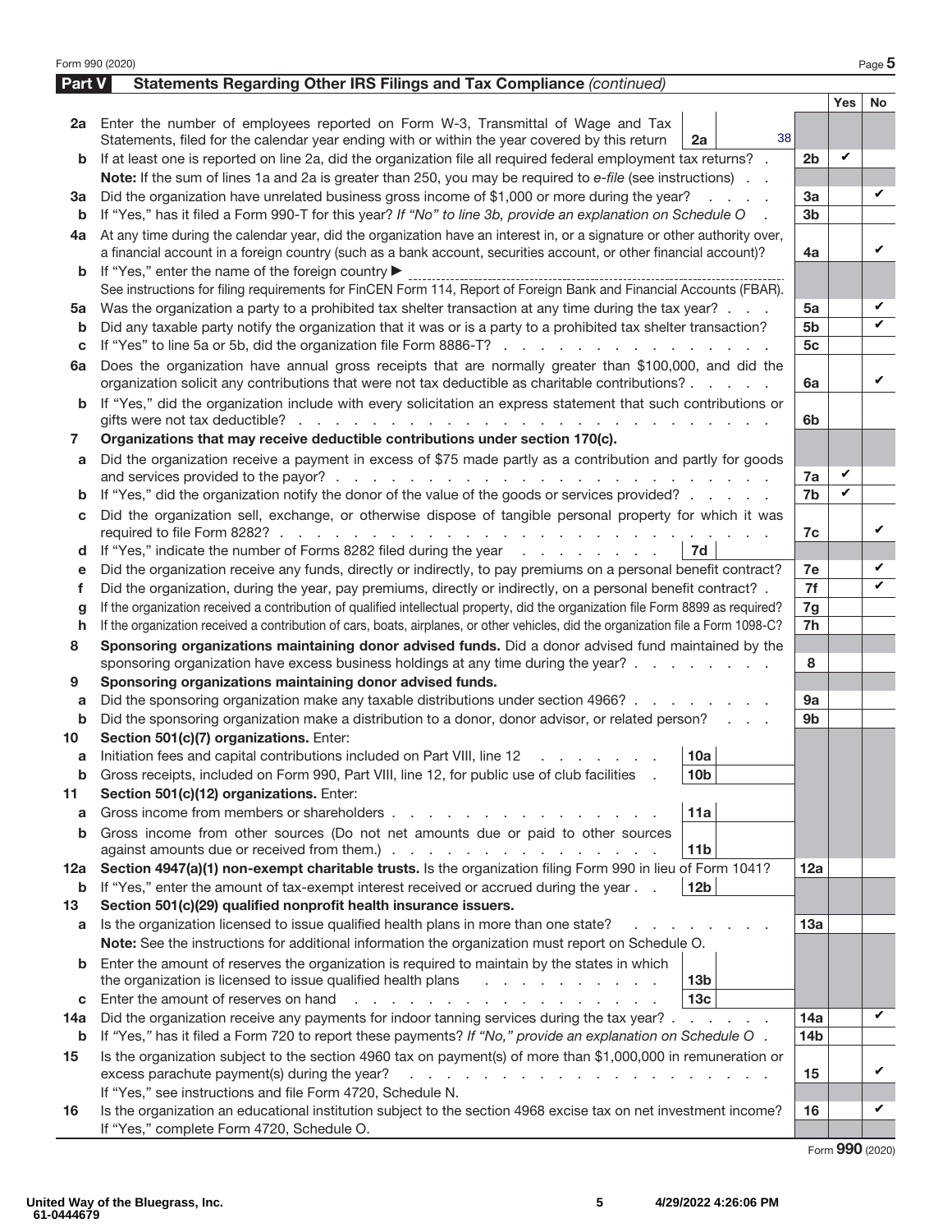Form 990 (2020) Page 5

## Part V Statements Regarding Other IRS Filings and Tax Compliance *(continued)*

| | | | | Yes | No |
|---|---|---|---|---|---|
| **2a** | Enter the number of employees reported on Form W-3, Transmittal of Wage and Tax Statements, filed for the calendar year ending with or within the year covered by this return | 2a 38 | | | |
| **b** | If at least one is reported on line 2a, did the organization file all required federal employment tax returns? | | 2b | ✔ | |
| | **Note:** If the sum of lines 1a and 2a is greater than 250, you may be required to *e-file* (see instructions) | | | | |
| **3a** | Did the organization have unrelated business gross income of $1,000 or more during the year? | | 3a | | ✔ |
| **b** | If "Yes," has it filed a Form 990-T for this year? *If "No" to line 3b, provide an explanation on Schedule O* | | 3b | | |
| **4a** | At any time during the calendar year, did the organization have an interest in, or a signature or other authority over, a financial account in a foreign country (such as a bank account, securities account, or other financial account)? | | 4a | | ✔ |
| **b** | If "Yes," enter the name of the foreign country ▶ | | | | |
| | See instructions for filing requirements for FinCEN Form 114, Report of Foreign Bank and Financial Accounts (FBAR). | | | | |
| **5a** | Was the organization a party to a prohibited tax shelter transaction at any time during the tax year? | | 5a | | ✔ |
| **b** | Did any taxable party notify the organization that it was or is a party to a prohibited tax shelter transaction? | | 5b | | ✔ |
| **c** | If "Yes" to line 5a or 5b, did the organization file Form 8886-T? | | 5c | | |
| **6a** | Does the organization have annual gross receipts that are normally greater than $100,000, and did the organization solicit any contributions that were not tax deductible as charitable contributions? | | 6a | | ✔ |
| **b** | If "Yes," did the organization include with every solicitation an express statement that such contributions or gifts were not tax deductible? | | 6b | | |
| **7** | **Organizations that may receive deductible contributions under section 170(c).** | | | | |
| **a** | Did the organization receive a payment in excess of $75 made partly as a contribution and partly for goods and services provided to the payor? | | 7a | ✔ | |
| **b** | If "Yes," did the organization notify the donor of the value of the goods or services provided? | | 7b | ✔ | |
| **c** | Did the organization sell, exchange, or otherwise dispose of tangible personal property for which it was required to file Form 8282? | | 7c | | ✔ |
| **d** | If "Yes," indicate the number of Forms 8282 filed during the year | 7d | | | |
| **e** | Did the organization receive any funds, directly or indirectly, to pay premiums on a personal benefit contract? | | 7e | | ✔ |
| **f** | Did the organization, during the year, pay premiums, directly or indirectly, on a personal benefit contract? | | 7f | | ✔ |
| **g** | If the organization received a contribution of qualified intellectual property, did the organization file Form 8899 as required? | | 7g | | |
| **h** | If the organization received a contribution of cars, boats, airplanes, or other vehicles, did the organization file a Form 1098-C? | | 7h | | |
| **8** | **Sponsoring organizations maintaining donor advised funds.** Did a donor advised fund maintained by the sponsoring organization have excess business holdings at any time during the year? | | 8 | | |
| **9** | **Sponsoring organizations maintaining donor advised funds.** | | | | |
| **a** | Did the sponsoring organization make any taxable distributions under section 4966? | | 9a | | |
| **b** | Did the sponsoring organization make a distribution to a donor, donor advisor, or related person? | | 9b | | |
| **10** | **Section 501(c)(7) organizations.** Enter: | | | | |
| **a** | Initiation fees and capital contributions included on Part VIII, line 12 | 10a | | | |
| **b** | Gross receipts, included on Form 990, Part VIII, line 12, for public use of club facilities | 10b | | | |
| **11** | **Section 501(c)(12) organizations.** Enter: | | | | |
| **a** | Gross income from members or shareholders | 11a | | | |
| **b** | Gross income from other sources (Do not net amounts due or paid to other sources against amounts due or received from them.) | 11b | | | |
| **12a** | **Section 4947(a)(1) non-exempt charitable trusts.** Is the organization filing Form 990 in lieu of Form 1041? | | 12a | | |
| **b** | If "Yes," enter the amount of tax-exempt interest received or accrued during the year | 12b | | | |
| **13** | **Section 501(c)(29) qualified nonprofit health insurance issuers.** | | | | |
| **a** | Is the organization licensed to issue qualified health plans in more than one state? | | 13a | | |
| | **Note:** See the instructions for additional information the organization must report on Schedule O. | | | | |
| **b** | Enter the amount of reserves the organization is required to maintain by the states in which the organization is licensed to issue qualified health plans | 13b | | | |
| **c** | Enter the amount of reserves on hand | 13c | | | |
| **14a** | Did the organization receive any payments for indoor tanning services during the tax year? | | 14a | | ✔ |
| **b** | If "Yes," has it filed a Form 720 to report these payments? *If "No," provide an explanation on Schedule O* | | 14b | | |
| **15** | Is the organization subject to the section 4960 tax on payment(s) of more than $1,000,000 in remuneration or excess parachute payment(s) during the year? | | 15 | | ✔ |
| | If "Yes," see instructions and file Form 4720, Schedule N. | | | | |
| **16** | Is the organization an educational institution subject to the section 4968 excise tax on net investment income? | | 16 | | ✔ |
| | If "Yes," complete Form 4720, Schedule O. | | | | |

Form **990** (2020)

United Way of the Bluegrass, Inc.
61-0444679

4/29/2022 4:26:06 PM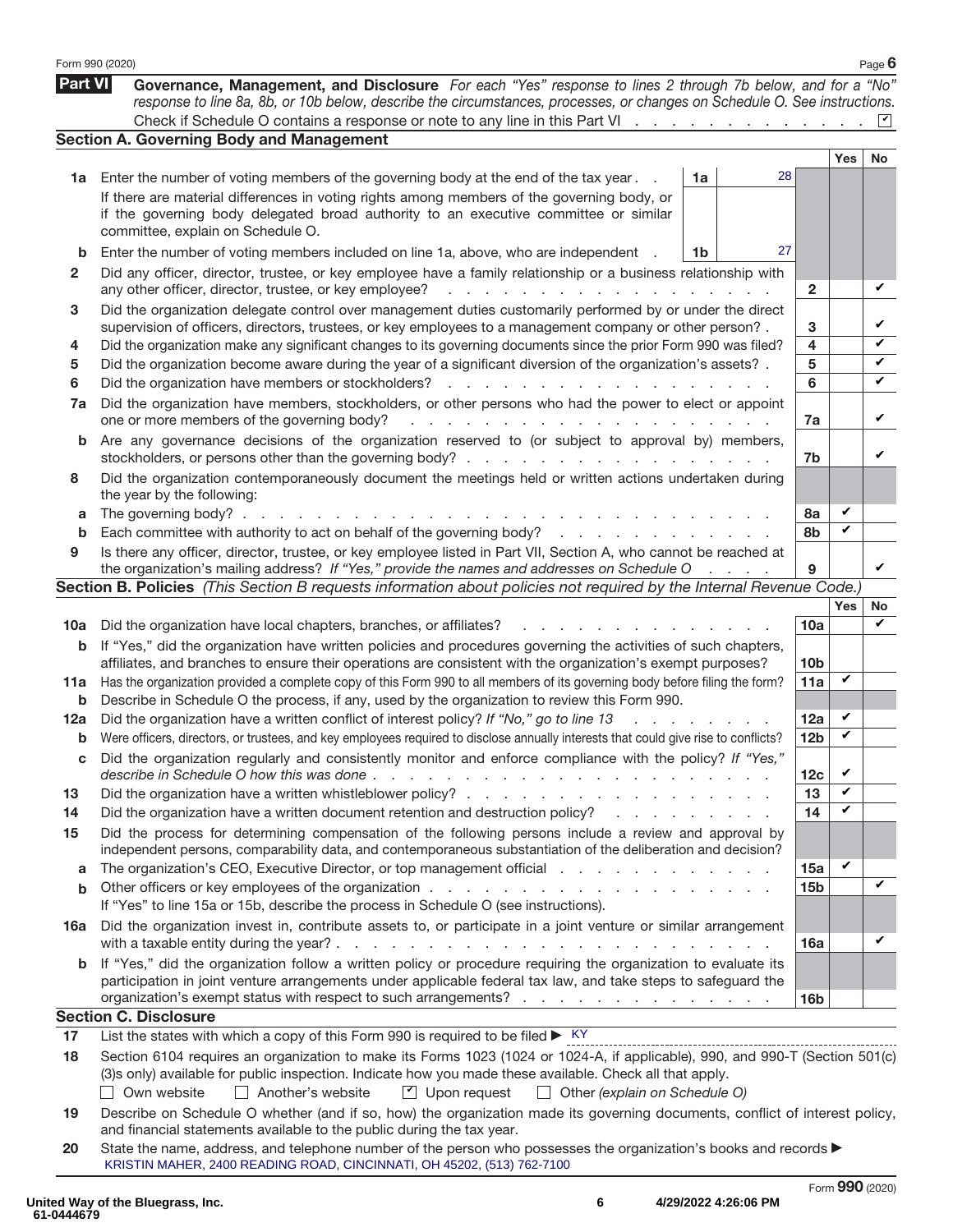Form 990 (2020) Page **6**

## Part VI Governance, Management, and Disclosure

*For each "Yes" response to lines 2 through 7b below, and for a "No" response to line 8a, 8b, or 10b below, describe the circumstances, processes, or changes on Schedule O. See instructions.*

Check if Schedule O contains a response or note to any line in this Part VI . . . . . . . . . . . . . . ☑

### Section A. Governing Body and Management

| | | | | Line | Yes | No |
|---|---|---|---|---|---|---|
| **1a** | Enter the number of voting members of the governing body at the end of the tax year . . If there are material differences in voting rights among members of the governing body, or if the governing body delegated broad authority to an executive committee or similar committee, explain on Schedule O. | 1a | 28 | | | |
| **b** | Enter the number of voting members included on line 1a, above, who are independent . | 1b | 27 | | | |
| **2** | Did any officer, director, trustee, or key employee have a family relationship or a business relationship with any other officer, director, trustee, or key employee? | | | 2 | | ✔ |
| **3** | Did the organization delegate control over management duties customarily performed by or under the direct supervision of officers, directors, trustees, or key employees to a management company or other person? . | | | 3 | | ✔ |
| **4** | Did the organization make any significant changes to its governing documents since the prior Form 990 was filed? | | | 4 | | ✔ |
| **5** | Did the organization become aware during the year of a significant diversion of the organization's assets? . | | | 5 | | ✔ |
| **6** | Did the organization have members or stockholders? | | | 6 | | ✔ |
| **7a** | Did the organization have members, stockholders, or other persons who had the power to elect or appoint one or more members of the governing body? | | | 7a | | ✔ |
| **b** | Are any governance decisions of the organization reserved to (or subject to approval by) members, stockholders, or persons other than the governing body? | | | 7b | | ✔ |
| **8** | Did the organization contemporaneously document the meetings held or written actions undertaken during the year by the following: | | | | | |
| **a** | The governing body? | | | 8a | ✔ | |
| **b** | Each committee with authority to act on behalf of the governing body? | | | 8b | ✔ | |
| **9** | Is there any officer, director, trustee, or key employee listed in Part VII, Section A, who cannot be reached at the organization's mailing address? *If "Yes," provide the names and addresses on Schedule O* | | | 9 | | ✔ |

### Section B. Policies *(This Section B requests information about policies not required by the Internal Revenue Code.)*

| | | Line | Yes | No |
|---|---|---|---|---|
| **10a** | Did the organization have local chapters, branches, or affiliates? | 10a | | ✔ |
| **b** | If "Yes," did the organization have written policies and procedures governing the activities of such chapters, affiliates, and branches to ensure their operations are consistent with the organization's exempt purposes? | 10b | | |
| **11a** | Has the organization provided a complete copy of this Form 990 to all members of its governing body before filing the form? | 11a | ✔ | |
| **b** | Describe in Schedule O the process, if any, used by the organization to review this Form 990. | | | |
| **12a** | Did the organization have a written conflict of interest policy? *If "No," go to line 13* | 12a | ✔ | |
| **b** | Were officers, directors, or trustees, and key employees required to disclose annually interests that could give rise to conflicts? | 12b | ✔ | |
| **c** | Did the organization regularly and consistently monitor and enforce compliance with the policy? *If "Yes," describe in Schedule O how this was done* | 12c | ✔ | |
| **13** | Did the organization have a written whistleblower policy? | 13 | ✔ | |
| **14** | Did the organization have a written document retention and destruction policy? | 14 | ✔ | |
| **15** | Did the process for determining compensation of the following persons include a review and approval by independent persons, comparability data, and contemporaneous substantiation of the deliberation and decision? | | | |
| **a** | The organization's CEO, Executive Director, or top management official | 15a | ✔ | |
| **b** | Other officers or key employees of the organization | 15b | | ✔ |
| | If "Yes" to line 15a or 15b, describe the process in Schedule O (see instructions). | | | |
| **16a** | Did the organization invest in, contribute assets to, or participate in a joint venture or similar arrangement with a taxable entity during the year? | 16a | | ✔ |
| **b** | If "Yes," did the organization follow a written policy or procedure requiring the organization to evaluate its participation in joint venture arrangements under applicable federal tax law, and take steps to safeguard the organization's exempt status with respect to such arrangements? | 16b | | |

### Section C. Disclosure

**17** List the states with which a copy of this Form 990 is required to be filed ▶ KY

**18** Section 6104 requires an organization to make its Forms 1023 (1024 or 1024-A, if applicable), 990, and 990-T (Section 501(c)(3)s only) available for public inspection. Indicate how you made these available. Check all that apply.

☐ Own website ☐ Another's website ☑ Upon request ☐ Other *(explain on Schedule O)*

**19** Describe on Schedule O whether (and if so, how) the organization made its governing documents, conflict of interest policy, and financial statements available to the public during the tax year.

**20** State the name, address, and telephone number of the person who possesses the organization's books and records ▶
KRISTIN MAHER, 2400 READING ROAD, CINCINNATI, OH 45202, (513) 762-7100

Form **990** (2020)

United Way of the Bluegrass, Inc.
61-0444679

4/29/2022 4:26:06 PM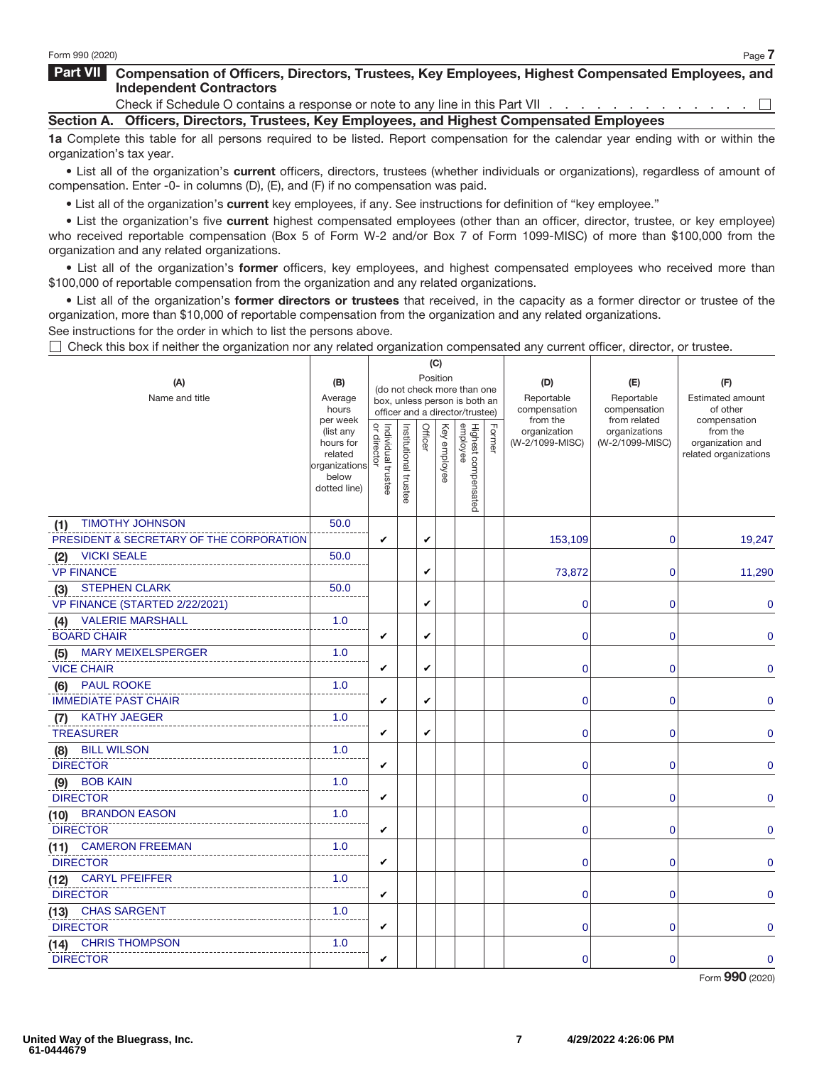## Part VII Compensation of Officers, Directors, Trustees, Key Employees, Highest Compensated Employees, and Independent Contractors

Check if Schedule O contains a response or note to any line in this Part VII . . . . . . . . . . . . . . ☐

### Section A. Officers, Directors, Trustees, Key Employees, and Highest Compensated Employees

**1a** Complete this table for all persons required to be listed. Report compensation for the calendar year ending with or within the organization's tax year.

- List all of the organization's **current** officers, directors, trustees (whether individuals or organizations), regardless of amount of compensation. Enter -0- in columns (D), (E), and (F) if no compensation was paid.
- List all of the organization's **current** key employees, if any. See instructions for definition of "key employee."
- List the organization's five **current** highest compensated employees (other than an officer, director, trustee, or key employee) who received reportable compensation (Box 5 of Form W-2 and/or Box 7 of Form 1099-MISC) of more than $100,000 from the organization and any related organizations.
- List all of the organization's **former** officers, key employees, and highest compensated employees who received more than $100,000 of reportable compensation from the organization and any related organizations.
- List all of the organization's **former directors or trustees** that received, in the capacity as a former director or trustee of the organization, more than $10,000 of reportable compensation from the organization and any related organizations.

See instructions for the order in which to list the persons above.

☐ Check this box if neither the organization nor any related organization compensated any current officer, director, or trustee.

| (A) Name and title | (B) Average hours per week (list any hours for related organizations below dotted line) | (C) Position (do not check more than one box, unless person is both an officer and a director/trustee) | | | | | | (D) Reportable compensation from the organization (W-2/1099-MISC) | (E) Reportable compensation from related organizations (W-2/1099-MISC) | (F) Estimated amount of other compensation from the organization and related organizations |
|---|---|---|---|---|---|---|---|---|---|---|
| | | Individual trustee or director | Institutional trustee | Officer | Key employee | Highest compensated employee | Former | | | |
| (1) TIMOTHY JOHNSON<br>PRESIDENT & SECRETARY OF THE CORPORATION | 50.0 | ✔ | | ✔ | | | | 153,109 | 0 | 19,247 |
| (2) VICKI SEALE<br>VP FINANCE | 50.0 | | | ✔ | | | | 73,872 | 0 | 11,290 |
| (3) STEPHEN CLARK<br>VP FINANCE (STARTED 2/22/2021) | 50.0 | | | ✔ | | | | 0 | 0 | 0 |
| (4) VALERIE MARSHALL<br>BOARD CHAIR | 1.0 | ✔ | | ✔ | | | | 0 | 0 | 0 |
| (5) MARY MEIXELSPERGER<br>VICE CHAIR | 1.0 | ✔ | | ✔ | | | | 0 | 0 | 0 |
| (6) PAUL ROOKE<br>IMMEDIATE PAST CHAIR | 1.0 | ✔ | | ✔ | | | | 0 | 0 | 0 |
| (7) KATHY JAEGER<br>TREASURER | 1.0 | ✔ | | ✔ | | | | 0 | 0 | 0 |
| (8) BILL WILSON<br>DIRECTOR | 1.0 | ✔ | | | | | | 0 | 0 | 0 |
| (9) BOB KAIN<br>DIRECTOR | 1.0 | ✔ | | | | | | 0 | 0 | 0 |
| (10) BRANDON EASON<br>DIRECTOR | 1.0 | ✔ | | | | | | 0 | 0 | 0 |
| (11) CAMERON FREEMAN<br>DIRECTOR | 1.0 | ✔ | | | | | | 0 | 0 | 0 |
| (12) CARYL PFEIFFER<br>DIRECTOR | 1.0 | ✔ | | | | | | 0 | 0 | 0 |
| (13) CHAS SARGENT<br>DIRECTOR | 1.0 | ✔ | | | | | | 0 | 0 | 0 |
| (14) CHRIS THOMPSON<br>DIRECTOR | 1.0 | ✔ | | | | | | 0 | 0 | 0 |

United Way of the Bluegrass, Inc.
61-0444679

4/29/2022 4:26:06 PM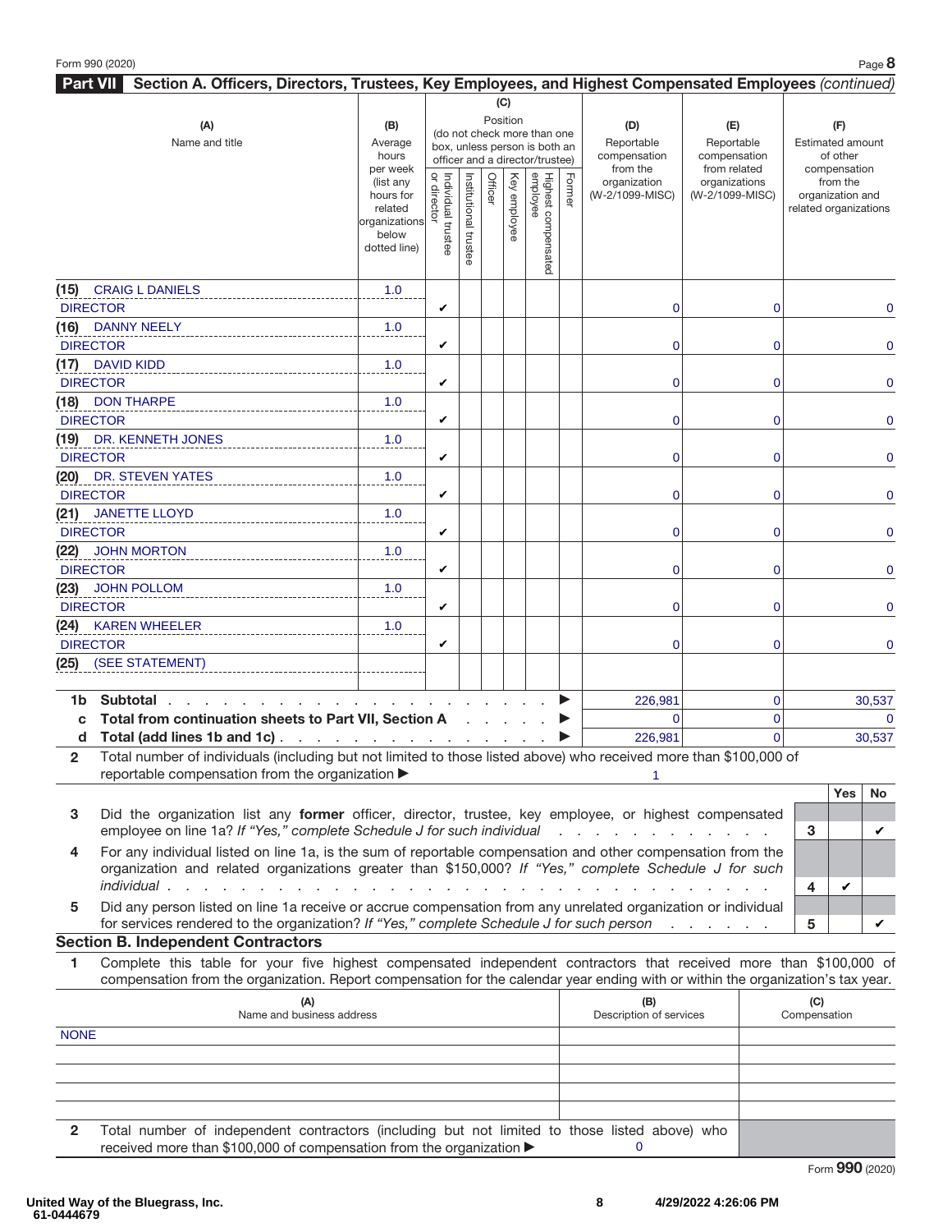Form 990 (2020)

## Part VII Section A. Officers, Directors, Trustees, Key Employees, and Highest Compensated Employees *(continued)*

| (A) Name and title | (B) Average hours per week (list any hours for related organizations below dotted line) | (C) Position: Individual trustee or director | Institutional trustee | Officer | Key employee | Highest compensated employee | Former | (D) Reportable compensation from the organization (W-2/1099-MISC) | (E) Reportable compensation from related organizations (W-2/1099-MISC) | (F) Estimated amount of other compensation from the organization and related organizations |
|---|---|---|---|---|---|---|---|---|---|---|
| (15) CRAIG L DANIELS<br>DIRECTOR | 1.0 | ✔ | | | | | | 0 | 0 | 0 |
| (16) DANNY NEELY<br>DIRECTOR | 1.0 | ✔ | | | | | | 0 | 0 | 0 |
| (17) DAVID KIDD<br>DIRECTOR | 1.0 | ✔ | | | | | | 0 | 0 | 0 |
| (18) DON THARPE<br>DIRECTOR | 1.0 | ✔ | | | | | | 0 | 0 | 0 |
| (19) DR. KENNETH JONES<br>DIRECTOR | 1.0 | ✔ | | | | | | 0 | 0 | 0 |
| (20) DR. STEVEN YATES<br>DIRECTOR | 1.0 | ✔ | | | | | | 0 | 0 | 0 |
| (21) JANETTE LLOYD<br>DIRECTOR | 1.0 | ✔ | | | | | | 0 | 0 | 0 |
| (22) JOHN MORTON<br>DIRECTOR | 1.0 | ✔ | | | | | | 0 | 0 | 0 |
| (23) JOHN POLLOM<br>DIRECTOR | 1.0 | ✔ | | | | | | 0 | 0 | 0 |
| (24) KAREN WHEELER<br>DIRECTOR | 1.0 | ✔ | | | | | | 0 | 0 | 0 |
| (25) (SEE STATEMENT) | | | | | | | | | | |

| | | (D) | (E) | (F) |
|---|---|---|---|---|
| **1b** | **Subtotal** ▶ | 226,981 | 0 | 30,537 |
| **c** | **Total from continuation sheets to Part VII, Section A** ▶ | 0 | 0 | 0 |
| **d** | **Total (add lines 1b and 1c)** ▶ | 226,981 | 0 | 30,537 |

**2** Total number of individuals (including but not limited to those listed above) who received more than $100,000 of reportable compensation from the organization ▶ 1

| | | | Yes | No |
|---|---|---|---|---|
| **3** | Did the organization list any **former** officer, director, trustee, key employee, or highest compensated employee on line 1a? *If "Yes," complete Schedule J for such individual* | 3 | | ✔ |
| **4** | For any individual listed on line 1a, is the sum of reportable compensation and other compensation from the organization and related organizations greater than $150,000? *If "Yes," complete Schedule J for such individual* | 4 | ✔ | |
| **5** | Did any person listed on line 1a receive or accrue compensation from any unrelated organization or individual for services rendered to the organization? *If "Yes," complete Schedule J for such person* | 5 | | ✔ |

### Section B. Independent Contractors

**1** Complete this table for your five highest compensated independent contractors that received more than $100,000 of compensation from the organization. Report compensation for the calendar year ending with or within the organization's tax year.

| (A) Name and business address | (B) Description of services | (C) Compensation |
|---|---|---|
| NONE | | |
| | | |
| | | |
| | | |
| | | |

**2** Total number of independent contractors (including but not limited to those listed above) who received more than $100,000 of compensation from the organization ▶ 0

Form **990** (2020)

United Way of the Bluegrass, Inc.
61-0444679

4/29/2022 4:26:06 PM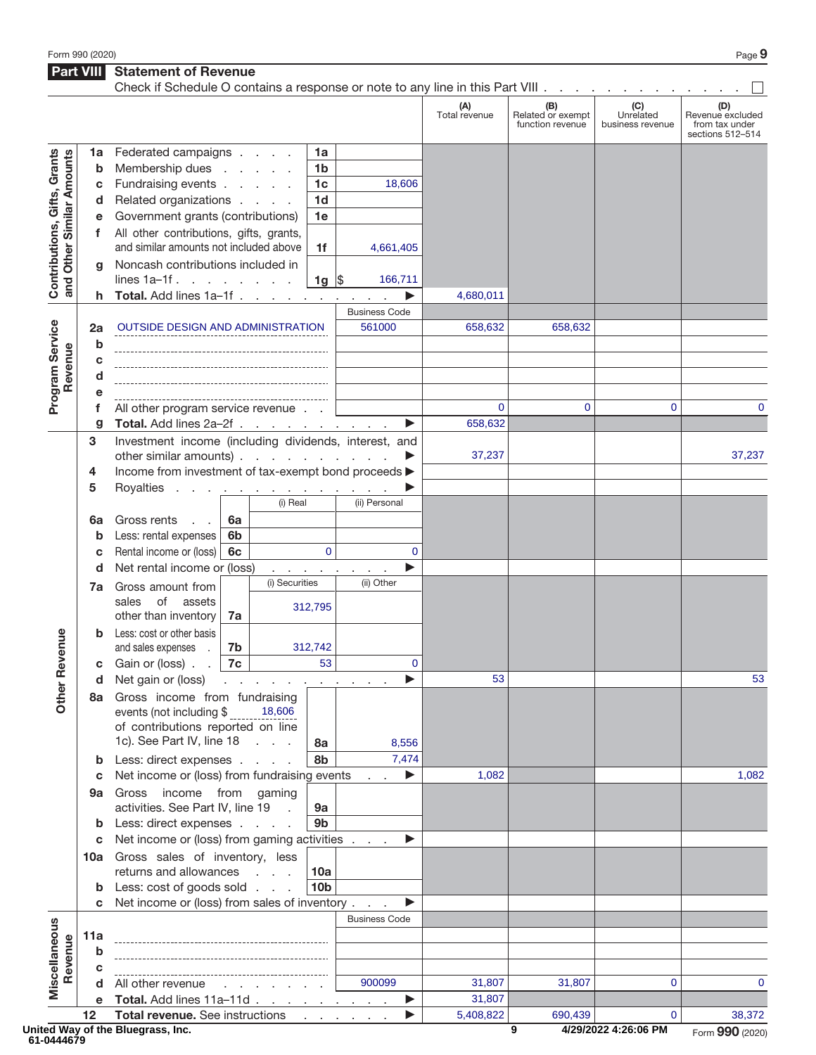Form 990 (2020)

## Part VIII Statement of Revenue

Check if Schedule O contains a response or note to any line in this Part VIII . . . . . . . . . . . . . . ☐

| | | | | | (A) Total revenue | (B) Related or exempt function revenue | (C) Unrelated business revenue | (D) Revenue excluded from tax under sections 512–514 |
|---|---|---|---|---|---|---|---|---|
| **Contributions, Gifts, Grants and Other Similar Amounts** | 1a | Federated campaigns | 1a | | | | | |
| | b | Membership dues | 1b | | | | | |
| | c | Fundraising events | 1c | 18,606 | | | | |
| | d | Related organizations | 1d | | | | | |
| | e | Government grants (contributions) | 1e | | | | | |
| | f | All other contributions, gifts, grants, and similar amounts not included above | 1f | 4,661,405 | | | | |
| | g | Noncash contributions included in lines 1a–1f | 1g | $ 166,711 | | | | |
| | h | **Total.** Add lines 1a–1f | | ▶ | 4,680,011 | | | |
| **Program Service Revenue** | | | | Business Code | | | | |
| | 2a | OUTSIDE DESIGN AND ADMINISTRATION | | 561000 | 658,632 | 658,632 | | |
| | b | | | | | | | |
| | c | | | | | | | |
| | d | | | | | | | |
| | e | | | | | | | |
| | f | All other program service revenue | | | 0 | 0 | 0 | 0 |
| | g | **Total.** Add lines 2a–2f | | ▶ | 658,632 | | | |
| **Other Revenue** | 3 | Investment income (including dividends, interest, and other similar amounts) | | ▶ | 37,237 | | | 37,237 |
| | 4 | Income from investment of tax-exempt bond proceeds | | ▶ | | | | |
| | 5 | Royalties | | ▶ | | | | |
| | | | (i) Real | (ii) Personal | | | | |
| | 6a | Gross rents (6a) | | | | | | |
| | b | Less: rental expenses (6b) | | | | | | |
| | c | Rental income or (loss) (6c) | 0 | 0 | | | | |
| | d | Net rental income or (loss) | | ▶ | | | | |
| | | | (i) Securities | (ii) Other | | | | |
| | 7a | Gross amount from sales of assets other than inventory (7a) | 312,795 | | | | | |
| | b | Less: cost or other basis and sales expenses (7b) | 312,742 | | | | | |
| | c | Gain or (loss) (7c) | 53 | 0 | | | | |
| | d | Net gain or (loss) | | ▶ | 53 | | | 53 |
| | 8a | Gross income from fundraising events (not including $ 18,606 of contributions reported on line 1c). See Part IV, line 18 | 8a | 8,556 | | | | |
| | b | Less: direct expenses | 8b | 7,474 | | | | |
| | c | Net income or (loss) from fundraising events | | ▶ | 1,082 | | | 1,082 |
| | 9a | Gross income from gaming activities. See Part IV, line 19 | 9a | | | | | |
| | b | Less: direct expenses | 9b | | | | | |
| | c | Net income or (loss) from gaming activities | | ▶ | | | | |
| | 10a | Gross sales of inventory, less returns and allowances | 10a | | | | | |
| | b | Less: cost of goods sold | 10b | | | | | |
| | c | Net income or (loss) from sales of inventory | | ▶ | | | | |
| **Miscellaneous Revenue** | | | | Business Code | | | | |
| | 11a | | | | | | | |
| | b | | | | | | | |
| | c | | | | | | | |
| | d | All other revenue | | 900099 | 31,807 | 31,807 | 0 | 0 |
| | e | **Total.** Add lines 11a–11d | | ▶ | 31,807 | | | |
| | 12 | **Total revenue.** See instructions | | ▶ | 5,408,822 | 690,439 | 0 | 38,372 |

United Way of the Bluegrass, Inc.
61-0444679

4/29/2022 4:26:06 PM

Form **990** (2020)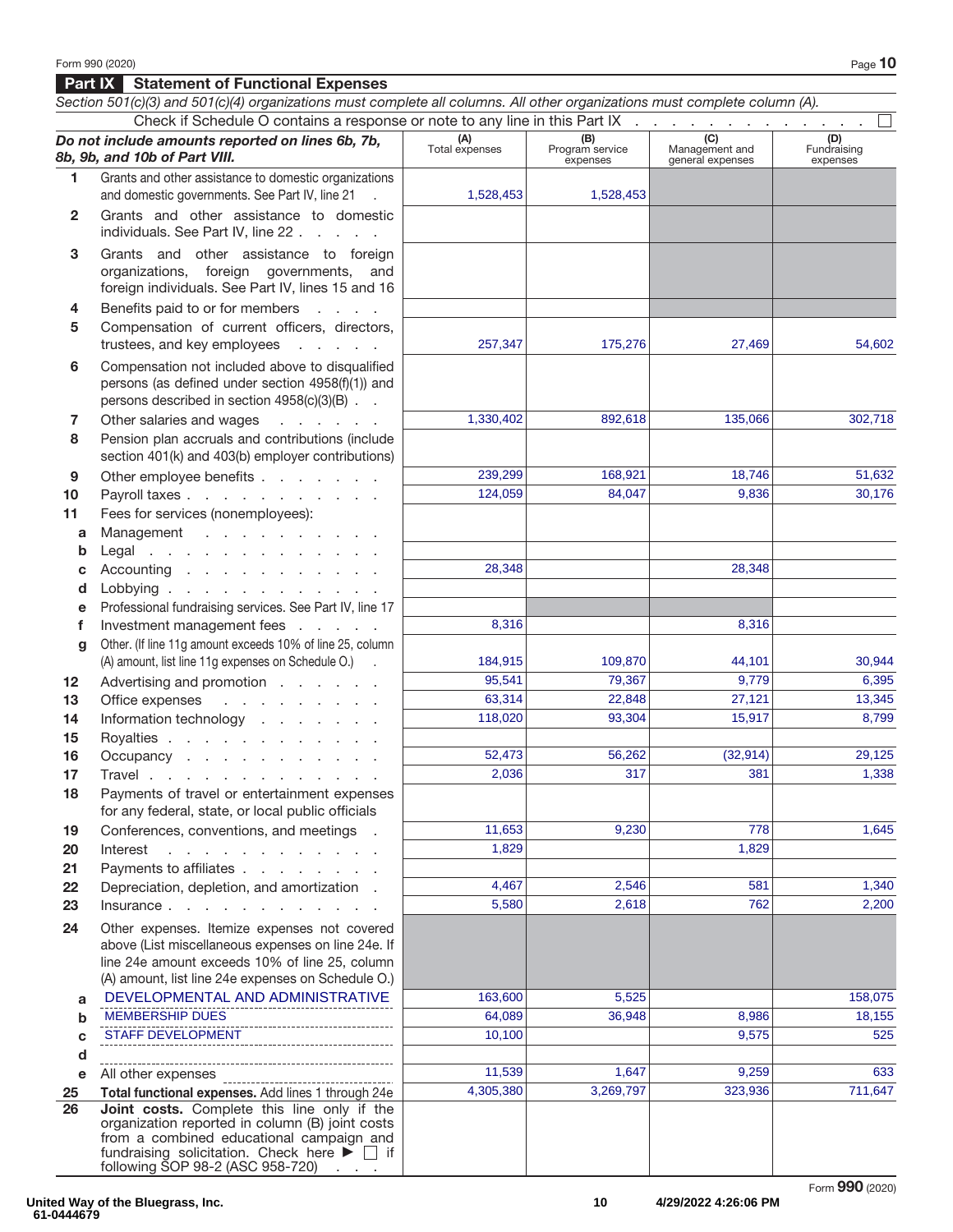Form 990 (2020)

## Part IX Statement of Functional Expenses

*Section 501(c)(3) and 501(c)(4) organizations must complete all columns. All other organizations must complete column (A).*

Check if Schedule O contains a response or note to any line in this Part IX . . . . . . . . . . . . . . ☐

| ***Do not include amounts reported on lines 6b, 7b, 8b, 9b, and 10b of Part VIII.*** | (A) Total expenses | (B) Program service expenses | (C) Management and general expenses | (D) Fundraising expenses |
|---|---|---|---|---|
| **1** Grants and other assistance to domestic organizations and domestic governments. See Part IV, line 21 | 1,528,453 | 1,528,453 | | |
| **2** Grants and other assistance to domestic individuals. See Part IV, line 22 | | | | |
| **3** Grants and other assistance to foreign organizations, foreign governments, and foreign individuals. See Part IV, lines 15 and 16 | | | | |
| **4** Benefits paid to or for members | | | | |
| **5** Compensation of current officers, directors, trustees, and key employees | 257,347 | 175,276 | 27,469 | 54,602 |
| **6** Compensation not included above to disqualified persons (as defined under section 4958(f)(1)) and persons described in section 4958(c)(3)(B) | | | | |
| **7** Other salaries and wages | 1,330,402 | 892,618 | 135,066 | 302,718 |
| **8** Pension plan accruals and contributions (include section 401(k) and 403(b) employer contributions) | | | | |
| **9** Other employee benefits | 239,299 | 168,921 | 18,746 | 51,632 |
| **10** Payroll taxes | 124,059 | 84,047 | 9,836 | 30,176 |
| **11** Fees for services (nonemployees): | | | | |
| **a** Management | | | | |
| **b** Legal | | | | |
| **c** Accounting | 28,348 | | 28,348 | |
| **d** Lobbying | | | | |
| **e** Professional fundraising services. See Part IV, line 17 | | | | |
| **f** Investment management fees | 8,316 | | 8,316 | |
| **g** Other. (If line 11g amount exceeds 10% of line 25, column (A) amount, list line 11g expenses on Schedule O.) | 184,915 | 109,870 | 44,101 | 30,944 |
| **12** Advertising and promotion | 95,541 | 79,367 | 9,779 | 6,395 |
| **13** Office expenses | 63,314 | 22,848 | 27,121 | 13,345 |
| **14** Information technology | 118,020 | 93,304 | 15,917 | 8,799 |
| **15** Royalties | | | | |
| **16** Occupancy | 52,473 | 56,262 | (32,914) | 29,125 |
| **17** Travel | 2,036 | 317 | 381 | 1,338 |
| **18** Payments of travel or entertainment expenses for any federal, state, or local public officials | | | | |
| **19** Conferences, conventions, and meetings | 11,653 | 9,230 | 778 | 1,645 |
| **20** Interest | 1,829 | | 1,829 | |
| **21** Payments to affiliates | | | | |
| **22** Depreciation, depletion, and amortization | 4,467 | 2,546 | 581 | 1,340 |
| **23** Insurance | 5,580 | 2,618 | 762 | 2,200 |
| **24** Other expenses. Itemize expenses not covered above (List miscellaneous expenses on line 24e. If line 24e amount exceeds 10% of line 25, column (A) amount, list line 24e expenses on Schedule O.) | | | | |
| **a** DEVELOPMENTAL AND ADMINISTRATIVE | 163,600 | 5,525 | | 158,075 |
| **b** MEMBERSHIP DUES | 64,089 | 36,948 | 8,986 | 18,155 |
| **c** STAFF DEVELOPMENT | 10,100 | | 9,575 | 525 |
| **d** | | | | |
| **e** All other expenses | 11,539 | 1,647 | 9,259 | 633 |
| **25 Total functional expenses.** Add lines 1 through 24e | 4,305,380 | 3,269,797 | 323,936 | 711,647 |
| **26 Joint costs.** Complete this line only if the organization reported in column (B) joint costs from a combined educational campaign and fundraising solicitation. Check here ▶ ☐ if following SOP 98-2 (ASC 958-720) | | | | |

Form **990** (2020)

United Way of the Bluegrass, Inc.
61-0444679

4/29/2022 4:26:06 PM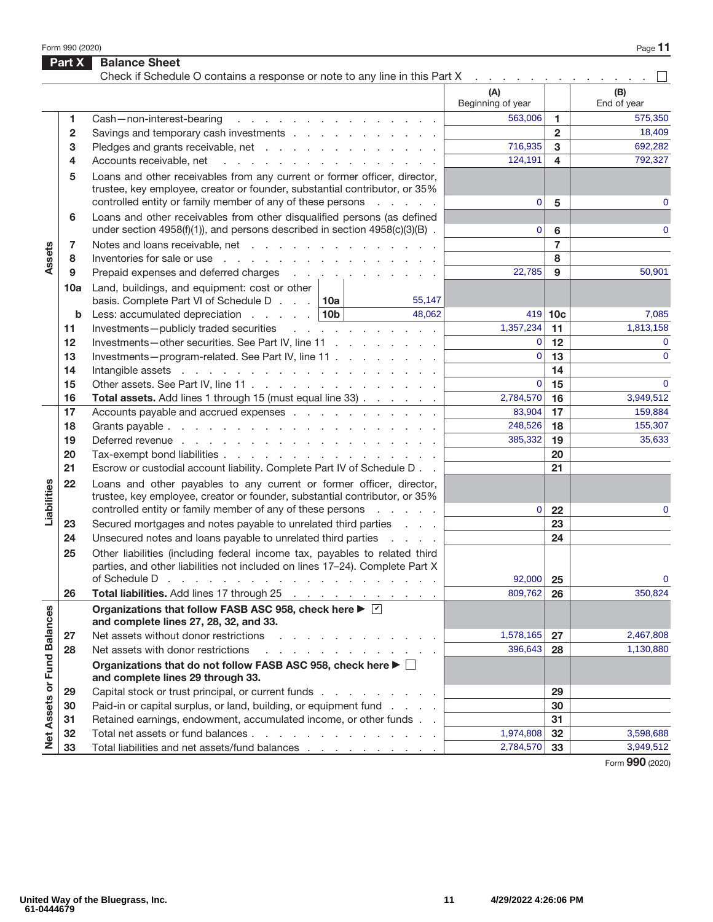## Part X Balance Sheet

Check if Schedule O contains a response or note to any line in this Part X . . . . . . . . . . . . . . ☐

| | | | (A) Beginning of year | | (B) End of year |
|---|---|---|---|---|---|
| Assets | 1 | Cash—non-interest-bearing | 563,006 | 1 | 575,350 |
| | 2 | Savings and temporary cash investments | | 2 | 18,409 |
| | 3 | Pledges and grants receivable, net | 716,935 | 3 | 692,282 |
| | 4 | Accounts receivable, net | 124,191 | 4 | 792,327 |
| | 5 | Loans and other receivables from any current or former officer, director, trustee, key employee, creator or founder, substantial contributor, or 35% controlled entity or family member of any of these persons | 0 | 5 | 0 |
| | 6 | Loans and other receivables from other disqualified persons (as defined under section 4958(f)(1)), and persons described in section 4958(c)(3)(B) | 0 | 6 | 0 |
| | 7 | Notes and loans receivable, net | | 7 | |
| | 8 | Inventories for sale or use | | 8 | |
| | 9 | Prepaid expenses and deferred charges | 22,785 | 9 | 50,901 |
| | 10a | Land, buildings, and equipment: cost or other basis. Complete Part VI of Schedule D . . . 10a 55,147 | | | |
| | b | Less: accumulated depreciation . . . 10b 48,062 | 419 | 10c | 7,085 |
| | 11 | Investments—publicly traded securities | 1,357,234 | 11 | 1,813,158 |
| | 12 | Investments—other securities. See Part IV, line 11 | 0 | 12 | 0 |
| | 13 | Investments—program-related. See Part IV, line 11 | 0 | 13 | 0 |
| | 14 | Intangible assets | | 14 | |
| | 15 | Other assets. See Part IV, line 11 | 0 | 15 | 0 |
| | 16 | **Total assets.** Add lines 1 through 15 (must equal line 33) | 2,784,570 | 16 | 3,949,512 |
| Liabilities | 17 | Accounts payable and accrued expenses | 83,904 | 17 | 159,884 |
| | 18 | Grants payable | 248,526 | 18 | 155,307 |
| | 19 | Deferred revenue | 385,332 | 19 | 35,633 |
| | 20 | Tax-exempt bond liabilities | | 20 | |
| | 21 | Escrow or custodial account liability. Complete Part IV of Schedule D | | 21 | |
| | 22 | Loans and other payables to any current or former officer, director, trustee, key employee, creator or founder, substantial contributor, or 35% controlled entity or family member of any of these persons | 0 | 22 | 0 |
| | 23 | Secured mortgages and notes payable to unrelated third parties | | 23 | |
| | 24 | Unsecured notes and loans payable to unrelated third parties | | 24 | |
| | 25 | Other liabilities (including federal income tax, payables to related third parties, and other liabilities not included on lines 17–24). Complete Part X of Schedule D | 92,000 | 25 | 0 |
| | 26 | **Total liabilities.** Add lines 17 through 25 | 809,762 | 26 | 350,824 |
| Net Assets or Fund Balances | | **Organizations that follow FASB ASC 958, check here ▶ ☑ and complete lines 27, 28, 32, and 33.** | | | |
| | 27 | Net assets without donor restrictions | 1,578,165 | 27 | 2,467,808 |
| | 28 | Net assets with donor restrictions | 396,643 | 28 | 1,130,880 |
| | | **Organizations that do not follow FASB ASC 958, check here ▶ ☐ and complete lines 29 through 33.** | | | |
| | 29 | Capital stock or trust principal, or current funds | | 29 | |
| | 30 | Paid-in or capital surplus, or land, building, or equipment fund | | 30 | |
| | 31 | Retained earnings, endowment, accumulated income, or other funds | | 31 | |
| | 32 | Total net assets or fund balances | 1,974,808 | 32 | 3,598,688 |
| | 33 | Total liabilities and net assets/fund balances | 2,784,570 | 33 | 3,949,512 |

Form **990** (2020)

United Way of the Bluegrass, Inc.
61-0444679

4/29/2022 4:26:06 PM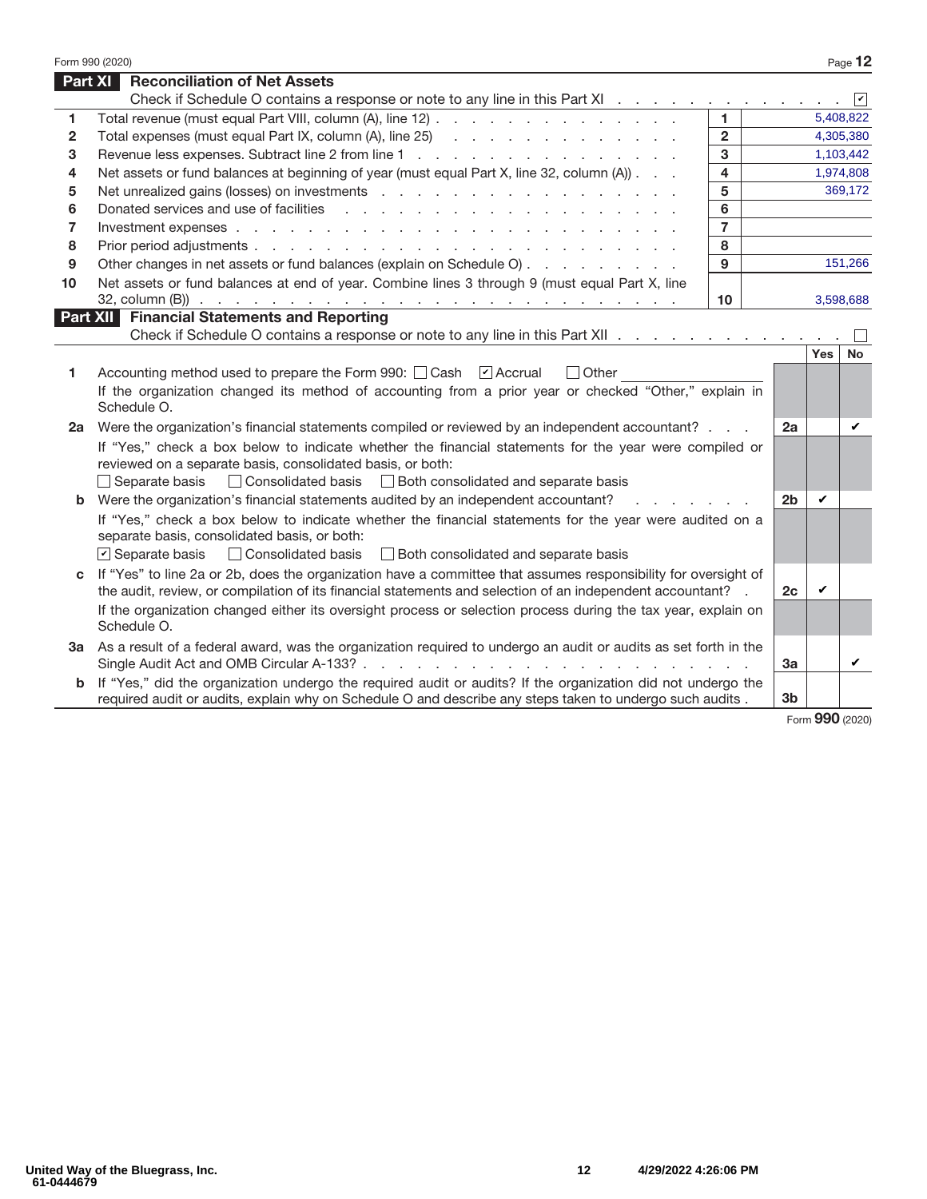## Part XI Reconciliation of Net Assets

Check if Schedule O contains a response or note to any line in this Part XI . . . . . . . . . . . . . . ☑

| | | | |
|---|---|---|---|
| 1 | Total revenue (must equal Part VIII, column (A), line 12) | 1 | 5,408,822 |
| 2 | Total expenses (must equal Part IX, column (A), line 25) | 2 | 4,305,380 |
| 3 | Revenue less expenses. Subtract line 2 from line 1 | 3 | 1,103,442 |
| 4 | Net assets or fund balances at beginning of year (must equal Part X, line 32, column (A)) | 4 | 1,974,808 |
| 5 | Net unrealized gains (losses) on investments | 5 | 369,172 |
| 6 | Donated services and use of facilities | 6 | |
| 7 | Investment expenses | 7 | |
| 8 | Prior period adjustments | 8 | |
| 9 | Other changes in net assets or fund balances (explain on Schedule O) | 9 | 151,266 |
| 10 | Net assets or fund balances at end of year. Combine lines 3 through 9 (must equal Part X, line 32, column (B)) | 10 | 3,598,688 |

## Part XII Financial Statements and Reporting

Check if Schedule O contains a response or note to any line in this Part XII . . . . . . . . . . . . . . ☐

| | | | Yes | No |
|---|---|---|---|---|
| 1 | Accounting method used to prepare the Form 990: ☐ Cash ☑ Accrual ☐ Other<br>If the organization changed its method of accounting from a prior year or checked "Other," explain in Schedule O. | | | |
| 2a | Were the organization's financial statements compiled or reviewed by an independent accountant? | 2a | | ✔ |
| | If "Yes," check a box below to indicate whether the financial statements for the year were compiled or reviewed on a separate basis, consolidated basis, or both:<br>☐ Separate basis ☐ Consolidated basis ☐ Both consolidated and separate basis | | | |
| b | Were the organization's financial statements audited by an independent accountant? | 2b | ✔ | |
| | If "Yes," check a box below to indicate whether the financial statements for the year were audited on a separate basis, consolidated basis, or both:<br>☑ Separate basis ☐ Consolidated basis ☐ Both consolidated and separate basis | | | |
| c | If "Yes" to line 2a or 2b, does the organization have a committee that assumes responsibility for oversight of the audit, review, or compilation of its financial statements and selection of an independent accountant? | 2c | ✔ | |
| | If the organization changed either its oversight process or selection process during the tax year, explain on Schedule O. | | | |
| 3a | As a result of a federal award, was the organization required to undergo an audit or audits as set forth in the Single Audit Act and OMB Circular A-133? | 3a | | ✔ |
| b | If "Yes," did the organization undergo the required audit or audits? If the organization did not undergo the required audit or audits, explain why on Schedule O and describe any steps taken to undergo such audits | 3b | | |

United Way of the Bluegrass, Inc.
61-0444679

4/29/2022 4:26:06 PM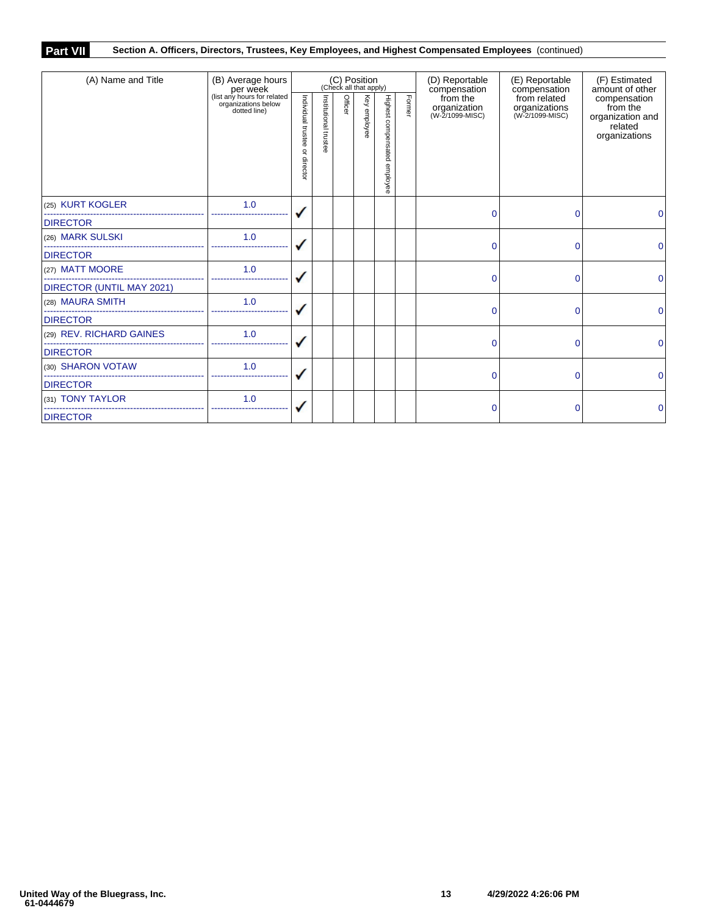**Part VII** **Section A. Officers, Directors, Trustees, Key Employees, and Highest Compensated Employees** (continued)

| (A) Name and Title | (B) Average hours per week (list any hours for related organizations below dotted line) | (C) Position (Check all that apply) Individual trustee or director | Institutional trustee | Officer | Key employee | Highest compensated employee | Former | (D) Reportable compensation from the organization (W-2/1099-MISC) | (E) Reportable compensation from related organizations (W-2/1099-MISC) | (F) Estimated amount of other compensation from the organization and related organizations |
|---|---|---|---|---|---|---|---|---|---|---|
| (25) KURT KOGLER<br>DIRECTOR | 1.0 | ✓ | | | | | | 0 | 0 | 0 |
| (26) MARK SULSKI<br>DIRECTOR | 1.0 | ✓ | | | | | | 0 | 0 | 0 |
| (27) MATT MOORE<br>DIRECTOR (UNTIL MAY 2021) | 1.0 | ✓ | | | | | | 0 | 0 | 0 |
| (28) MAURA SMITH<br>DIRECTOR | 1.0 | ✓ | | | | | | 0 | 0 | 0 |
| (29) REV. RICHARD GAINES<br>DIRECTOR | 1.0 | ✓ | | | | | | 0 | 0 | 0 |
| (30) SHARON VOTAW<br>DIRECTOR | 1.0 | ✓ | | | | | | 0 | 0 | 0 |
| (31) TONY TAYLOR<br>DIRECTOR | 1.0 | ✓ | | | | | | 0 | 0 | 0 |

United Way of the Bluegrass, Inc.
61-0444679

4/29/2022 4:26:06 PM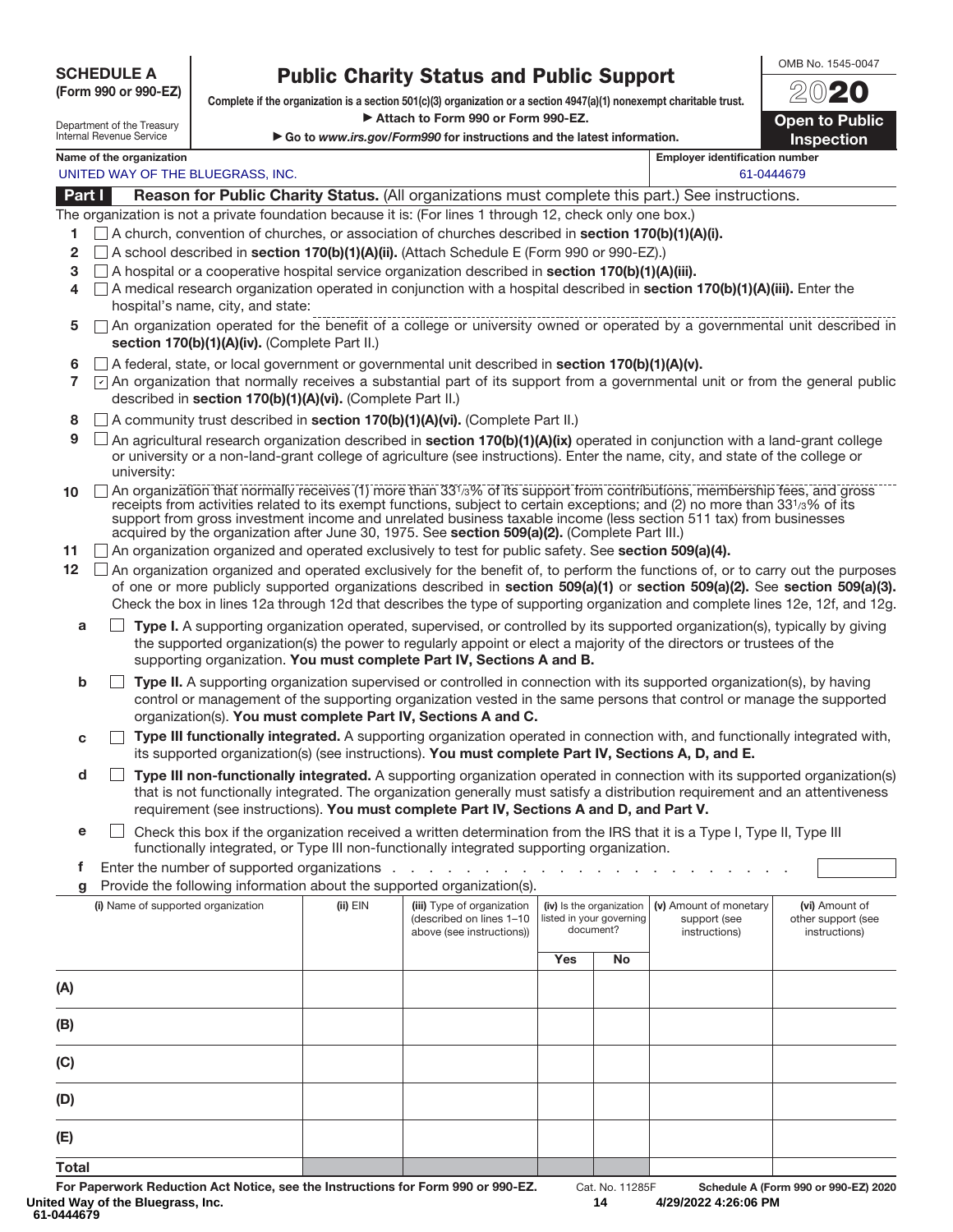**SCHEDULE A (Form 990 or 990-EZ)**

Department of the Treasury
Internal Revenue Service

# Public Charity Status and Public Support

**Complete if the organization is a section 501(c)(3) organization or a section 4947(a)(1) nonexempt charitable trust.**
▶ **Attach to Form 990 or Form 990-EZ.**
▶ **Go to** ***www.irs.gov/Form990*** **for instructions and the latest information.**

OMB No. 1545-0047

**2020**

**Open to Public Inspection**

Name of the organization: UNITED WAY OF THE BLUEGRASS, INC.

Employer identification number: 61-0444679

## Part I — Reason for Public Charity Status. (All organizations must complete this part.) See instructions.

The organization is not a private foundation because it is: (For lines 1 through 12, check only one box.)

1. ☐ A church, convention of churches, or association of churches described in **section 170(b)(1)(A)(i).**
2. ☐ A school described in **section 170(b)(1)(A)(ii).** (Attach Schedule E (Form 990 or 990-EZ).)
3. ☐ A hospital or a cooperative hospital service organization described in **section 170(b)(1)(A)(iii).**
4. ☐ A medical research organization operated in conjunction with a hospital described in **section 170(b)(1)(A)(iii).** Enter the hospital's name, city, and state:
5. ☐ An organization operated for the benefit of a college or university owned or operated by a governmental unit described in **section 170(b)(1)(A)(iv).** (Complete Part II.)
6. ☐ A federal, state, or local government or governmental unit described in **section 170(b)(1)(A)(v).**
7. ☑ An organization that normally receives a substantial part of its support from a governmental unit or from the general public described in **section 170(b)(1)(A)(vi).** (Complete Part II.)
8. ☐ A community trust described in **section 170(b)(1)(A)(vi).** (Complete Part II.)
9. ☐ An agricultural research organization described in **section 170(b)(1)(A)(ix)** operated in conjunction with a land-grant college or university or a non-land-grant college of agriculture (see instructions). Enter the name, city, and state of the college or university:
10. ☐ An organization that normally receives (1) more than 33⅓% of its support from contributions, membership fees, and gross receipts from activities related to its exempt functions, subject to certain exceptions; and (2) no more than 33⅓% of its support from gross investment income and unrelated business taxable income (less section 511 tax) from businesses acquired by the organization after June 30, 1975. See **section 509(a)(2).** (Complete Part III.)
11. ☐ An organization organized and operated exclusively to test for public safety. See **section 509(a)(4).**
12. ☐ An organization organized and operated exclusively for the benefit of, to perform the functions of, or to carry out the purposes of one or more publicly supported organizations described in **section 509(a)(1)** or **section 509(a)(2).** See **section 509(a)(3).** Check the box in lines 12a through 12d that describes the type of supporting organization and complete lines 12e, 12f, and 12g.
   - **a** ☐ **Type I.** A supporting organization operated, supervised, or controlled by its supported organization(s), typically by giving the supported organization(s) the power to regularly appoint or elect a majority of the directors or trustees of the supporting organization. **You must complete Part IV, Sections A and B.**
   - **b** ☐ **Type II.** A supporting organization supervised or controlled in connection with its supported organization(s), by having control or management of the supporting organization vested in the same persons that control or manage the supported organization(s). **You must complete Part IV, Sections A and C.**
   - **c** ☐ **Type III functionally integrated.** A supporting organization operated in connection with, and functionally integrated with, its supported organization(s) (see instructions). **You must complete Part IV, Sections A, D, and E.**
   - **d** ☐ **Type III non-functionally integrated.** A supporting organization operated in connection with its supported organization(s) that is not functionally integrated. The organization generally must satisfy a distribution requirement and an attentiveness requirement (see instructions). **You must complete Part IV, Sections A and D, and Part V.**
   - **e** ☐ Check this box if the organization received a written determination from the IRS that it is a Type I, Type II, Type III functionally integrated, or Type III non-functionally integrated supporting organization.
   - **f** Enter the number of supported organizations . . . . . . . . . .
   - **g** Provide the following information about the supported organization(s).

| | (i) Name of supported organization | (ii) EIN | (iii) Type of organization (described on lines 1–10 above (see instructions)) | (iv) Is the organization listed in your governing document? | | (v) Amount of monetary support (see instructions) | (vi) Amount of other support (see instructions) |
|---|---|---|---|---|---|---|---|
| | | | | Yes | No | | |
| (A) | | | | | | | |
| (B) | | | | | | | |
| (C) | | | | | | | |
| (D) | | | | | | | |
| (E) | | | | | | | |
| Total | | | | | | | |

For Paperwork Reduction Act Notice, see the Instructions for Form 990 or 990-EZ. Cat. No. 11285F **Schedule A (Form 990 or 990-EZ) 2020**

United Way of the Bluegrass, Inc.
61-0444679
4/29/2022 4:26:06 PM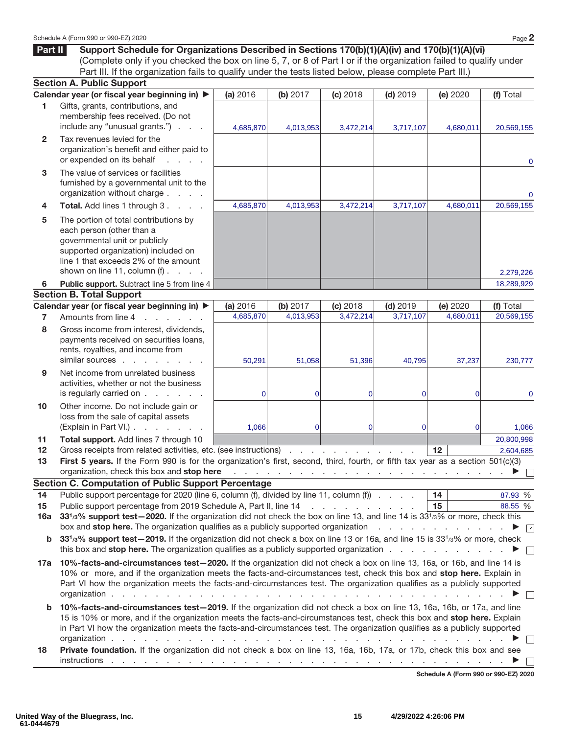## Part II Support Schedule for Organizations Described in Sections 170(b)(1)(A)(iv) and 170(b)(1)(A)(vi)

(Complete only if you checked the box on line 5, 7, or 8 of Part I or if the organization failed to qualify under Part III. If the organization fails to qualify under the tests listed below, please complete Part III.)

### Section A. Public Support

| | Calendar year (or fiscal year beginning in) ▶ | (a) 2016 | (b) 2017 | (c) 2018 | (d) 2019 | (e) 2020 | (f) Total |
|---|---|---|---|---|---|---|---|
| 1 | Gifts, grants, contributions, and membership fees received. (Do not include any "unusual grants.") | 4,685,870 | 4,013,953 | 3,472,214 | 3,717,107 | 4,680,011 | 20,569,155 |
| 2 | Tax revenues levied for the organization's benefit and either paid to or expended on its behalf | | | | | | 0 |
| 3 | The value of services or facilities furnished by a governmental unit to the organization without charge | | | | | | 0 |
| 4 | **Total.** Add lines 1 through 3 | 4,685,870 | 4,013,953 | 3,472,214 | 3,717,107 | 4,680,011 | 20,569,155 |
| 5 | The portion of total contributions by each person (other than a governmental unit or publicly supported organization) included on line 1 that exceeds 2% of the amount shown on line 11, column (f) | | | | | | 2,279,226 |
| 6 | **Public support.** Subtract line 5 from line 4 | | | | | | 18,289,929 |

### Section B. Total Support

| | Calendar year (or fiscal year beginning in) ▶ | (a) 2016 | (b) 2017 | (c) 2018 | (d) 2019 | (e) 2020 | (f) Total |
|---|---|---|---|---|---|---|---|
| 7 | Amounts from line 4 | 4,685,870 | 4,013,953 | 3,472,214 | 3,717,107 | 4,680,011 | 20,569,155 |
| 8 | Gross income from interest, dividends, payments received on securities loans, rents, royalties, and income from similar sources | 50,291 | 51,058 | 51,396 | 40,795 | 37,237 | 230,777 |
| 9 | Net income from unrelated business activities, whether or not the business is regularly carried on | 0 | 0 | 0 | 0 | 0 | 0 |
| 10 | Other income. Do not include gain or loss from the sale of capital assets (Explain in Part VI.) | 1,066 | 0 | 0 | 0 | 0 | 1,066 |
| 11 | **Total support.** Add lines 7 through 10 | | | | | | 20,800,998 |
| 12 | Gross receipts from related activities, etc. (see instructions) | | | | | 12 | 2,604,685 |

13 **First 5 years.** If the Form 990 is for the organization's first, second, third, fourth, or fifth tax year as a section 501(c)(3) organization, check this box and **stop here** ▶ ☐

### Section C. Computation of Public Support Percentage

| | | | |
|---|---|---|---|
| 14 | Public support percentage for 2020 (line 6, column (f), divided by line 11, column (f)) | 14 | 87.93 % |
| 15 | Public support percentage from 2019 Schedule A, Part II, line 14 | 15 | 88.55 % |

**16a 33⅓% support test—2020.** If the organization did not check the box on line 13, and line 14 is 33⅓% or more, check this box and **stop here.** The organization qualifies as a publicly supported organization ▶ ☑

**b 33⅓% support test—2019.** If the organization did not check a box on line 13 or 16a, and line 15 is 33⅓% or more, check this box and **stop here.** The organization qualifies as a publicly supported organization ▶ ☐

**17a 10%-facts-and-circumstances test—2020.** If the organization did not check a box on line 13, 16a, or 16b, and line 14 is 10% or more, and if the organization meets the facts-and-circumstances test, check this box and **stop here.** Explain in Part VI how the organization meets the facts-and-circumstances test. The organization qualifies as a publicly supported organization ▶ ☐

**b 10%-facts-and-circumstances test—2019.** If the organization did not check a box on line 13, 16a, 16b, or 17a, and line 15 is 10% or more, and if the organization meets the facts-and-circumstances test, check this box and **stop here.** Explain in Part VI how the organization meets the facts-and-circumstances test. The organization qualifies as a publicly supported organization ▶ ☐

**18 Private foundation.** If the organization did not check a box on line 13, 16a, 16b, 17a, or 17b, check this box and see instructions ▶ ☐

United Way of the Bluegrass, Inc.
61-0444679

4/29/2022 4:26:06 PM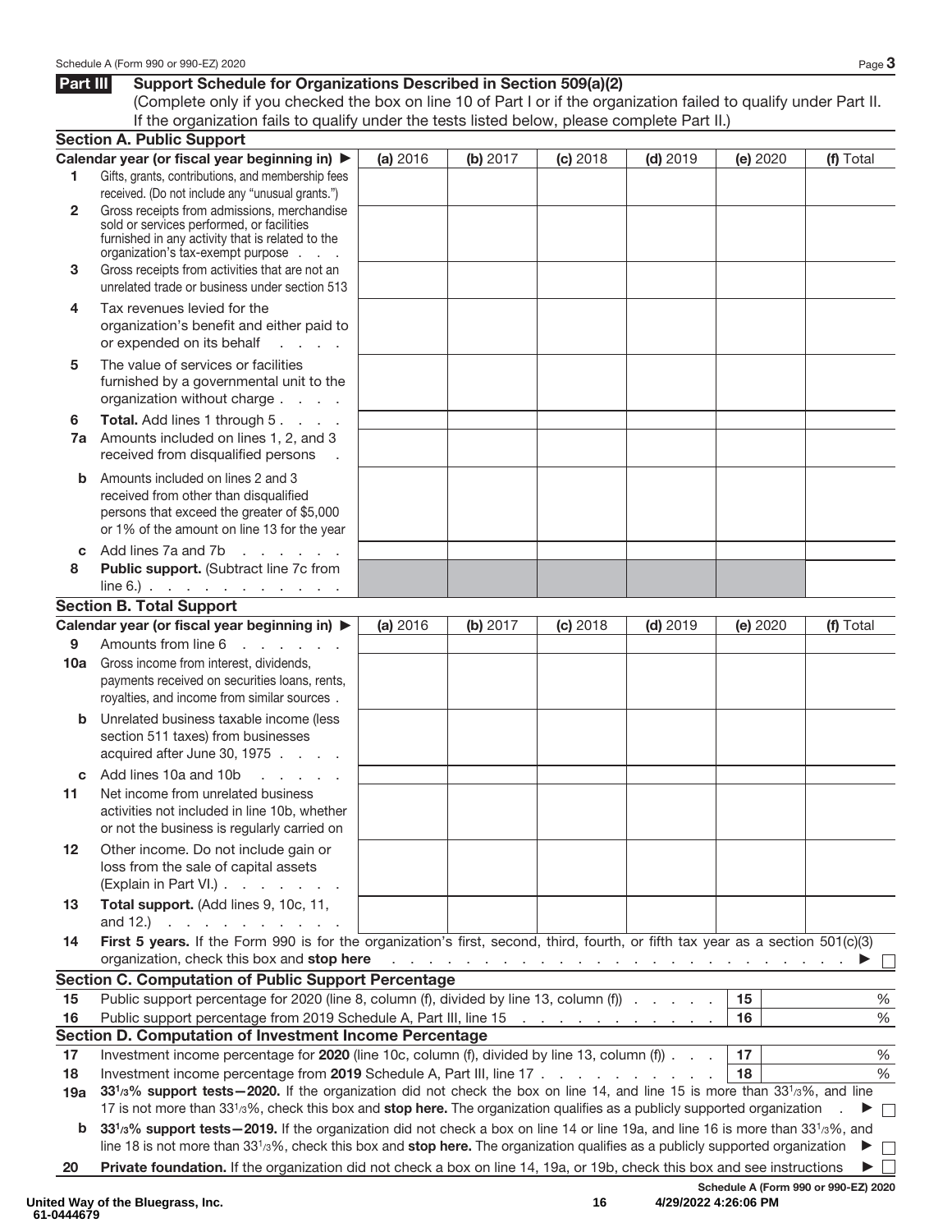Schedule A (Form 990 or 990-EZ) 2020 Page **3**

## Part III Support Schedule for Organizations Described in Section 509(a)(2)

(Complete only if you checked the box on line 10 of Part I or if the organization failed to qualify under Part II. If the organization fails to qualify under the tests listed below, please complete Part II.)

### Section A. Public Support

| Calendar year (or fiscal year beginning in) ▶ | (a) 2016 | (b) 2017 | (c) 2018 | (d) 2019 | (e) 2020 | (f) Total |
|---|---|---|---|---|---|---|
| **1** Gifts, grants, contributions, and membership fees received. (Do not include any "unusual grants.") | | | | | | |
| **2** Gross receipts from admissions, merchandise sold or services performed, or facilities furnished in any activity that is related to the organization's tax-exempt purpose | | | | | | |
| **3** Gross receipts from activities that are not an unrelated trade or business under section 513 | | | | | | |
| **4** Tax revenues levied for the organization's benefit and either paid to or expended on its behalf | | | | | | |
| **5** The value of services or facilities furnished by a governmental unit to the organization without charge | | | | | | |
| **6** **Total.** Add lines 1 through 5 | | | | | | |
| **7a** Amounts included on lines 1, 2, and 3 received from disqualified persons | | | | | | |
| **b** Amounts included on lines 2 and 3 received from other than disqualified persons that exceed the greater of $5,000 or 1% of the amount on line 13 for the year | | | | | | |
| **c** Add lines 7a and 7b | | | | | | |
| **8** **Public support.** (Subtract line 7c from line 6.) | | | | | | |

### Section B. Total Support

| Calendar year (or fiscal year beginning in) ▶ | (a) 2016 | (b) 2017 | (c) 2018 | (d) 2019 | (e) 2020 | (f) Total |
|---|---|---|---|---|---|---|
| **9** Amounts from line 6 | | | | | | |
| **10a** Gross income from interest, dividends, payments received on securities loans, rents, royalties, and income from similar sources | | | | | | |
| **b** Unrelated business taxable income (less section 511 taxes) from businesses acquired after June 30, 1975 | | | | | | |
| **c** Add lines 10a and 10b | | | | | | |
| **11** Net income from unrelated business activities not included in line 10b, whether or not the business is regularly carried on | | | | | | |
| **12** Other income. Do not include gain or loss from the sale of capital assets (Explain in Part VI.) | | | | | | |
| **13** **Total support.** (Add lines 9, 10c, 11, and 12.) | | | | | | |

**14** **First 5 years.** If the Form 990 is for the organization's first, second, third, fourth, or fifth tax year as a section 501(c)(3) organization, check this box and **stop here** ▶ ☐

### Section C. Computation of Public Support Percentage

**15** Public support percentage for 2020 (line 8, column (f), divided by line 13, column (f)) **15** %

**16** Public support percentage from 2019 Schedule A, Part III, line 15 **16** %

### Section D. Computation of Investment Income Percentage

**17** Investment income percentage for **2020** (line 10c, column (f), divided by line 13, column (f)) **17** %

**18** Investment income percentage from **2019** Schedule A, Part III, line 17 **18** %

**19a** **33 1/3% support tests—2020.** If the organization did not check the box on line 14, and line 15 is more than 33 1/3%, and line 17 is not more than 33 1/3%, check this box and **stop here.** The organization qualifies as a publicly supported organization ▶ ☐

**b** **33 1/3% support tests—2019.** If the organization did not check a box on line 14 or line 19a, and line 16 is more than 33 1/3%, and line 18 is not more than 33 1/3%, check this box and **stop here.** The organization qualifies as a publicly supported organization ▶ ☐

**20** **Private foundation.** If the organization did not check a box on line 14, 19a, or 19b, check this box and see instructions ▶ ☐

**Schedule A (Form 990 or 990-EZ) 2020**

United Way of the Bluegrass, Inc.
61-0444679

4/29/2022 4:26:06 PM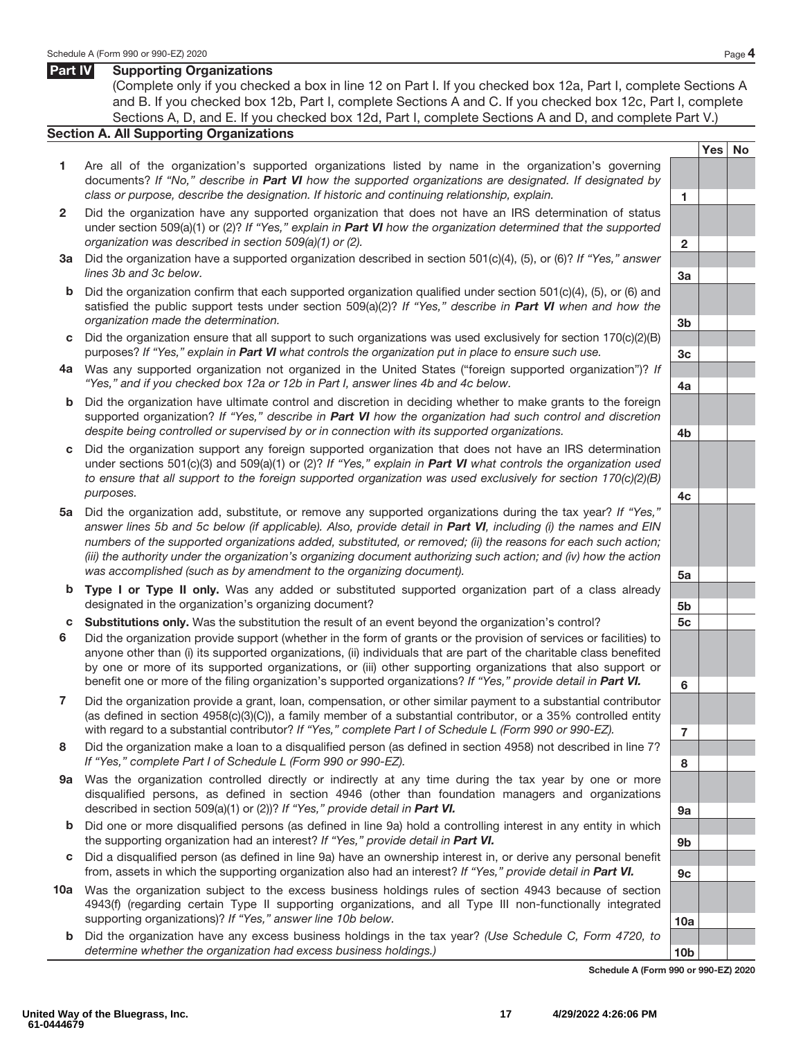## Part IV Supporting Organizations

(Complete only if you checked a box in line 12 on Part I. If you checked box 12a, Part I, complete Sections A and B. If you checked box 12b, Part I, complete Sections A and C. If you checked box 12c, Part I, complete Sections A, D, and E. If you checked box 12d, Part I, complete Sections A and D, and complete Part V.)

### Section A. All Supporting Organizations

| | | | Yes | No |
|---|---|---|---|---|
| **1** | Are all of the organization's supported organizations listed by name in the organization's governing documents? *If "No," describe in **Part VI** how the supported organizations are designated. If designated by class or purpose, describe the designation. If historic and continuing relationship, explain.* | 1 | | |
| **2** | Did the organization have any supported organization that does not have an IRS determination of status under section 509(a)(1) or (2)? *If "Yes," explain in **Part VI** how the organization determined that the supported organization was described in section 509(a)(1) or (2).* | 2 | | |
| **3a** | Did the organization have a supported organization described in section 501(c)(4), (5), or (6)? *If "Yes," answer lines 3b and 3c below.* | 3a | | |
| **b** | Did the organization confirm that each supported organization qualified under section 501(c)(4), (5), or (6) and satisfied the public support tests under section 509(a)(2)? *If "Yes," describe in **Part VI** when and how the organization made the determination.* | 3b | | |
| **c** | Did the organization ensure that all support to such organizations was used exclusively for section 170(c)(2)(B) purposes? *If "Yes," explain in **Part VI** what controls the organization put in place to ensure such use.* | 3c | | |
| **4a** | Was any supported organization not organized in the United States ("foreign supported organization")? *If "Yes," and if you checked box 12a or 12b in Part I, answer lines 4b and 4c below.* | 4a | | |
| **b** | Did the organization have ultimate control and discretion in deciding whether to make grants to the foreign supported organization? *If "Yes," describe in **Part VI** how the organization had such control and discretion despite being controlled or supervised by or in connection with its supported organizations.* | 4b | | |
| **c** | Did the organization support any foreign supported organization that does not have an IRS determination under sections 501(c)(3) and 509(a)(1) or (2)? *If "Yes," explain in **Part VI** what controls the organization used to ensure that all support to the foreign supported organization was used exclusively for section 170(c)(2)(B) purposes.* | 4c | | |
| **5a** | Did the organization add, substitute, or remove any supported organizations during the tax year? *If "Yes," answer lines 5b and 5c below (if applicable). Also, provide detail in **Part VI**, including (i) the names and EIN numbers of the supported organizations added, substituted, or removed; (ii) the reasons for each such action; (iii) the authority under the organization's organizing document authorizing such action; and (iv) how the action was accomplished (such as by amendment to the organizing document).* | 5a | | |
| **b** | **Type I or Type II only.** Was any added or substituted supported organization part of a class already designated in the organization's organizing document? | 5b | | |
| **c** | **Substitutions only.** Was the substitution the result of an event beyond the organization's control? | 5c | | |
| **6** | Did the organization provide support (whether in the form of grants or the provision of services or facilities) to anyone other than (i) its supported organizations, (ii) individuals that are part of the charitable class benefited by one or more of its supported organizations, or (iii) other supporting organizations that also support or benefit one or more of the filing organization's supported organizations? *If "Yes," provide detail in **Part VI.*** | 6 | | |
| **7** | Did the organization provide a grant, loan, compensation, or other similar payment to a substantial contributor (as defined in section 4958(c)(3)(C)), a family member of a substantial contributor, or a 35% controlled entity with regard to a substantial contributor? *If "Yes," complete Part I of Schedule L (Form 990 or 990-EZ).* | 7 | | |
| **8** | Did the organization make a loan to a disqualified person (as defined in section 4958) not described in line 7? *If "Yes," complete Part I of Schedule L (Form 990 or 990-EZ).* | 8 | | |
| **9a** | Was the organization controlled directly or indirectly at any time during the tax year by one or more disqualified persons, as defined in section 4946 (other than foundation managers and organizations described in section 509(a)(1) or (2))? *If "Yes," provide detail in **Part VI.*** | 9a | | |
| **b** | Did one or more disqualified persons (as defined in line 9a) hold a controlling interest in any entity in which the supporting organization had an interest? *If "Yes," provide detail in **Part VI.*** | 9b | | |
| **c** | Did a disqualified person (as defined in line 9a) have an ownership interest in, or derive any personal benefit from, assets in which the supporting organization also had an interest? *If "Yes," provide detail in **Part VI.*** | 9c | | |
| **10a** | Was the organization subject to the excess business holdings rules of section 4943 because of section 4943(f) (regarding certain Type II supporting organizations, and all Type III non-functionally integrated supporting organizations)? *If "Yes," answer line 10b below.* | 10a | | |
| **b** | Did the organization have any excess business holdings in the tax year? *(Use Schedule C, Form 4720, to determine whether the organization had excess business holdings.)* | 10b | | |

**Schedule A (Form 990 or 990-EZ) 2020**

United Way of the Bluegrass, Inc.
61-0444679

4/29/2022 4:26:06 PM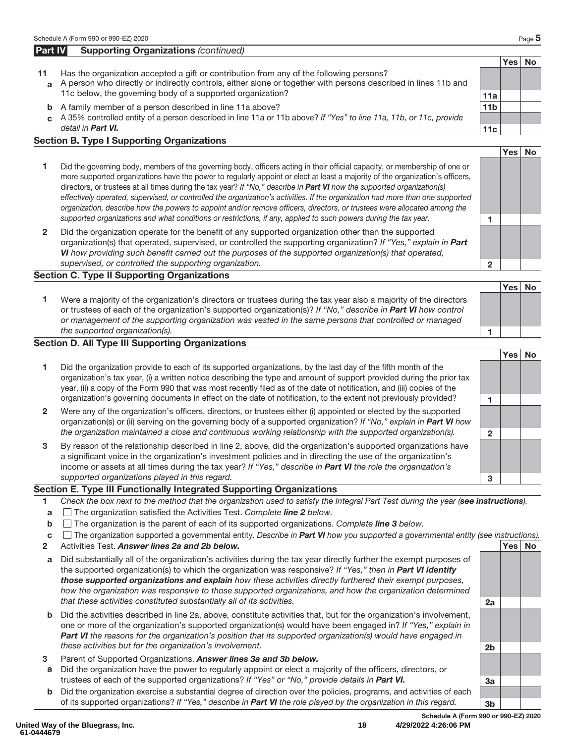## Part IV Supporting Organizations *(continued)*

| | | | Yes | No |
|---|---|---|---|---|
| **11** | Has the organization accepted a gift or contribution from any of the following persons? | | | |
| **a** | A person who directly or indirectly controls, either alone or together with persons described in lines 11b and 11c below, the governing body of a supported organization? | **11a** | | |
| **b** | A family member of a person described in line 11a above? | **11b** | | |
| **c** | A 35% controlled entity of a person described in line 11a or 11b above? *If "Yes" to line 11a, 11b, or 11c, provide detail in **Part VI.*** | **11c** | | |

### Section B. Type I Supporting Organizations

| | | | Yes | No |
|---|---|---|---|---|
| **1** | Did the governing body, members of the governing body, officers acting in their official capacity, or membership of one or more supported organizations have the power to regularly appoint or elect at least a majority of the organization's officers, directors, or trustees at all times during the tax year? *If "No," describe in **Part VI** how the supported organization(s) effectively operated, supervised, or controlled the organization's activities. If the organization had more than one supported organization, describe how the powers to appoint and/or remove officers, directors, or trustees were allocated among the supported organizations and what conditions or restrictions, if any, applied to such powers during the tax year.* | **1** | | |
| **2** | Did the organization operate for the benefit of any supported organization other than the supported organization(s) that operated, supervised, or controlled the supporting organization? *If "Yes," explain in **Part VI** how providing such benefit carried out the purposes of the supported organization(s) that operated, supervised, or controlled the supporting organization.* | **2** | | |

### Section C. Type II Supporting Organizations

| | | | Yes | No |
|---|---|---|---|---|
| **1** | Were a majority of the organization's directors or trustees during the tax year also a majority of the directors or trustees of each of the organization's supported organization(s)? *If "No," describe in **Part VI** how control or management of the supporting organization was vested in the same persons that controlled or managed the supported organization(s).* | **1** | | |

### Section D. All Type III Supporting Organizations

| | | | Yes | No |
|---|---|---|---|---|
| **1** | Did the organization provide to each of its supported organizations, by the last day of the fifth month of the organization's tax year, (i) a written notice describing the type and amount of support provided during the prior tax year, (ii) a copy of the Form 990 that was most recently filed as of the date of notification, and (iii) copies of the organization's governing documents in effect on the date of notification, to the extent not previously provided? | **1** | | |
| **2** | Were any of the organization's officers, directors, or trustees either (i) appointed or elected by the supported organization(s) or (ii) serving on the governing body of a supported organization? *If "No," explain in **Part VI** how the organization maintained a close and continuous working relationship with the supported organization(s).* | **2** | | |
| **3** | By reason of the relationship described in line 2, above, did the organization's supported organizations have a significant voice in the organization's investment policies and in directing the use of the organization's income or assets at all times during the tax year? *If "Yes," describe in **Part VI** the role the organization's supported organizations played in this regard.* | **3** | | |

### Section E. Type III Functionally Integrated Supporting Organizations

**1** *Check the box next to the method that the organization used to satisfy the Integral Part Test during the year (**see instructions**).*

- **a** ☐ The organization satisfied the Activities Test. *Complete **line 2** below.*
- **b** ☐ The organization is the parent of each of its supported organizations. *Complete **line 3** below.*
- **c** ☐ The organization supported a governmental entity. *Describe in **Part VI** how you supported a governmental entity (see instructions).*

| | | | Yes | No |
|---|---|---|---|---|
| **2** | Activities Test. ***Answer lines 2a and 2b below.*** | | | |
| **a** | Did substantially all of the organization's activities during the tax year directly further the exempt purposes of the supported organization(s) to which the organization was responsive? *If "Yes," then in **Part VI identify those supported organizations and explain** how these activities directly furthered their exempt purposes, how the organization was responsive to those supported organizations, and how the organization determined that these activities constituted substantially all of its activities.* | **2a** | | |
| **b** | Did the activities described in line 2a, above, constitute activities that, but for the organization's involvement, one or more of the organization's supported organization(s) would have been engaged in? *If "Yes," explain in **Part VI** the reasons for the organization's position that its supported organization(s) would have engaged in these activities but for the organization's involvement.* | **2b** | | |
| **3** | Parent of Supported Organizations. ***Answer lines 3a and 3b below.*** | | | |
| **a** | Did the organization have the power to regularly appoint or elect a majority of the officers, directors, or trustees of each of the supported organizations? *If "Yes" or "No," provide details in **Part VI.*** | **3a** | | |
| **b** | Did the organization exercise a substantial degree of direction over the policies, programs, and activities of each of its supported organizations? *If "Yes," describe in **Part VI** the role played by the organization in this regard.* | **3b** | | |

Schedule A (Form 990 or 990-EZ) 2020

United Way of the Bluegrass, Inc.
61-0444679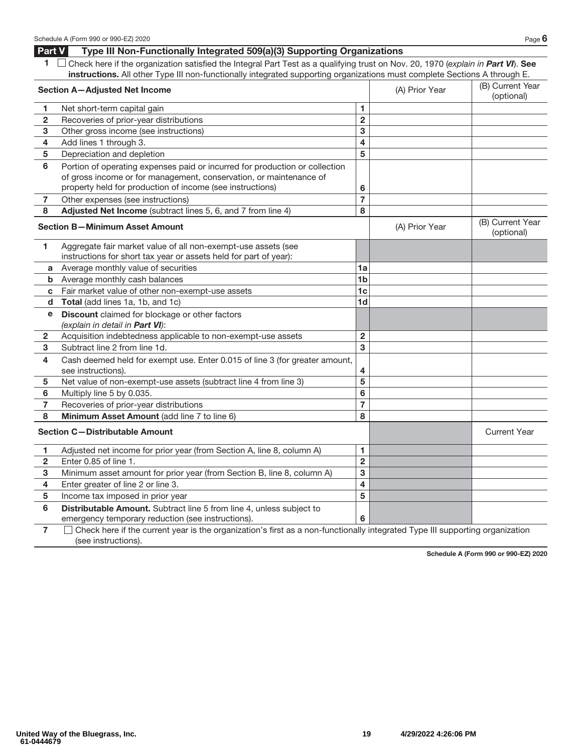Schedule A (Form 990 or 990-EZ) 2020

## Part V Type III Non-Functionally Integrated 509(a)(3) Supporting Organizations

**1** ☐ Check here if the organization satisfied the Integral Part Test as a qualifying trust on Nov. 20, 1970 (*explain in **Part VI***). **See instructions.** All other Type III non-functionally integrated supporting organizations must complete Sections A through E.

| | **Section A—Adjusted Net Income** | | (A) Prior Year | (B) Current Year (optional) |
|---|---|---|---|---|
| 1 | Net short-term capital gain | 1 | | |
| 2 | Recoveries of prior-year distributions | 2 | | |
| 3 | Other gross income (see instructions) | 3 | | |
| 4 | Add lines 1 through 3. | 4 | | |
| 5 | Depreciation and depletion | 5 | | |
| 6 | Portion of operating expenses paid or incurred for production or collection of gross income or for management, conservation, or maintenance of property held for production of income (see instructions) | 6 | | |
| 7 | Other expenses (see instructions) | 7 | | |
| 8 | **Adjusted Net Income** (subtract lines 5, 6, and 7 from line 4) | 8 | | |

| | **Section B—Minimum Asset Amount** | | (A) Prior Year | (B) Current Year (optional) |
|---|---|---|---|---|
| 1 | Aggregate fair market value of all non-exempt-use assets (see instructions for short tax year or assets held for part of year): | | | |
| a | Average monthly value of securities | 1a | | |
| b | Average monthly cash balances | 1b | | |
| c | Fair market value of other non-exempt-use assets | 1c | | |
| d | **Total** (add lines 1a, 1b, and 1c) | 1d | | |
| e | **Discount** claimed for blockage or other factors (*explain in detail in **Part VI***): | | | |
| 2 | Acquisition indebtedness applicable to non-exempt-use assets | 2 | | |
| 3 | Subtract line 2 from line 1d. | 3 | | |
| 4 | Cash deemed held for exempt use. Enter 0.015 of line 3 (for greater amount, see instructions). | 4 | | |
| 5 | Net value of non-exempt-use assets (subtract line 4 from line 3) | 5 | | |
| 6 | Multiply line 5 by 0.035. | 6 | | |
| 7 | Recoveries of prior-year distributions | 7 | | |
| 8 | **Minimum Asset Amount** (add line 7 to line 6) | 8 | | |

| | **Section C—Distributable Amount** | | | Current Year |
|---|---|---|---|---|
| 1 | Adjusted net income for prior year (from Section A, line 8, column A) | 1 | | |
| 2 | Enter 0.85 of line 1. | 2 | | |
| 3 | Minimum asset amount for prior year (from Section B, line 8, column A) | 3 | | |
| 4 | Enter greater of line 2 or line 3. | 4 | | |
| 5 | Income tax imposed in prior year | 5 | | |
| 6 | **Distributable Amount.** Subtract line 5 from line 4, unless subject to emergency temporary reduction (see instructions). | 6 | | |

**7** ☐ Check here if the current year is the organization's first as a non-functionally integrated Type III supporting organization (see instructions).

**Schedule A (Form 990 or 990-EZ) 2020**

United Way of the Bluegrass, Inc.
61-0444679

4/29/2022 4:26:06 PM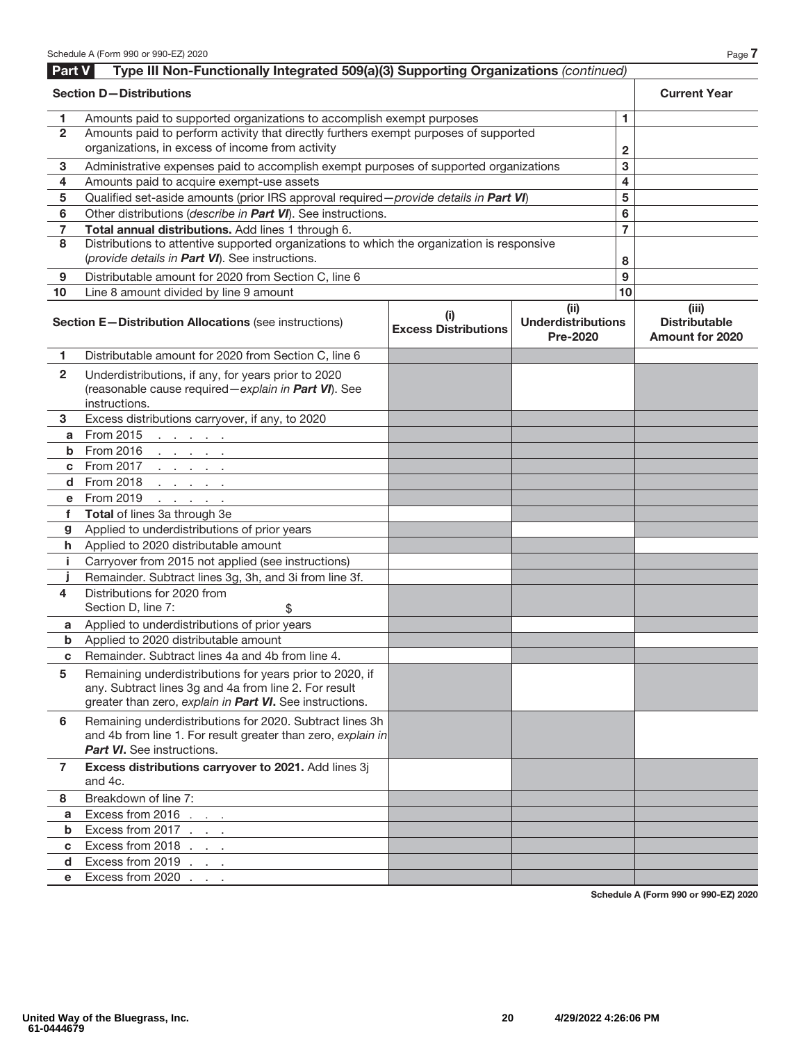## Part V Type III Non-Functionally Integrated 509(a)(3) Supporting Organizations *(continued)*

| **Section D—Distributions** | | | **Current Year** |
|---|---|---|---|
| 1 | Amounts paid to supported organizations to accomplish exempt purposes | 1 | |
| 2 | Amounts paid to perform activity that directly furthers exempt purposes of supported organizations, in excess of income from activity | 2 | |
| 3 | Administrative expenses paid to accomplish exempt purposes of supported organizations | 3 | |
| 4 | Amounts paid to acquire exempt-use assets | 4 | |
| 5 | Qualified set-aside amounts (prior IRS approval required—*provide details in **Part VI***) | 5 | |
| 6 | Other distributions (*describe in **Part VI***). See instructions. | 6 | |
| 7 | **Total annual distributions.** Add lines 1 through 6. | 7 | |
| 8 | Distributions to attentive supported organizations to which the organization is responsive (*provide details in **Part VI***). See instructions. | 8 | |
| 9 | Distributable amount for 2020 from Section C, line 6 | 9 | |
| 10 | Line 8 amount divided by line 9 amount | 10 | |

| | **Section E—Distribution Allocations** (see instructions) | **(i) Excess Distributions** | **(ii) Underdistributions Pre-2020** | **(iii) Distributable Amount for 2020** |
|---|---|---|---|---|
| 1 | Distributable amount for 2020 from Section C, line 6 | | | |
| 2 | Underdistributions, if any, for years prior to 2020 (reasonable cause required—*explain in **Part VI***). See instructions. | | | |
| 3 | Excess distributions carryover, if any, to 2020 | | | |
| a | From 2015 | | | |
| b | From 2016 | | | |
| c | From 2017 | | | |
| d | From 2018 | | | |
| e | From 2019 | | | |
| f | **Total** of lines 3a through 3e | | | |
| g | Applied to underdistributions of prior years | | | |
| h | Applied to 2020 distributable amount | | | |
| i | Carryover from 2015 not applied (see instructions) | | | |
| j | Remainder. Subtract lines 3g, 3h, and 3i from line 3f. | | | |
| 4 | Distributions for 2020 from Section D, line 7: $ | | | |
| a | Applied to underdistributions of prior years | | | |
| b | Applied to 2020 distributable amount | | | |
| c | Remainder. Subtract lines 4a and 4b from line 4. | | | |
| 5 | Remaining underdistributions for years prior to 2020, if any. Subtract lines 3g and 4a from line 2. For result greater than zero, *explain in **Part VI***. See instructions. | | | |
| 6 | Remaining underdistributions for 2020. Subtract lines 3h and 4b from line 1. For result greater than zero, *explain in **Part VI***. See instructions. | | | |
| 7 | **Excess distributions carryover to 2021.** Add lines 3j and 4c. | | | |
| 8 | Breakdown of line 7: | | | |
| a | Excess from 2016 | | | |
| b | Excess from 2017 | | | |
| c | Excess from 2018 | | | |
| d | Excess from 2019 | | | |
| e | Excess from 2020 | | | |

United Way of the Bluegrass, Inc.
61-0444679

4/29/2022 4:26:06 PM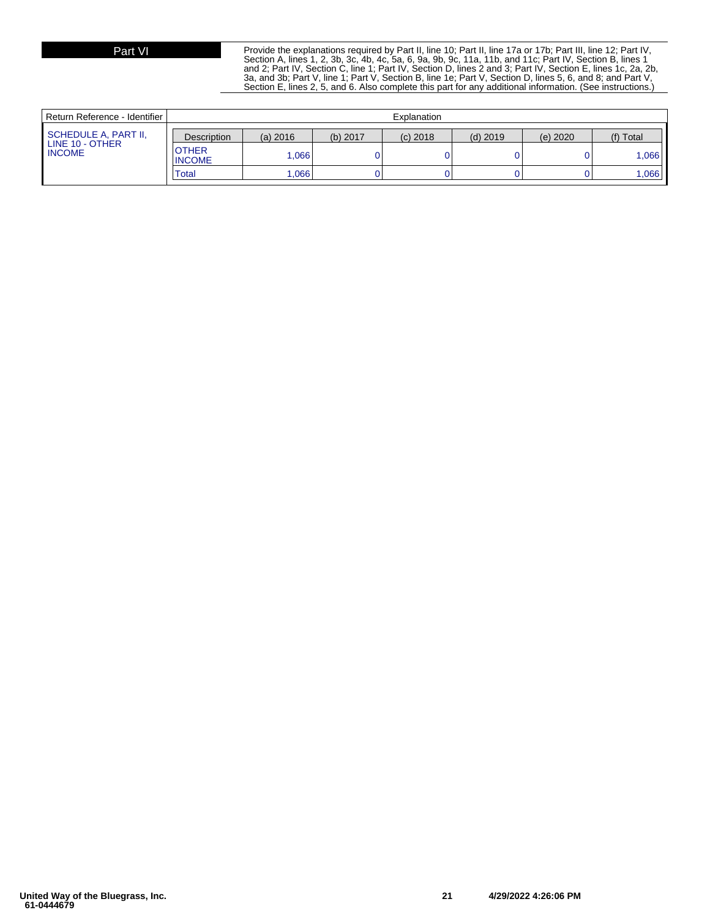## Part VI

Provide the explanations required by Part II, line 10; Part II, line 17a or 17b; Part III, line 12; Part IV, Section A, lines 1, 2, 3b, 3c, 4b, 4c, 5a, 6, 9a, 9b, 9c, 11a, 11b, and 11c; Part IV, Section B, lines 1 and 2; Part IV, Section C, line 1; Part IV, Section D, lines 2 and 3; Part IV, Section E, lines 1c, 2a, 2b, 3a, and 3b; Part V, line 1; Part V, Section B, line 1e; Part V, Section D, lines 5, 6, and 8; and Part V, Section E, lines 2, 5, and 6. Also complete this part for any additional information. (See instructions.)

| Return Reference - Identifier | Explanation |
|---|---|
| SCHEDULE A, PART II, LINE 10 - OTHER INCOME | |

| Description | (a) 2016 | (b) 2017 | (c) 2018 | (d) 2019 | (e) 2020 | (f) Total |
|---|---|---|---|---|---|---|
| OTHER INCOME | 1,066 | 0 | 0 | 0 | 0 | 1,066 |
| Total | 1,066 | 0 | 0 | 0 | 0 | 1,066 |

United Way of the Bluegrass, Inc.
61-0444679

4/29/2022 4:26:06 PM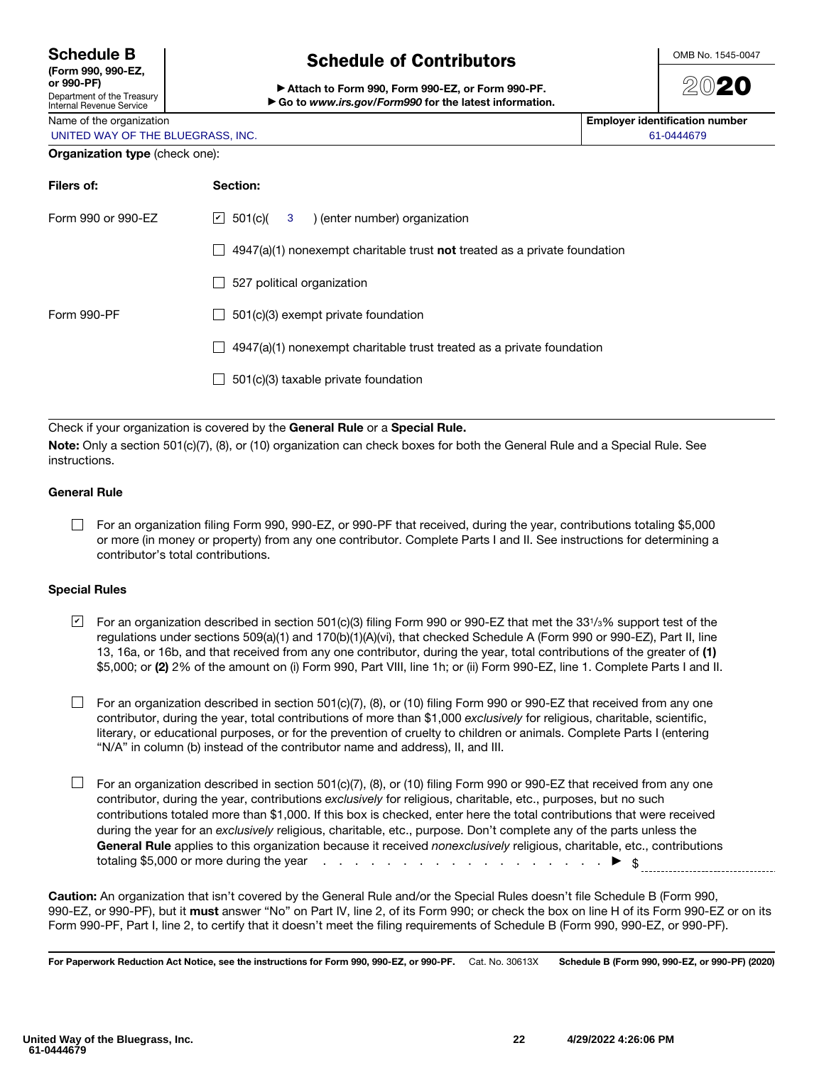# Schedule B (Form 990, 990-EZ, or 990-PF)

Department of the Treasury
Internal Revenue Service

## Schedule of Contributors

▶ Attach to Form 990, Form 990-EZ, or Form 990-PF.
▶ Go to *www.irs.gov/Form990* for the latest information.

OMB No. 1545-0047

**2020**

| Name of the organization | Employer identification number |
|---|---|
| UNITED WAY OF THE BLUEGRASS, INC. | 61-0444679 |

**Organization type** (check one):

| **Filers of:** | **Section:** |
|---|---|
| Form 990 or 990-EZ | ☑ 501(c)( 3 ) (enter number) organization |
| | ☐ 4947(a)(1) nonexempt charitable trust **not** treated as a private foundation |
| | ☐ 527 political organization |
| Form 990-PF | ☐ 501(c)(3) exempt private foundation |
| | ☐ 4947(a)(1) nonexempt charitable trust treated as a private foundation |
| | ☐ 501(c)(3) taxable private foundation |

Check if your organization is covered by the **General Rule** or a **Special Rule.**

**Note:** Only a section 501(c)(7), (8), or (10) organization can check boxes for both the General Rule and a Special Rule. See instructions.

### General Rule

☐ For an organization filing Form 990, 990-EZ, or 990-PF that received, during the year, contributions totaling $5,000 or more (in money or property) from any one contributor. Complete Parts I and II. See instructions for determining a contributor's total contributions.

### Special Rules

☑ For an organization described in section 501(c)(3) filing Form 990 or 990-EZ that met the 33 1/3% support test of the regulations under sections 509(a)(1) and 170(b)(1)(A)(vi), that checked Schedule A (Form 990 or 990-EZ), Part II, line 13, 16a, or 16b, and that received from any one contributor, during the year, total contributions of the greater of **(1)** $5,000; or **(2)** 2% of the amount on (i) Form 990, Part VIII, line 1h; or (ii) Form 990-EZ, line 1. Complete Parts I and II.

☐ For an organization described in section 501(c)(7), (8), or (10) filing Form 990 or 990-EZ that received from any one contributor, during the year, total contributions of more than $1,000 *exclusively* for religious, charitable, scientific, literary, or educational purposes, or for the prevention of cruelty to children or animals. Complete Parts I (entering "N/A" in column (b) instead of the contributor name and address), II, and III.

☐ For an organization described in section 501(c)(7), (8), or (10) filing Form 990 or 990-EZ that received from any one contributor, during the year, contributions *exclusively* for religious, charitable, etc., purposes, but no such contributions totaled more than $1,000. If this box is checked, enter here the total contributions that were received during the year for an *exclusively* religious, charitable, etc., purpose. Don't complete any of the parts unless the **General Rule** applies to this organization because it received *nonexclusively* religious, charitable, etc., contributions totaling $5,000 or more during the year . . . . . . . . . . . . . . . . . . . . . ▶ $ ____________

**Caution:** An organization that isn't covered by the General Rule and/or the Special Rules doesn't file Schedule B (Form 990, 990-EZ, or 990-PF), but it **must** answer "No" on Part IV, line 2, of its Form 990; or check the box on line H of its Form 990-EZ or on its Form 990-PF, Part I, line 2, to certify that it doesn't meet the filing requirements of Schedule B (Form 990, 990-EZ, or 990-PF).

**For Paperwork Reduction Act Notice, see the instructions for Form 990, 990-EZ, or 990-PF.** Cat. No. 30613X **Schedule B (Form 990, 990-EZ, or 990-PF) (2020)**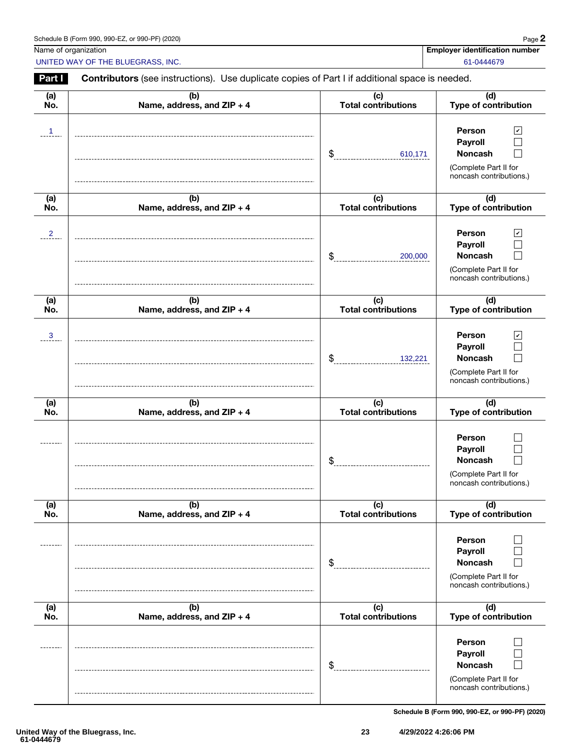Schedule B (Form 990, 990-EZ, or 990-PF) (2020)

| Name of organization | Employer identification number |
|---|---|
| UNITED WAY OF THE BLUEGRASS, INC. | 61-0444679 |

**Part I** **Contributors** (see instructions). Use duplicate copies of Part I if additional space is needed.

| (a) No. | (b) Name, address, and ZIP + 4 | (c) Total contributions | (d) Type of contribution |
|---|---|---|---|
| 1 | | $ 610,171 | Person ☑ Payroll ☐ Noncash ☐ (Complete Part II for noncash contributions.) |
| 2 | | $ 200,000 | Person ☑ Payroll ☐ Noncash ☐ (Complete Part II for noncash contributions.) |
| 3 | | $ 132,221 | Person ☑ Payroll ☐ Noncash ☐ (Complete Part II for noncash contributions.) |
| | | $ | Person ☐ Payroll ☐ Noncash ☐ (Complete Part II for noncash contributions.) |
| | | $ | Person ☐ Payroll ☐ Noncash ☐ (Complete Part II for noncash contributions.) |
| | | $ | Person ☐ Payroll ☐ Noncash ☐ (Complete Part II for noncash contributions.) |

Schedule B (Form 990, 990-EZ, or 990-PF) (2020)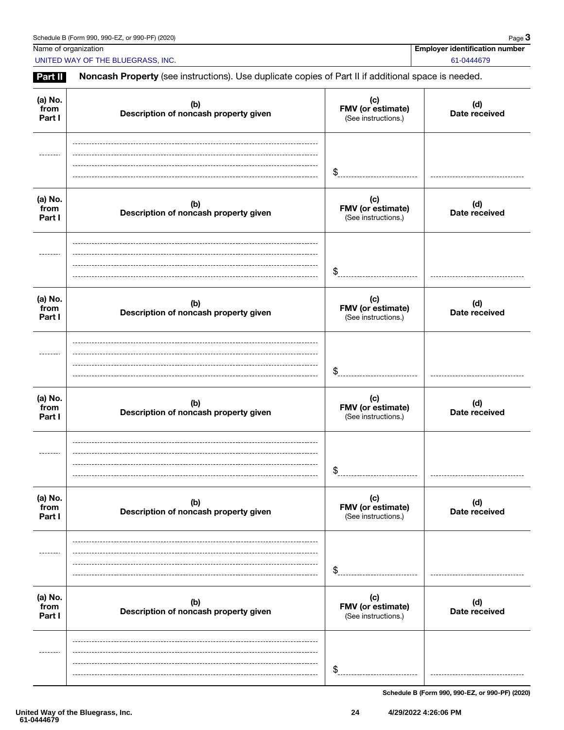Name of organization: UNITED WAY OF THE BLUEGRASS, INC.

Employer identification number: 61-0444679

**Part II** **Noncash Property** (see instructions). Use duplicate copies of Part II if additional space is needed.

| (a) No. from Part I | (b) Description of noncash property given | (c) FMV (or estimate) (See instructions.) | (d) Date received |
|---|---|---|---|
| | | $ | |

| (a) No. from Part I | (b) Description of noncash property given | (c) FMV (or estimate) (See instructions.) | (d) Date received |
|---|---|---|---|
| | | $ | |

| (a) No. from Part I | (b) Description of noncash property given | (c) FMV (or estimate) (See instructions.) | (d) Date received |
|---|---|---|---|
| | | $ | |

| (a) No. from Part I | (b) Description of noncash property given | (c) FMV (or estimate) (See instructions.) | (d) Date received |
|---|---|---|---|
| | | $ | |

| (a) No. from Part I | (b) Description of noncash property given | (c) FMV (or estimate) (See instructions.) | (d) Date received |
|---|---|---|---|
| | | $ | |

| (a) No. from Part I | (b) Description of noncash property given | (c) FMV (or estimate) (See instructions.) | (d) Date received |
|---|---|---|---|
| | | $ | |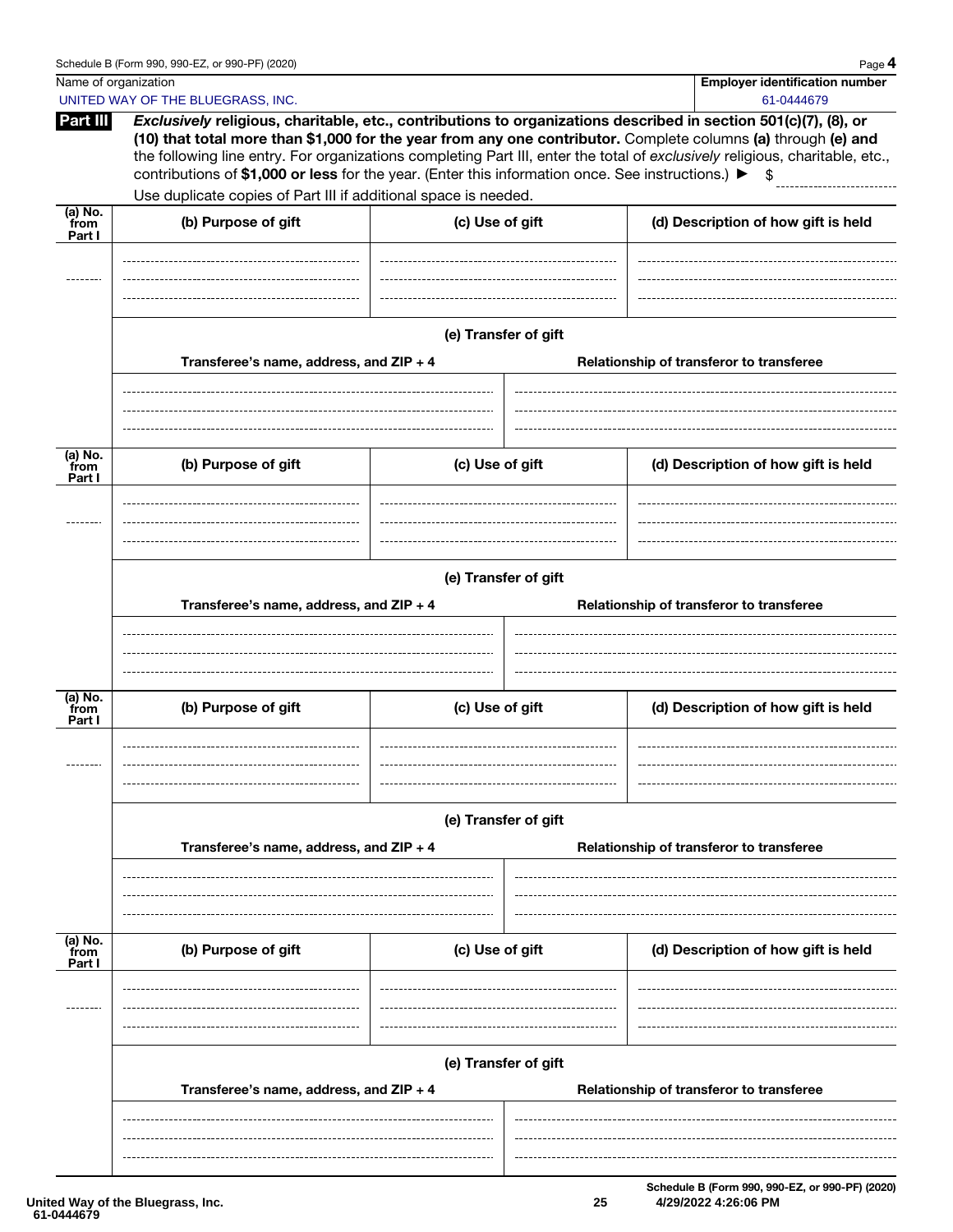Name of organization

UNITED WAY OF THE BLUEGRASS, INC.

Employer identification number

61-0444679

**Part III** ***Exclusively*** **religious, charitable, etc., contributions to organizations described in section 501(c)(7), (8), or (10) that total more than $1,000 for the year from any one contributor.** Complete columns **(a)** through **(e) and** the following line entry. For organizations completing Part III, enter the total of *exclusively* religious, charitable, etc., contributions of **$1,000 or less** for the year. (Enter this information once. See instructions.) ▶ $

Use duplicate copies of Part III if additional space is needed.

| (a) No. from Part I | (b) Purpose of gift | (c) Use of gift | (d) Description of how gift is held |
|---|---|---|---|
| | | | |

| (e) Transfer of gift | |
|---|---|
| Transferee's name, address, and ZIP + 4 | Relationship of transferor to transferee |
| | |

| (a) No. from Part I | (b) Purpose of gift | (c) Use of gift | (d) Description of how gift is held |
|---|---|---|---|
| | | | |

| (e) Transfer of gift | |
|---|---|
| Transferee's name, address, and ZIP + 4 | Relationship of transferor to transferee |
| | |

| (a) No. from Part I | (b) Purpose of gift | (c) Use of gift | (d) Description of how gift is held |
|---|---|---|---|
| | | | |

| (e) Transfer of gift | |
|---|---|
| Transferee's name, address, and ZIP + 4 | Relationship of transferor to transferee |
| | |

| (a) No. from Part I | (b) Purpose of gift | (c) Use of gift | (d) Description of how gift is held |
|---|---|---|---|
| | | | |

| (e) Transfer of gift | |
|---|---|
| Transferee's name, address, and ZIP + 4 | Relationship of transferor to transferee |
| | |

Schedule B (Form 990, 990-EZ, or 990-PF) (2020)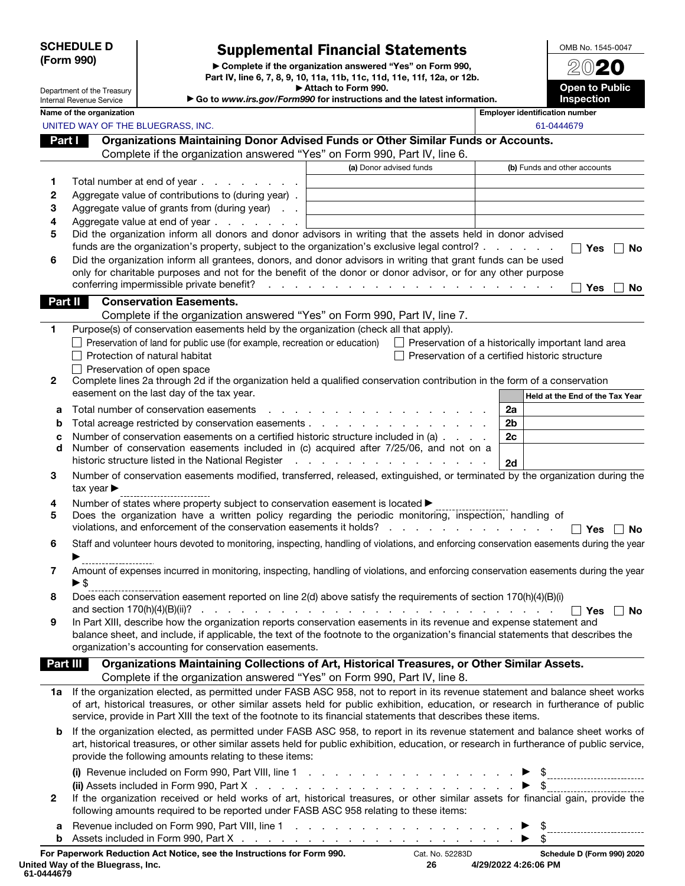**SCHEDULE D (Form 990)**

Department of the Treasury
Internal Revenue Service

# Supplemental Financial Statements

▶ Complete if the organization answered "Yes" on Form 990, Part IV, line 6, 7, 8, 9, 10, 11a, 11b, 11c, 11d, 11e, 11f, 12a, or 12b.
▶ Attach to Form 990.
▶ Go to *www.irs.gov/Form990* for instructions and the latest information.

OMB No. 1545-0047

**2020**

**Open to Public Inspection**

| Name of the organization | Employer identification number |
|---|---|
| UNITED WAY OF THE BLUEGRASS, INC. | 61-0444679 |

## Part I Organizations Maintaining Donor Advised Funds or Other Similar Funds or Accounts.

Complete if the organization answered "Yes" on Form 990, Part IV, line 6.

| | | (a) Donor advised funds | (b) Funds and other accounts |
|---|---|---|---|
| 1 | Total number at end of year | | |
| 2 | Aggregate value of contributions to (during year) | | |
| 3 | Aggregate value of grants from (during year) | | |
| 4 | Aggregate value at end of year | | |

5 Did the organization inform all donors and donor advisors in writing that the assets held in donor advised funds are the organization's property, subject to the organization's exclusive legal control? ☐ Yes ☐ No

6 Did the organization inform all grantees, donors, and donor advisors in writing that grant funds can be used only for charitable purposes and not for the benefit of the donor or donor advisor, or for any other purpose conferring impermissible private benefit? ☐ Yes ☐ No

## Part II Conservation Easements.

Complete if the organization answered "Yes" on Form 990, Part IV, line 7.

1 Purpose(s) of conservation easements held by the organization (check all that apply).

- ☐ Preservation of land for public use (for example, recreation or education)
- ☐ Preservation of a historically important land area
- ☐ Protection of natural habitat
- ☐ Preservation of a certified historic structure
- ☐ Preservation of open space

2 Complete lines 2a through 2d if the organization held a qualified conservation contribution in the form of a conservation easement on the last day of the tax year.

| | | | Held at the End of the Tax Year |
|---|---|---|---|
| a | Total number of conservation easements | 2a | |
| b | Total acreage restricted by conservation easements | 2b | |
| c | Number of conservation easements on a certified historic structure included in (a) | 2c | |
| d | Number of conservation easements included in (c) acquired after 7/25/06, and not on a historic structure listed in the National Register | 2d | |

3 Number of conservation easements modified, transferred, released, extinguished, or terminated by the organization during the tax year ▶

4 Number of states where property subject to conservation easement is located ▶

5 Does the organization have a written policy regarding the periodic monitoring, inspection, handling of violations, and enforcement of the conservation easements it holds? ☐ Yes ☐ No

6 Staff and volunteer hours devoted to monitoring, inspecting, handling of violations, and enforcing conservation easements during the year ▶

7 Amount of expenses incurred in monitoring, inspecting, handling of violations, and enforcing conservation easements during the year ▶ $

8 Does each conservation easement reported on line 2(d) above satisfy the requirements of section 170(h)(4)(B)(i) and section 170(h)(4)(B)(ii)? ☐ Yes ☐ No

9 In Part XIII, describe how the organization reports conservation easements in its revenue and expense statement and balance sheet, and include, if applicable, the text of the footnote to the organization's financial statements that describes the organization's accounting for conservation easements.

## Part III Organizations Maintaining Collections of Art, Historical Treasures, or Other Similar Assets.

Complete if the organization answered "Yes" on Form 990, Part IV, line 8.

1a If the organization elected, as permitted under FASB ASC 958, not to report in its revenue statement and balance sheet works of art, historical treasures, or other similar assets held for public exhibition, education, or research in furtherance of public service, provide in Part XIII the text of the footnote to its financial statements that describes these items.

b If the organization elected, as permitted under FASB ASC 958, to report in its revenue statement and balance sheet works of art, historical treasures, or other similar assets held for public exhibition, education, or research in furtherance of public service, provide the following amounts relating to these items:

**(i)** Revenue included on Form 990, Part VIII, line 1 ▶ $

**(ii)** Assets included in Form 990, Part X ▶ $

2 If the organization received or held works of art, historical treasures, or other similar assets for financial gain, provide the following amounts required to be reported under FASB ASC 958 relating to these items:

a Revenue included on Form 990, Part VIII, line 1 ▶ $

b Assets included in Form 990, Part X ▶ $

**For Paperwork Reduction Act Notice, see the Instructions for Form 990.** Cat. No. 52283D **Schedule D (Form 990) 2020**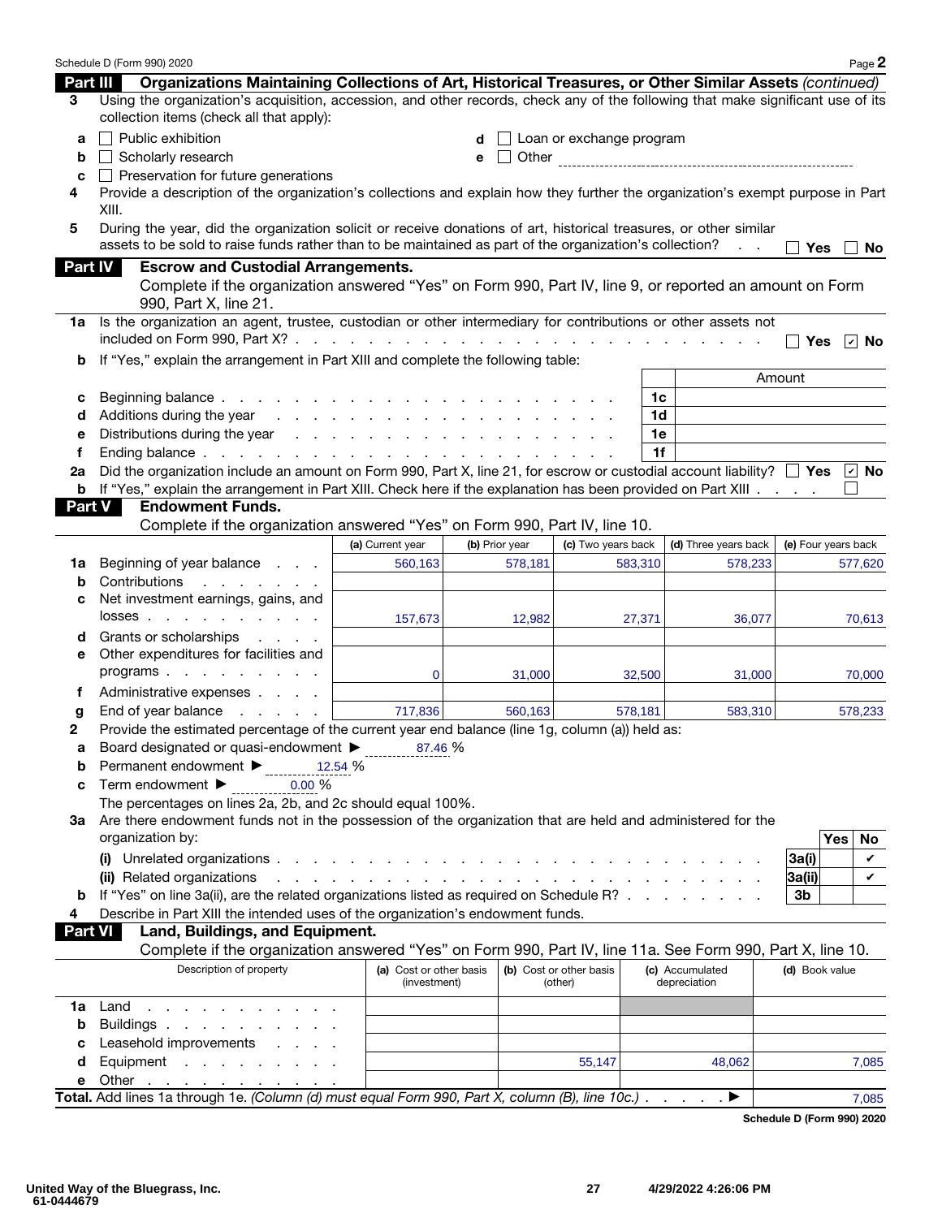Schedule D (Form 990) 2020 Page **2**

## Part III Organizations Maintaining Collections of Art, Historical Treasures, or Other Similar Assets *(continued)*

**3** Using the organization's acquisition, accession, and other records, check any of the following that make significant use of its collection items (check all that apply):

- **a** ☐ Public exhibition
- **b** ☐ Scholarly research
- **c** ☐ Preservation for future generations
- **d** ☐ Loan or exchange program
- **e** ☐ Other

**4** Provide a description of the organization's collections and explain how they further the organization's exempt purpose in Part XIII.

**5** During the year, did the organization solicit or receive donations of art, historical treasures, or other similar assets to be sold to raise funds rather than to be maintained as part of the organization's collection? ☐ Yes ☐ No

## Part IV Escrow and Custodial Arrangements.

Complete if the organization answered "Yes" on Form 990, Part IV, line 9, or reported an amount on Form 990, Part X, line 21.

**1a** Is the organization an agent, trustee, custodian or other intermediary for contributions or other assets not included on Form 990, Part X? ☐ Yes ☑ No

**b** If "Yes," explain the arrangement in Part XIII and complete the following table:

| | | | Amount |
|---|---|---|---|
| c | Beginning balance | 1c | |
| d | Additions during the year | 1d | |
| e | Distributions during the year | 1e | |
| f | Ending balance | 1f | |

**2a** Did the organization include an amount on Form 990, Part X, line 21, for escrow or custodial account liability? ☐ Yes ☑ No

**b** If "Yes," explain the arrangement in Part XIII. Check here if the explanation has been provided on Part XIII ☐

## Part V Endowment Funds.

Complete if the organization answered "Yes" on Form 990, Part IV, line 10.

| | | (a) Current year | (b) Prior year | (c) Two years back | (d) Three years back | (e) Four years back |
|---|---|---|---|---|---|---|
| 1a | Beginning of year balance | 560,163 | 578,181 | 583,310 | 578,233 | 577,620 |
| b | Contributions | | | | | |
| c | Net investment earnings, gains, and losses | 157,673 | 12,982 | 27,371 | 36,077 | 70,613 |
| d | Grants or scholarships | | | | | |
| e | Other expenditures for facilities and programs | 0 | 31,000 | 32,500 | 31,000 | 70,000 |
| f | Administrative expenses | | | | | |
| g | End of year balance | 717,836 | 560,163 | 578,181 | 583,310 | 578,233 |

**2** Provide the estimated percentage of the current year end balance (line 1g, column (a)) held as:

- **a** Board designated or quasi-endowment ► 87.46 %
- **b** Permanent endowment ► 12.54 %
- **c** Term endowment ► 0.00 %

The percentages on lines 2a, 2b, and 2c should equal 100%.

**3a** Are there endowment funds not in the possession of the organization that are held and administered for the organization by:

| | | | Yes | No |
|---|---|---|---|---|
| | (i) Unrelated organizations | 3a(i) | | ✔ |
| | (ii) Related organizations | 3a(ii) | | ✔ |
| b | If "Yes" on line 3a(ii), are the related organizations listed as required on Schedule R? | 3b | | |

**4** Describe in Part XIII the intended uses of the organization's endowment funds.

## Part VI Land, Buildings, and Equipment.

Complete if the organization answered "Yes" on Form 990, Part IV, line 11a. See Form 990, Part X, line 10.

| | Description of property | (a) Cost or other basis (investment) | (b) Cost or other basis (other) | (c) Accumulated depreciation | (d) Book value |
|---|---|---|---|---|---|
| 1a | Land | | | | |
| b | Buildings | | | | |
| c | Leasehold improvements | | | | |
| d | Equipment | | 55,147 | 48,062 | 7,085 |
| e | Other | | | | |

**Total.** Add lines 1a through 1e. *(Column (d) must equal Form 990, Part X, column (B), line 10c.)* ► 7,085

Schedule D (Form 990) 2020

United Way of the Bluegrass, Inc.
61-0444679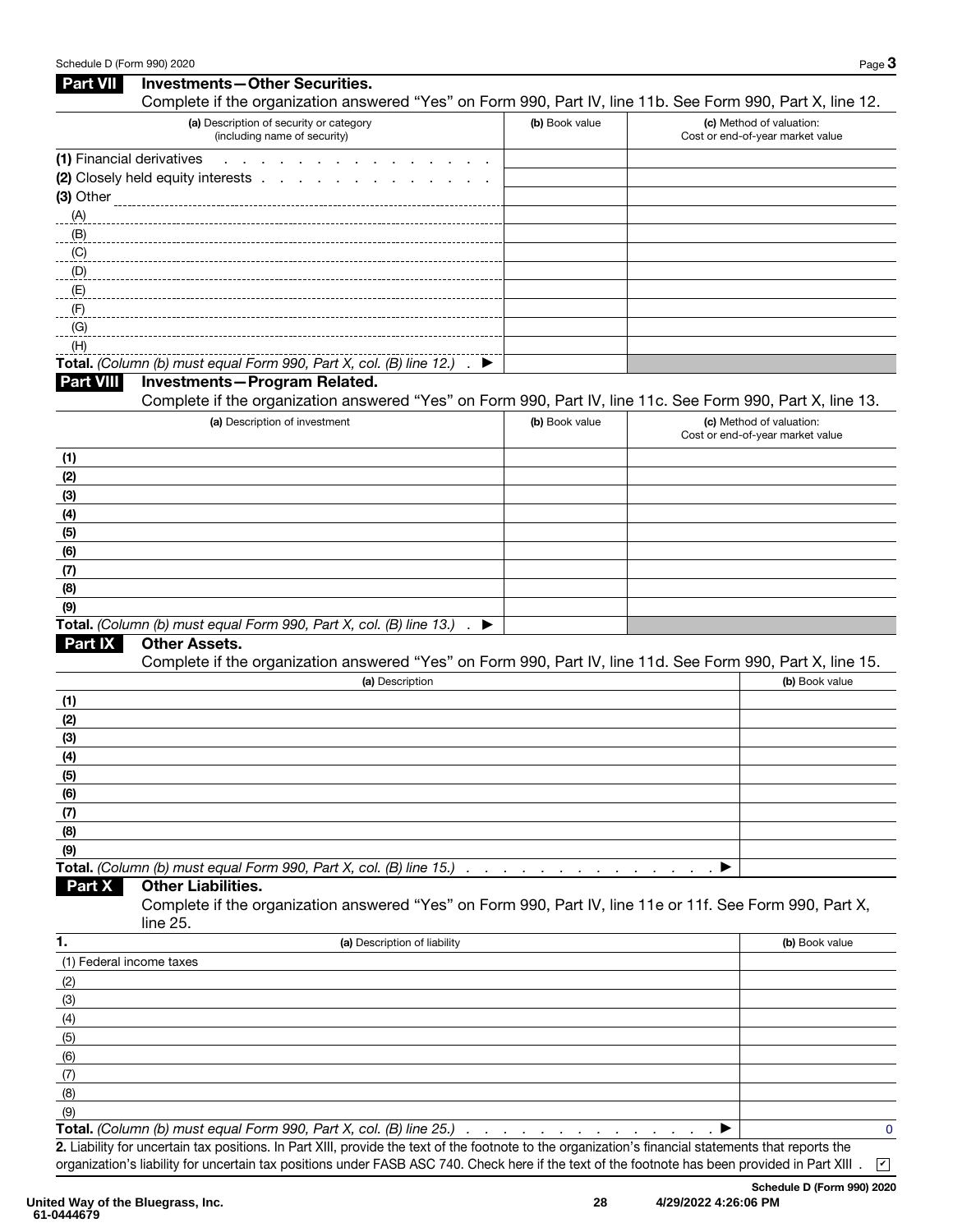## Part VII Investments—Other Securities.

Complete if the organization answered "Yes" on Form 990, Part IV, line 11b. See Form 990, Part X, line 12.

| (a) Description of security or category (including name of security) | (b) Book value | (c) Method of valuation: Cost or end-of-year market value |
|---|---|---|
| (1) Financial derivatives | | |
| (2) Closely held equity interests | | |
| (3) Other | | |
| (A) | | |
| (B) | | |
| (C) | | |
| (D) | | |
| (E) | | |
| (F) | | |
| (G) | | |
| (H) | | |
| **Total.** *(Column (b) must equal Form 990, Part X, col. (B) line 12.)* ▶ | | |

## Part VIII Investments—Program Related.

Complete if the organization answered "Yes" on Form 990, Part IV, line 11c. See Form 990, Part X, line 13.

| (a) Description of investment | (b) Book value | (c) Method of valuation: Cost or end-of-year market value |
|---|---|---|
| (1) | | |
| (2) | | |
| (3) | | |
| (4) | | |
| (5) | | |
| (6) | | |
| (7) | | |
| (8) | | |
| (9) | | |
| **Total.** *(Column (b) must equal Form 990, Part X, col. (B) line 13.)* ▶ | | |

## Part IX Other Assets.

Complete if the organization answered "Yes" on Form 990, Part IV, line 11d. See Form 990, Part X, line 15.

| (a) Description | (b) Book value |
|---|---|
| (1) | |
| (2) | |
| (3) | |
| (4) | |
| (5) | |
| (6) | |
| (7) | |
| (8) | |
| (9) | |
| **Total.** *(Column (b) must equal Form 990, Part X, col. (B) line 15.)* ▶ | |

## Part X Other Liabilities.

Complete if the organization answered "Yes" on Form 990, Part IV, line 11e or 11f. See Form 990, Part X, line 25.

| 1. (a) Description of liability | (b) Book value |
|---|---|
| (1) Federal income taxes | |
| (2) | |
| (3) | |
| (4) | |
| (5) | |
| (6) | |
| (7) | |
| (8) | |
| (9) | |
| **Total.** *(Column (b) must equal Form 990, Part X, col. (B) line 25.)* ▶ | 0 |

**2.** Liability for uncertain tax positions. In Part XIII, provide the text of the footnote to the organization's financial statements that reports the organization's liability for uncertain tax positions under FASB ASC 740. Check here if the text of the footnote has been provided in Part XIII . ☑

Schedule D (Form 990) 2020

United Way of the Bluegrass, Inc.
61-0444679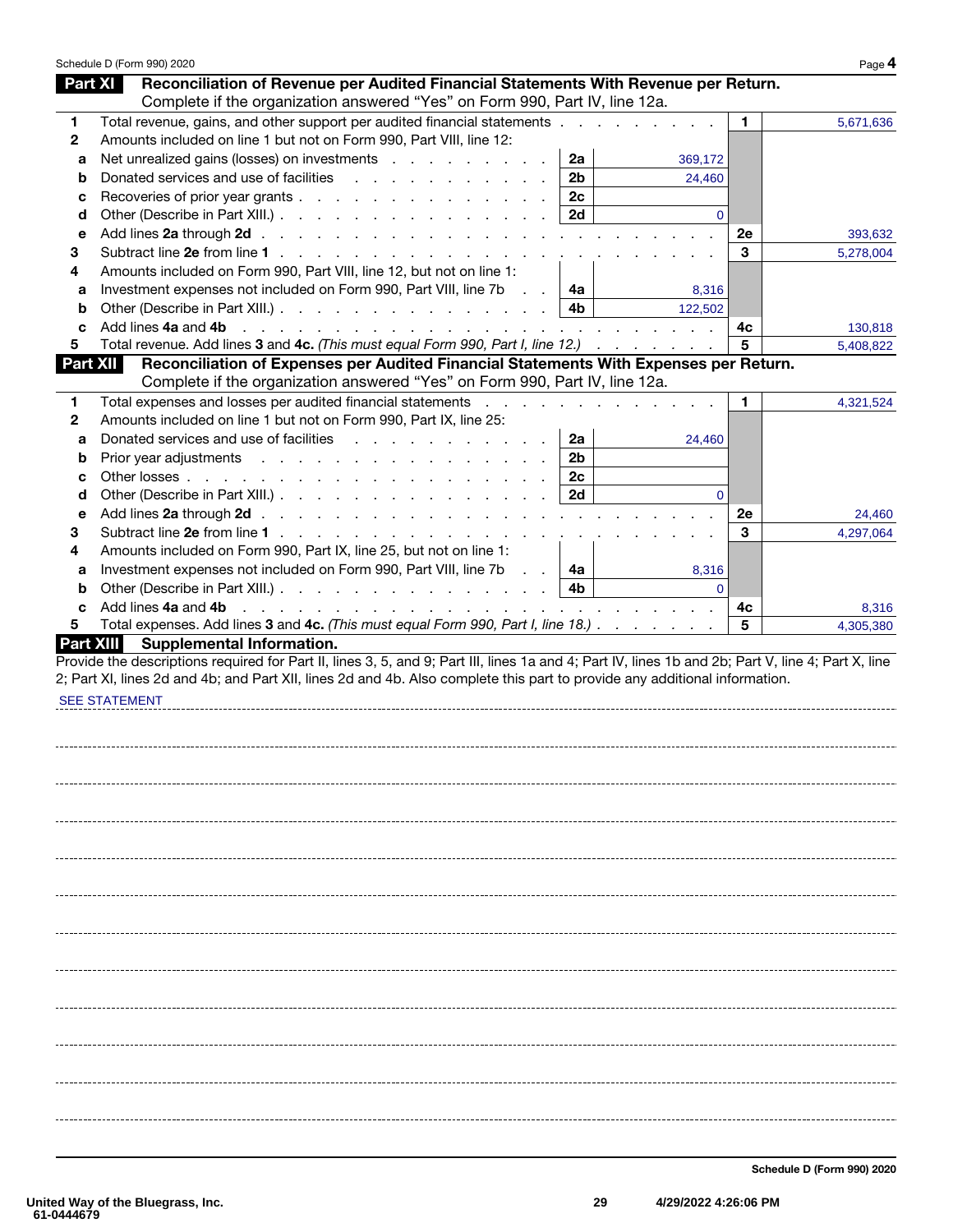Schedule D (Form 990) 2020 Page **4**

## Part XI Reconciliation of Revenue per Audited Financial Statements With Revenue per Return.

Complete if the organization answered "Yes" on Form 990, Part IV, line 12a.

| | | | | | |
|---|---|---|---|---|---|
| **1** | Total revenue, gains, and other support per audited financial statements | | | **1** | 5,671,636 |
| **2** | Amounts included on line 1 but not on Form 990, Part VIII, line 12: | | | | |
| **a** | Net unrealized gains (losses) on investments | **2a** | 369,172 | | |
| **b** | Donated services and use of facilities | **2b** | 24,460 | | |
| **c** | Recoveries of prior year grants | **2c** | | | |
| **d** | Other (Describe in Part XIII.) | **2d** | 0 | | |
| **e** | Add lines **2a** through **2d** | | | **2e** | 393,632 |
| **3** | Subtract line **2e** from line **1** | | | **3** | 5,278,004 |
| **4** | Amounts included on Form 990, Part VIII, line 12, but not on line 1: | | | | |
| **a** | Investment expenses not included on Form 990, Part VIII, line 7b | **4a** | 8,316 | | |
| **b** | Other (Describe in Part XIII.) | **4b** | 122,502 | | |
| **c** | Add lines **4a** and **4b** | | | **4c** | 130,818 |
| **5** | Total revenue. Add lines **3** and **4c.** *(This must equal Form 990, Part I, line 12.)* | | | **5** | 5,408,822 |

## Part XII Reconciliation of Expenses per Audited Financial Statements With Expenses per Return.

Complete if the organization answered "Yes" on Form 990, Part IV, line 12a.

| | | | | | |
|---|---|---|---|---|---|
| **1** | Total expenses and losses per audited financial statements | | | **1** | 4,321,524 |
| **2** | Amounts included on line 1 but not on Form 990, Part IX, line 25: | | | | |
| **a** | Donated services and use of facilities | **2a** | 24,460 | | |
| **b** | Prior year adjustments | **2b** | | | |
| **c** | Other losses | **2c** | | | |
| **d** | Other (Describe in Part XIII.) | **2d** | 0 | | |
| **e** | Add lines **2a** through **2d** | | | **2e** | 24,460 |
| **3** | Subtract line **2e** from line **1** | | | **3** | 4,297,064 |
| **4** | Amounts included on Form 990, Part IX, line 25, but not on line 1: | | | | |
| **a** | Investment expenses not included on Form 990, Part VIII, line 7b | **4a** | 8,316 | | |
| **b** | Other (Describe in Part XIII.) | **4b** | 0 | | |
| **c** | Add lines **4a** and **4b** | | | **4c** | 8,316 |
| **5** | Total expenses. Add lines **3** and **4c.** *(This must equal Form 990, Part I, line 18.)* | | | **5** | 4,305,380 |

## Part XIII Supplemental Information.

Provide the descriptions required for Part II, lines 3, 5, and 9; Part III, lines 1a and 4; Part IV, lines 1b and 2b; Part V, line 4; Part X, line 2; Part XI, lines 2d and 4b; and Part XII, lines 2d and 4b. Also complete this part to provide any additional information.

SEE STATEMENT

Schedule D (Form 990) 2020

United Way of the Bluegrass, Inc.
61-0444679

4/29/2022 4:26:06 PM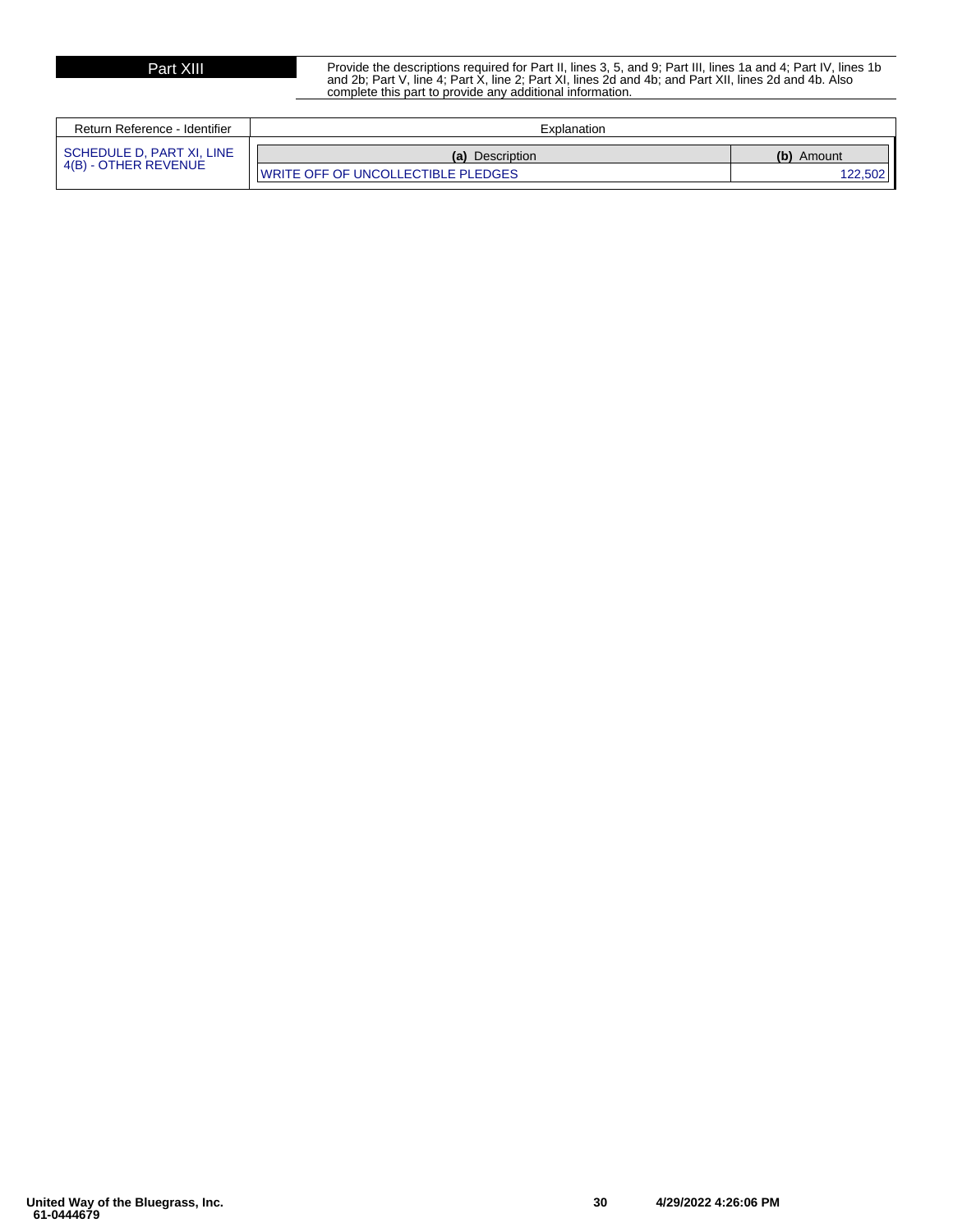## Part XIII

Provide the descriptions required for Part II, lines 3, 5, and 9; Part III, lines 1a and 4; Part IV, lines 1b and 2b; Part V, line 4; Part X, line 2; Part XI, lines 2d and 4b; and Part XII, lines 2d and 4b. Also complete this part to provide any additional information.

| Return Reference - Identifier | Explanation | |
|---|---|---|
| | **(a)** Description | **(b)** Amount |
| SCHEDULE D, PART XI, LINE 4(B) - OTHER REVENUE | WRITE OFF OF UNCOLLECTIBLE PLEDGES | 122,502 |

United Way of the Bluegrass, Inc.
61-0444679

4/29/2022 4:26:06 PM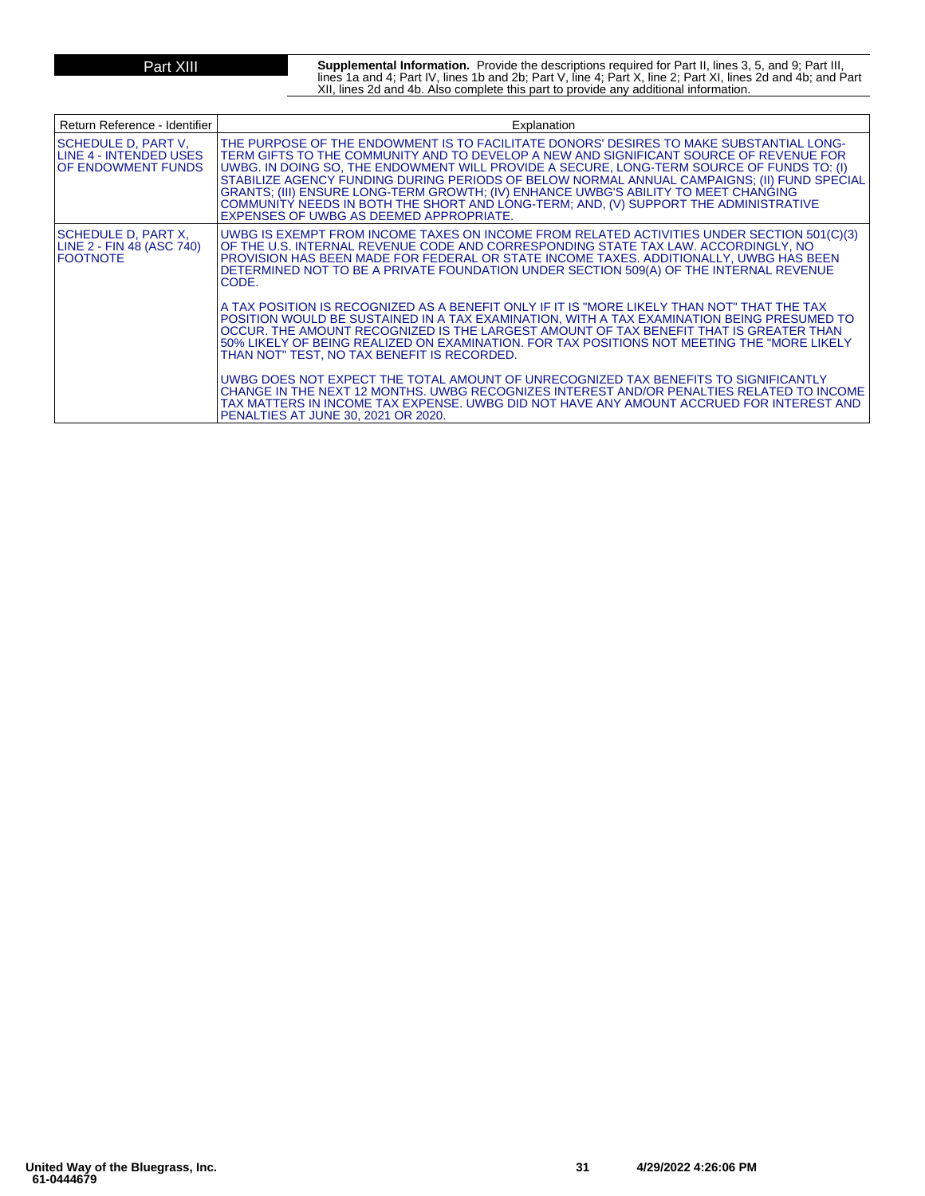**Part XIII** **Supplemental Information.** Provide the descriptions required for Part II, lines 3, 5, and 9; Part III, lines 1a and 4; Part IV, lines 1b and 2b; Part V, line 4; Part X, line 2; Part XI, lines 2d and 4b; and Part XII, lines 2d and 4b. Also complete this part to provide any additional information.

| Return Reference - Identifier | Explanation |
|---|---|
| SCHEDULE D, PART V, LINE 4 - INTENDED USES OF ENDOWMENT FUNDS | THE PURPOSE OF THE ENDOWMENT IS TO FACILITATE DONORS' DESIRES TO MAKE SUBSTANTIAL LONG-TERM GIFTS TO THE COMMUNITY AND TO DEVELOP A NEW AND SIGNIFICANT SOURCE OF REVENUE FOR UWBG. IN DOING SO, THE ENDOWMENT WILL PROVIDE A SECURE, LONG-TERM SOURCE OF FUNDS TO: (I) STABILIZE AGENCY FUNDING DURING PERIODS OF BELOW NORMAL ANNUAL CAMPAIGNS; (II) FUND SPECIAL GRANTS; (III) ENSURE LONG-TERM GROWTH; (IV) ENHANCE UWBG'S ABILITY TO MEET CHANGING COMMUNITY NEEDS IN BOTH THE SHORT AND LONG-TERM; AND, (V) SUPPORT THE ADMINISTRATIVE EXPENSES OF UWBG AS DEEMED APPROPRIATE. |
| SCHEDULE D, PART X, LINE 2 - FIN 48 (ASC 740) FOOTNOTE | UWBG IS EXEMPT FROM INCOME TAXES ON INCOME FROM RELATED ACTIVITIES UNDER SECTION 501(C)(3) OF THE U.S. INTERNAL REVENUE CODE AND CORRESPONDING STATE TAX LAW. ACCORDINGLY, NO PROVISION HAS BEEN MADE FOR FEDERAL OR STATE INCOME TAXES. ADDITIONALLY, UWBG HAS BEEN DETERMINED NOT TO BE A PRIVATE FOUNDATION UNDER SECTION 509(A) OF THE INTERNAL REVENUE CODE.<br><br>A TAX POSITION IS RECOGNIZED AS A BENEFIT ONLY IF IT IS "MORE LIKELY THAN NOT" THAT THE TAX POSITION WOULD BE SUSTAINED IN A TAX EXAMINATION, WITH A TAX EXAMINATION BEING PRESUMED TO OCCUR. THE AMOUNT RECOGNIZED IS THE LARGEST AMOUNT OF TAX BENEFIT THAT IS GREATER THAN 50% LIKELY OF BEING REALIZED ON EXAMINATION. FOR TAX POSITIONS NOT MEETING THE "MORE LIKELY THAN NOT" TEST, NO TAX BENEFIT IS RECORDED.<br><br>UWBG DOES NOT EXPECT THE TOTAL AMOUNT OF UNRECOGNIZED TAX BENEFITS TO SIGNIFICANTLY CHANGE IN THE NEXT 12 MONTHS. UWBG RECOGNIZES INTEREST AND/OR PENALTIES RELATED TO INCOME TAX MATTERS IN INCOME TAX EXPENSE. UWBG DID NOT HAVE ANY AMOUNT ACCRUED FOR INTEREST AND PENALTIES AT JUNE 30, 2021 OR 2020. |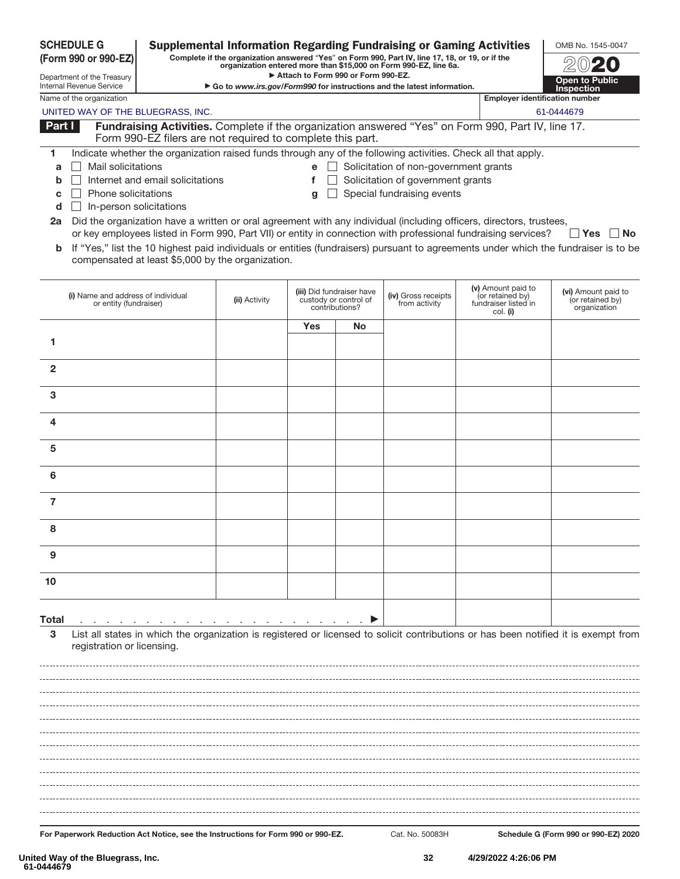**SCHEDULE G (Form 990 or 990-EZ)**

Department of the Treasury
Internal Revenue Service

# Supplemental Information Regarding Fundraising or Gaming Activities

**Complete if the organization answered "Yes" on Form 990, Part IV, line 17, 18, or 19, or if the organization entered more than $15,000 on Form 990-EZ, line 6a.**

▶ Attach to Form 990 or Form 990-EZ.

▶ Go to *www.irs.gov/Form990* for instructions and the latest information.

OMB No. 1545-0047

2020

**Open to Public Inspection**

Name of the organization: UNITED WAY OF THE BLUEGRASS, INC.

Employer identification number: 61-0444679

## Part I — Fundraising Activities.

Complete if the organization answered "Yes" on Form 990, Part IV, line 17. Form 990-EZ filers are not required to complete this part.

**1** Indicate whether the organization raised funds through any of the following activities. Check all that apply.

- **a** ☐ Mail solicitations
- **b** ☐ Internet and email solicitations
- **c** ☐ Phone solicitations
- **d** ☐ In-person solicitations
- **e** ☐ Solicitation of non-government grants
- **f** ☐ Solicitation of government grants
- **g** ☐ Special fundraising events

**2a** Did the organization have a written or oral agreement with any individual (including officers, directors, trustees, or key employees listed in Form 990, Part VII) or entity in connection with professional fundraising services? ☐ **Yes** ☐ **No**

**b** If "Yes," list the 10 highest paid individuals or entities (fundraisers) pursuant to agreements under which the fundraiser is to be compensated at least $5,000 by the organization.

| | (i) Name and address of individual or entity (fundraiser) | (ii) Activity | (iii) Did fundraiser have custody or control of contributions? Yes | No | (iv) Gross receipts from activity | (v) Amount paid to (or retained by) fundraiser listed in col. (i) | (vi) Amount paid to (or retained by) organization |
|---|---|---|---|---|---|---|---|
| 1 | | | | | | | |
| 2 | | | | | | | |
| 3 | | | | | | | |
| 4 | | | | | | | |
| 5 | | | | | | | |
| 6 | | | | | | | |
| 7 | | | | | | | |
| 8 | | | | | | | |
| 9 | | | | | | | |
| 10 | | | | | | | |
| **Total** ▶ | | | | | | | |

**3** List all states in which the organization is registered or licensed to solicit contributions or has been notified it is exempt from registration or licensing.

**For Paperwork Reduction Act Notice, see the Instructions for Form 990 or 990-EZ.** Cat. No. 50083H **Schedule G (Form 990 or 990-EZ) 2020**

United Way of the Bluegrass, Inc.
61-0444679

4/29/2022 4:26:06 PM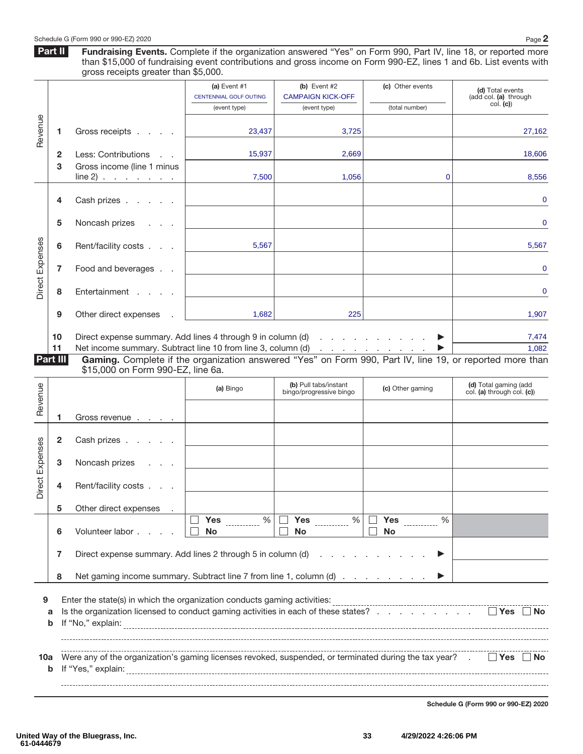Schedule G (Form 990 or 990-EZ) 2020 Page **2**

**Part II** **Fundraising Events.** Complete if the organization answered "Yes" on Form 990, Part IV, line 18, or reported more than $15,000 of fundraising event contributions and gross income on Form 990-EZ, lines 1 and 6b. List events with gross receipts greater than $5,000.

| | | | (a) Event #1 CENTENNIAL GOLF OUTING (event type) | (b) Event #2 CAMPAIGN KICK-OFF (event type) | (c) Other events (total number) | (d) Total events (add col. (a) through col. (c)) |
|---|---|---|---|---|---|---|
| Revenue | 1 | Gross receipts | 23,437 | 3,725 | | 27,162 |
| | 2 | Less: Contributions | 15,937 | 2,669 | | 18,606 |
| | 3 | Gross income (line 1 minus line 2) | 7,500 | 1,056 | 0 | 8,556 |
| Direct Expenses | 4 | Cash prizes | | | | 0 |
| | 5 | Noncash prizes | | | | 0 |
| | 6 | Rent/facility costs | 5,567 | | | 5,567 |
| | 7 | Food and beverages | | | | 0 |
| | 8 | Entertainment | | | | 0 |
| | 9 | Other direct expenses | 1,682 | 225 | | 1,907 |
| | 10 | Direct expense summary. Add lines 4 through 9 in column (d) ▶ | | | | 7,474 |
| | 11 | Net income summary. Subtract line 10 from line 3, column (d) ▶ | | | | 1,082 |

**Part III** **Gaming.** Complete if the organization answered "Yes" on Form 990, Part IV, line 19, or reported more than $15,000 on Form 990-EZ, line 6a.

| | | | (a) Bingo | (b) Pull tabs/instant bingo/progressive bingo | (c) Other gaming | (d) Total gaming (add col. (a) through col. (c)) |
|---|---|---|---|---|---|---|
| Revenue | 1 | Gross revenue | | | | |
| Direct Expenses | 2 | Cash prizes | | | | |
| | 3 | Noncash prizes | | | | |
| | 4 | Rent/facility costs | | | | |
| | 5 | Other direct expenses | | | | |
| | 6 | Volunteer labor | ☐ Yes ____ % ☐ No | ☐ Yes ____ % ☐ No | ☐ Yes ____ % ☐ No | |
| | 7 | Direct expense summary. Add lines 2 through 5 in column (d) ▶ | | | | |
| | 8 | Net gaming income summary. Subtract line 7 from line 1, column (d) ▶ | | | | |

**9** Enter the state(s) in which the organization conducts gaming activities: ____________________

**a** Is the organization licensed to conduct gaming activities in each of these states? ☐ Yes ☐ No

**b** If "No," explain: ____________________

**10a** Were any of the organization's gaming licenses revoked, suspended, or terminated during the tax year? ☐ Yes ☐ No

**b** If "Yes," explain: ____________________

Schedule G (Form 990 or 990-EZ) 2020

United Way of the Bluegrass, Inc.
61-0444679

4/29/2022 4:26:06 PM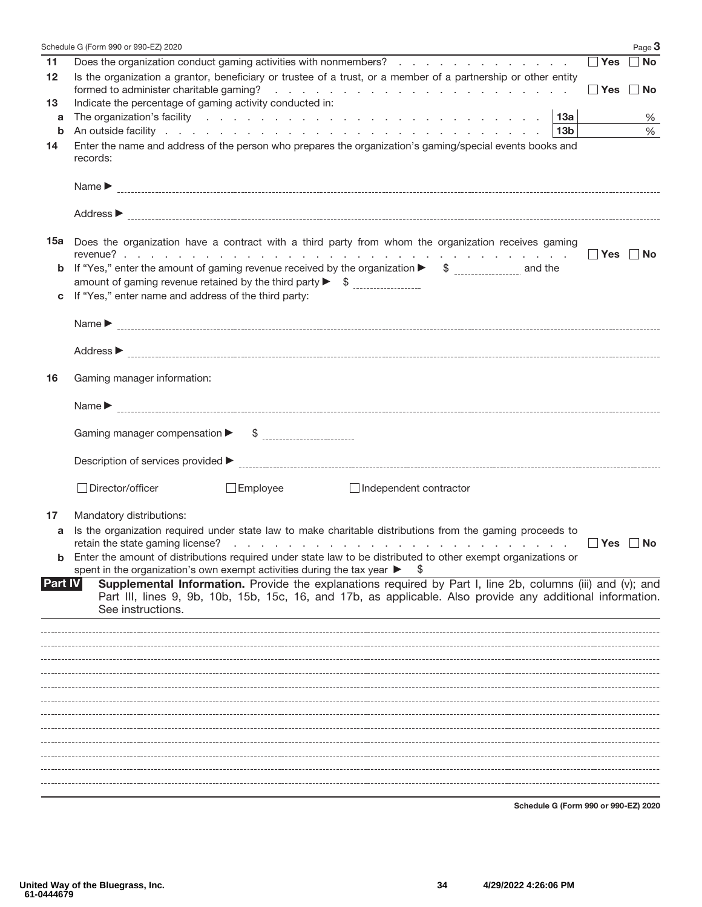Schedule G (Form 990 or 990-EZ) 2020 Page **3**

**11** Does the organization conduct gaming activities with nonmembers? ☐ **Yes** ☐ **No**

**12** Is the organization a grantor, beneficiary or trustee of a trust, or a member of a partnership or other entity formed to administer charitable gaming? ☐ **Yes** ☐ **No**

**13** Indicate the percentage of gaming activity conducted in:

**a** The organization's facility **13a** %

**b** An outside facility **13b** %

**14** Enter the name and address of the person who prepares the organization's gaming/special events books and records:

Name ▶

Address ▶

**15a** Does the organization have a contract with a third party from whom the organization receives gaming revenue? ☐ **Yes** ☐ **No**

**b** If "Yes," enter the amount of gaming revenue received by the organization ▶ $ ________ and the amount of gaming revenue retained by the third party ▶ $ ________

**c** If "Yes," enter name and address of the third party:

Name ▶

Address ▶

**16** Gaming manager information:

Name ▶

Gaming manager compensation ▶ $ ________

Description of services provided ▶

☐ Director/officer ☐ Employee ☐ Independent contractor

**17** Mandatory distributions:

**a** Is the organization required under state law to make charitable distributions from the gaming proceeds to retain the state gaming license? ☐ **Yes** ☐ **No**

**b** Enter the amount of distributions required under state law to be distributed to other exempt organizations or spent in the organization's own exempt activities during the tax year ▶ $

**Part IV** **Supplemental Information.** Provide the explanations required by Part I, line 2b, columns (iii) and (v); and Part III, lines 9, 9b, 10b, 15b, 15c, 16, and 17b, as applicable. Also provide any additional information. See instructions.

**Schedule G (Form 990 or 990-EZ) 2020**

United Way of the Bluegrass, Inc.
61-0444679

4/29/2022 4:26:06 PM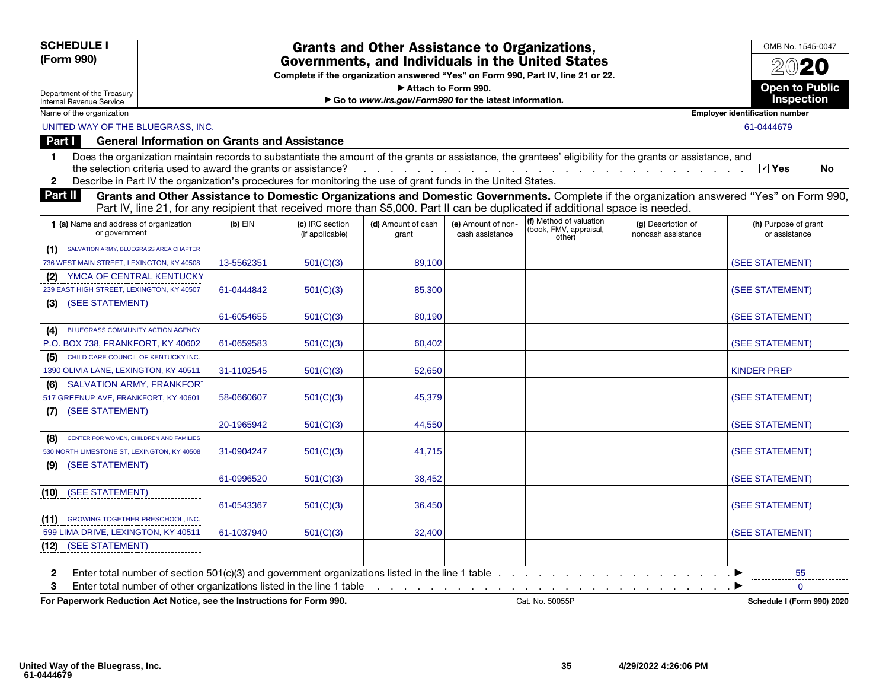**SCHEDULE I (Form 990)**

Department of the Treasury
Internal Revenue Service

# Grants and Other Assistance to Organizations, Governments, and Individuals in the United States

**Complete if the organization answered "Yes" on Form 990, Part IV, line 21 or 22.**

**▶ Attach to Form 990.**

**▶ Go to *www.irs.gov/Form990* for the latest information.**

OMB No. 1545-0047

**2020**

**Open to Public Inspection**

Name of the organization: UNITED WAY OF THE BLUEGRASS, INC.

Employer identification number: 61-0444679

## Part I General Information on Grants and Assistance

1 Does the organization maintain records to substantiate the amount of the grants or assistance, the grantees' eligibility for the grants or assistance, and the selection criteria used to award the grants or assistance? ☑ Yes ☐ No

2 Describe in Part IV the organization's procedures for monitoring the use of grant funds in the United States.

## Part II Grants and Other Assistance to Domestic Organizations and Domestic Governments.

Complete if the organization answered "Yes" on Form 990, Part IV, line 21, for any recipient that received more than $5,000. Part II can be duplicated if additional space is needed.

| 1 (a) Name and address of organization or government | (b) EIN | (c) IRC section (if applicable) | (d) Amount of cash grant | (e) Amount of non-cash assistance | (f) Method of valuation (book, FMV, appraisal, other) | (g) Description of noncash assistance | (h) Purpose of grant or assistance |
|---|---|---|---|---|---|---|---|
| (1) SALVATION ARMY, BLUEGRASS AREA CHAPTER 736 WEST MAIN STREET, LEXINGTON, KY 40508 | 13-5562351 | 501(C)(3) | 89,100 | | | | (SEE STATEMENT) |
| (2) YMCA OF CENTRAL KENTUCKY 239 EAST HIGH STREET, LEXINGTON, KY 40507 | 61-0444842 | 501(C)(3) | 85,300 | | | | (SEE STATEMENT) |
| (3) (SEE STATEMENT) | 61-6054655 | 501(C)(3) | 80,190 | | | | (SEE STATEMENT) |
| (4) BLUEGRASS COMMUNITY ACTION AGENCY P.O. BOX 738, FRANKFORT, KY 40602 | 61-0659583 | 501(C)(3) | 60,402 | | | | (SEE STATEMENT) |
| (5) CHILD CARE COUNCIL OF KENTUCKY INC. 1390 OLIVIA LANE, LEXINGTON, KY 40511 | 31-1102545 | 501(C)(3) | 52,650 | | | | KINDER PREP |
| (6) SALVATION ARMY, FRANKFORT 517 GREENUP AVE, FRANKFORT, KY 40601 | 58-0660607 | 501(C)(3) | 45,379 | | | | (SEE STATEMENT) |
| (7) (SEE STATEMENT) | 20-1965942 | 501(C)(3) | 44,550 | | | | (SEE STATEMENT) |
| (8) CENTER FOR WOMEN, CHILDREN AND FAMILIES 530 NORTH LIMESTONE ST, LEXINGTON, KY 40508 | 31-0904247 | 501(C)(3) | 41,715 | | | | (SEE STATEMENT) |
| (9) (SEE STATEMENT) | 61-0996520 | 501(C)(3) | 38,452 | | | | (SEE STATEMENT) |
| (10) (SEE STATEMENT) | 61-0543367 | 501(C)(3) | 36,450 | | | | (SEE STATEMENT) |
| (11) GROWING TOGETHER PRESCHOOL, INC. 599 LIMA DRIVE, LEXINGTON, KY 40511 | 61-1037940 | 501(C)(3) | 32,400 | | | | (SEE STATEMENT) |
| (12) (SEE STATEMENT) | | | | | | | |

2 Enter total number of section 501(c)(3) and government organizations listed in the line 1 table ▶ 55

3 Enter total number of other organizations listed in the line 1 table ▶ 0

**For Paperwork Reduction Act Notice, see the Instructions for Form 990.** Cat. No. 50055P **Schedule I (Form 990) 2020**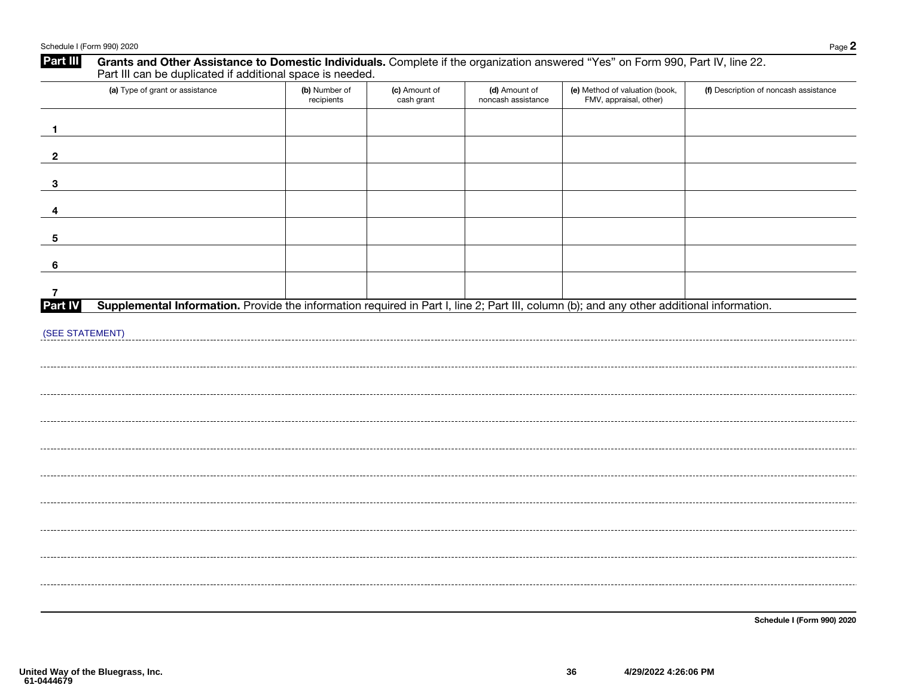## Part III Grants and Other Assistance to Domestic Individuals.

Complete if the organization answered "Yes" on Form 990, Part IV, line 22. Part III can be duplicated if additional space is needed.

| | (a) Type of grant or assistance | (b) Number of recipients | (c) Amount of cash grant | (d) Amount of noncash assistance | (e) Method of valuation (book, FMV, appraisal, other) | (f) Description of noncash assistance |
|---|---|---|---|---|---|---|
| 1 | | | | | | |
| 2 | | | | | | |
| 3 | | | | | | |
| 4 | | | | | | |
| 5 | | | | | | |
| 6 | | | | | | |
| 7 | | | | | | |

## Part IV Supplemental Information.

Provide the information required in Part I, line 2; Part III, column (b); and any other additional information.

(SEE STATEMENT)

Schedule I (Form 990) 2020

United Way of the Bluegrass, Inc.
61-0444679

4/29/2022 4:26:06 PM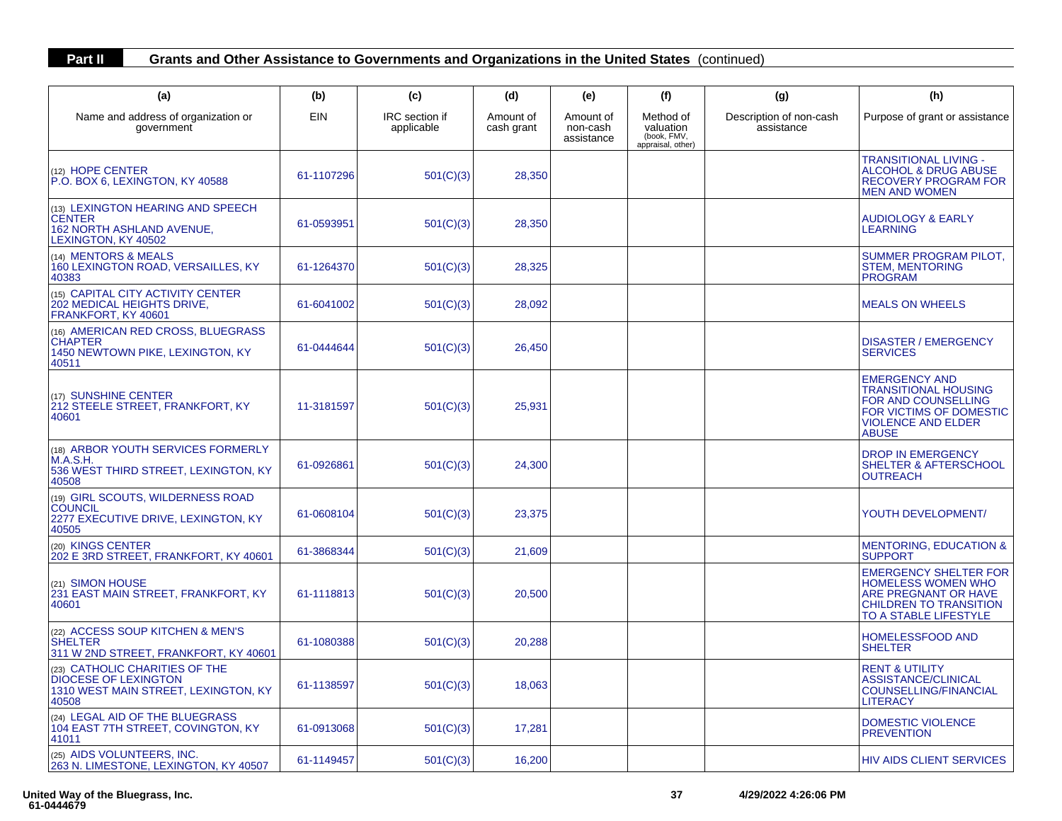**Part II** **Grants and Other Assistance to Governments and Organizations in the United States** (continued)

| (a) Name and address of organization or government | (b) EIN | (c) IRC section if applicable | (d) Amount of cash grant | (e) Amount of non-cash assistance | (f) Method of valuation (book, FMV, appraisal, other) | (g) Description of non-cash assistance | (h) Purpose of grant or assistance |
|---|---|---|---|---|---|---|---|
| (12) HOPE CENTER P.O. BOX 6, LEXINGTON, KY 40588 | 61-1107296 | 501(C)(3) | 28,350 | | | | TRANSITIONAL LIVING - ALCOHOL & DRUG ABUSE RECOVERY PROGRAM FOR MEN AND WOMEN |
| (13) LEXINGTON HEARING AND SPEECH CENTER 162 NORTH ASHLAND AVENUE, LEXINGTON, KY 40502 | 61-0593951 | 501(C)(3) | 28,350 | | | | AUDIOLOGY & EARLY LEARNING |
| (14) MENTORS & MEALS 160 LEXINGTON ROAD, VERSAILLES, KY 40383 | 61-1264370 | 501(C)(3) | 28,325 | | | | SUMMER PROGRAM PILOT, STEM, MENTORING PROGRAM |
| (15) CAPITAL CITY ACTIVITY CENTER 202 MEDICAL HEIGHTS DRIVE, FRANKFORT, KY 40601 | 61-6041002 | 501(C)(3) | 28,092 | | | | MEALS ON WHEELS |
| (16) AMERICAN RED CROSS, BLUEGRASS CHAPTER 1450 NEWTOWN PIKE, LEXINGTON, KY 40511 | 61-0444644 | 501(C)(3) | 26,450 | | | | DISASTER / EMERGENCY SERVICES |
| (17) SUNSHINE CENTER 212 STEELE STREET, FRANKFORT, KY 40601 | 11-3181597 | 501(C)(3) | 25,931 | | | | EMERGENCY AND TRANSITIONAL HOUSING FOR AND COUNSELLING FOR VICTIMS OF DOMESTIC VIOLENCE AND ELDER ABUSE |
| (18) ARBOR YOUTH SERVICES FORMERLY M.A.S.H. 536 WEST THIRD STREET, LEXINGTON, KY 40508 | 61-0926861 | 501(C)(3) | 24,300 | | | | DROP IN EMERGENCY SHELTER & AFTERSCHOOL OUTREACH |
| (19) GIRL SCOUTS, WILDERNESS ROAD COUNCIL 2277 EXECUTIVE DRIVE, LEXINGTON, KY 40505 | 61-0608104 | 501(C)(3) | 23,375 | | | | YOUTH DEVELOPMENT/ |
| (20) KINGS CENTER 202 E 3RD STREET, FRANKFORT, KY 40601 | 61-3868344 | 501(C)(3) | 21,609 | | | | MENTORING, EDUCATION & SUPPORT |
| (21) SIMON HOUSE 231 EAST MAIN STREET, FRANKFORT, KY 40601 | 61-1118813 | 501(C)(3) | 20,500 | | | | EMERGENCY SHELTER FOR HOMELESS WOMEN WHO ARE PREGNANT OR HAVE CHILDREN TO TRANSITION TO A STABLE LIFESTYLE |
| (22) ACCESS SOUP KITCHEN & MEN'S SHELTER 311 W 2ND STREET, FRANKFORT, KY 40601 | 61-1080388 | 501(C)(3) | 20,288 | | | | HOMELESSFOOD AND SHELTER |
| (23) CATHOLIC CHARITIES OF THE DIOCESE OF LEXINGTON 1310 WEST MAIN STREET, LEXINGTON, KY 40508 | 61-1138597 | 501(C)(3) | 18,063 | | | | RENT & UTILITY ASSISTANCE/CLINICAL COUNSELLING/FINANCIAL LITERACY |
| (24) LEGAL AID OF THE BLUEGRASS 104 EAST 7TH STREET, COVINGTON, KY 41011 | 61-0913068 | 501(C)(3) | 17,281 | | | | DOMESTIC VIOLENCE PREVENTION |
| (25) AIDS VOLUNTEERS, INC. 263 N. LIMESTONE, LEXINGTON, KY 40507 | 61-1149457 | 501(C)(3) | 16,200 | | | | HIV AIDS CLIENT SERVICES |

United Way of the Bluegrass, Inc.
61-0444679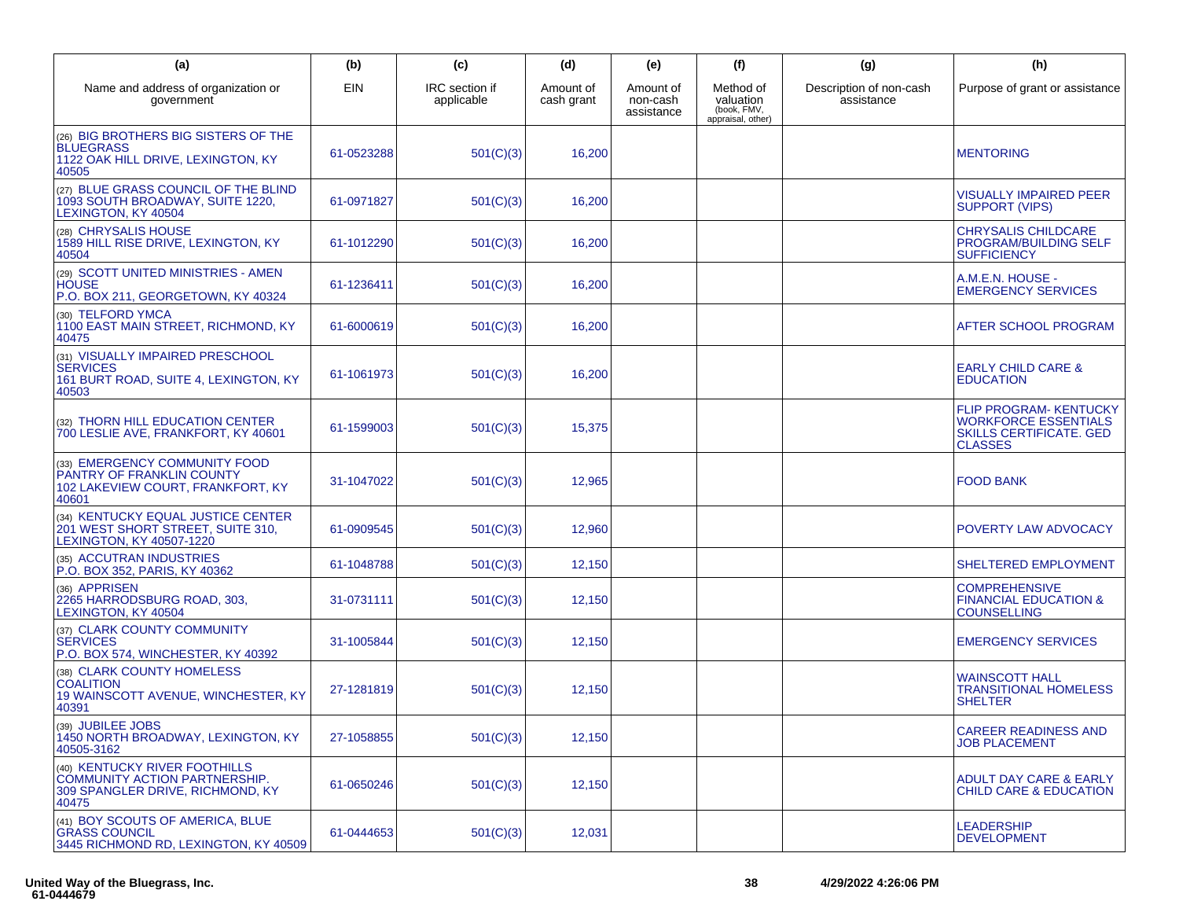| (a) | (b) | (c) | (d) | (e) | (f) | (g) | (h) |
|---|---|---|---|---|---|---|---|
| Name and address of organization or government | EIN | IRC section if applicable | Amount of cash grant | Amount of non-cash assistance | Method of valuation (book, FMV, appraisal, other) | Description of non-cash assistance | Purpose of grant or assistance |
| (26) BIG BROTHERS BIG SISTERS OF THE BLUEGRASS 1122 OAK HILL DRIVE, LEXINGTON, KY 40505 | 61-0523288 | 501(C)(3) | 16,200 | | | | MENTORING |
| (27) BLUE GRASS COUNCIL OF THE BLIND 1093 SOUTH BROADWAY, SUITE 1220, LEXINGTON, KY 40504 | 61-0971827 | 501(C)(3) | 16,200 | | | | VISUALLY IMPAIRED PEER SUPPORT (VIPS) |
| (28) CHRYSALIS HOUSE 1589 HILL RISE DRIVE, LEXINGTON, KY 40504 | 61-1012290 | 501(C)(3) | 16,200 | | | | CHRYSALIS CHILDCARE PROGRAM/BUILDING SELF SUFFICIENCY |
| (29) SCOTT UNITED MINISTRIES - AMEN HOUSE P.O. BOX 211, GEORGETOWN, KY 40324 | 61-1236411 | 501(C)(3) | 16,200 | | | | A.M.E.N. HOUSE - EMERGENCY SERVICES |
| (30) TELFORD YMCA 1100 EAST MAIN STREET, RICHMOND, KY 40475 | 61-6000619 | 501(C)(3) | 16,200 | | | | AFTER SCHOOL PROGRAM |
| (31) VISUALLY IMPAIRED PRESCHOOL SERVICES 161 BURT ROAD, SUITE 4, LEXINGTON, KY 40503 | 61-1061973 | 501(C)(3) | 16,200 | | | | EARLY CHILD CARE & EDUCATION |
| (32) THORN HILL EDUCATION CENTER 700 LESLIE AVE, FRANKFORT, KY 40601 | 61-1599003 | 501(C)(3) | 15,375 | | | | FLIP PROGRAM- KENTUCKY WORKFORCE ESSENTIALS SKILLS CERTIFICATE. GED CLASSES |
| (33) EMERGENCY COMMUNITY FOOD PANTRY OF FRANKLIN COUNTY 102 LAKEVIEW COURT, FRANKFORT, KY 40601 | 31-1047022 | 501(C)(3) | 12,965 | | | | FOOD BANK |
| (34) KENTUCKY EQUAL JUSTICE CENTER 201 WEST SHORT STREET, SUITE 310, LEXINGTON, KY 40507-1220 | 61-0909545 | 501(C)(3) | 12,960 | | | | POVERTY LAW ADVOCACY |
| (35) ACCUTRAN INDUSTRIES P.O. BOX 352, PARIS, KY 40362 | 61-1048788 | 501(C)(3) | 12,150 | | | | SHELTERED EMPLOYMENT |
| (36) APPRISEN 2265 HARRODSBURG ROAD, 303, LEXINGTON, KY 40504 | 31-0731111 | 501(C)(3) | 12,150 | | | | COMPREHENSIVE FINANCIAL EDUCATION & COUNSELLING |
| (37) CLARK COUNTY COMMUNITY SERVICES P.O. BOX 574, WINCHESTER, KY 40392 | 31-1005844 | 501(C)(3) | 12,150 | | | | EMERGENCY SERVICES |
| (38) CLARK COUNTY HOMELESS COALITION 19 WAINSCOTT AVENUE, WINCHESTER, KY 40391 | 27-1281819 | 501(C)(3) | 12,150 | | | | WAINSCOTT HALL TRANSITIONAL HOMELESS SHELTER |
| (39) JUBILEE JOBS 1450 NORTH BROADWAY, LEXINGTON, KY 40505-3162 | 27-1058855 | 501(C)(3) | 12,150 | | | | CAREER READINESS AND JOB PLACEMENT |
| (40) KENTUCKY RIVER FOOTHILLS COMMUNITY ACTION PARTNERSHIP. 309 SPANGLER DRIVE, RICHMOND, KY 40475 | 61-0650246 | 501(C)(3) | 12,150 | | | | ADULT DAY CARE & EARLY CHILD CARE & EDUCATION |
| (41) BOY SCOUTS OF AMERICA, BLUE GRASS COUNCIL 3445 RICHMOND RD, LEXINGTON, KY 40509 | 61-0444653 | 501(C)(3) | 12,031 | | | | LEADERSHIP DEVELOPMENT |

**United Way of the Bluegrass, Inc.**
**61-0444679**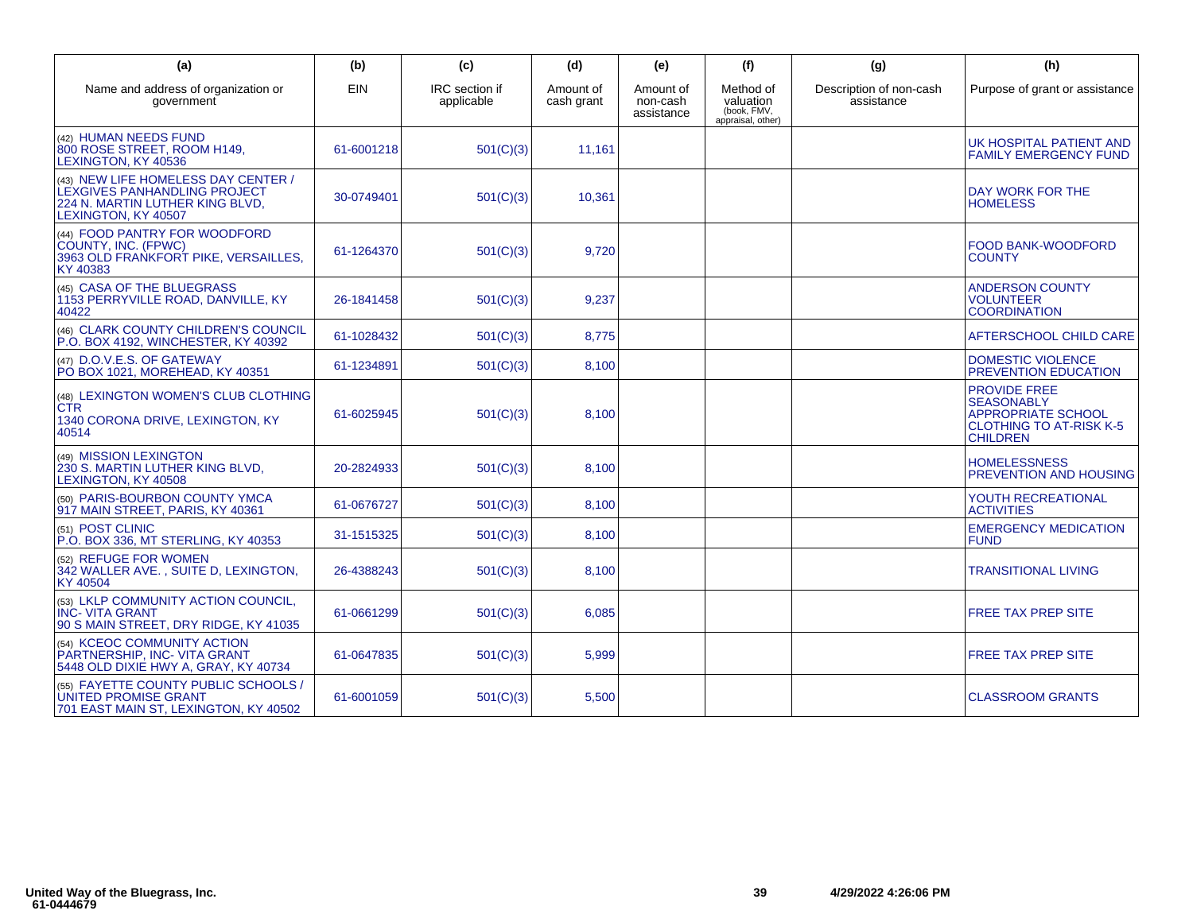| (a) | (b) | (c) | (d) | (e) | (f) | (g) | (h) |
|---|---|---|---|---|---|---|---|
| Name and address of organization or government | EIN | IRC section if applicable | Amount of cash grant | Amount of non-cash assistance | Method of valuation (book, FMV, appraisal, other) | Description of non-cash assistance | Purpose of grant or assistance |
| (42) HUMAN NEEDS FUND 800 ROSE STREET, ROOM H149, LEXINGTON, KY 40536 | 61-6001218 | 501(C)(3) | 11,161 | | | | UK HOSPITAL PATIENT AND FAMILY EMERGENCY FUND |
| (43) NEW LIFE HOMELESS DAY CENTER / LEXGIVES PANHANDLING PROJECT 224 N. MARTIN LUTHER KING BLVD, LEXINGTON, KY 40507 | 30-0749401 | 501(C)(3) | 10,361 | | | | DAY WORK FOR THE HOMELESS |
| (44) FOOD PANTRY FOR WOODFORD COUNTY, INC. (FPWC) 3963 OLD FRANKFORT PIKE, VERSAILLES, KY 40383 | 61-1264370 | 501(C)(3) | 9,720 | | | | FOOD BANK-WOODFORD COUNTY |
| (45) CASA OF THE BLUEGRASS 1153 PERRYVILLE ROAD, DANVILLE, KY 40422 | 26-1841458 | 501(C)(3) | 9,237 | | | | ANDERSON COUNTY VOLUNTEER COORDINATION |
| (46) CLARK COUNTY CHILDREN'S COUNCIL P.O. BOX 4192, WINCHESTER, KY 40392 | 61-1028432 | 501(C)(3) | 8,775 | | | | AFTERSCHOOL CHILD CARE |
| (47) D.O.V.E.S. OF GATEWAY PO BOX 1021, MOREHEAD, KY 40351 | 61-1234891 | 501(C)(3) | 8,100 | | | | DOMESTIC VIOLENCE PREVENTION EDUCATION |
| (48) LEXINGTON WOMEN'S CLUB CLOTHING CTR 1340 CORONA DRIVE, LEXINGTON, KY 40514 | 61-6025945 | 501(C)(3) | 8,100 | | | | PROVIDE FREE SEASONABLY APPROPRIATE SCHOOL CLOTHING TO AT-RISK K-5 CHILDREN |
| (49) MISSION LEXINGTON 230 S. MARTIN LUTHER KING BLVD, LEXINGTON, KY 40508 | 20-2824933 | 501(C)(3) | 8,100 | | | | HOMELESSNESS PREVENTION AND HOUSING |
| (50) PARIS-BOURBON COUNTY YMCA 917 MAIN STREET, PARIS, KY 40361 | 61-0676727 | 501(C)(3) | 8,100 | | | | YOUTH RECREATIONAL ACTIVITIES |
| (51) POST CLINIC P.O. BOX 336, MT STERLING, KY 40353 | 31-1515325 | 501(C)(3) | 8,100 | | | | EMERGENCY MEDICATION FUND |
| (52) REFUGE FOR WOMEN 342 WALLER AVE. , SUITE D, LEXINGTON, KY 40504 | 26-4388243 | 501(C)(3) | 8,100 | | | | TRANSITIONAL LIVING |
| (53) LKLP COMMUNITY ACTION COUNCIL, INC- VITA GRANT 90 S MAIN STREET, DRY RIDGE, KY 41035 | 61-0661299 | 501(C)(3) | 6,085 | | | | FREE TAX PREP SITE |
| (54) KCEOC COMMUNITY ACTION PARTNERSHIP, INC- VITA GRANT 5448 OLD DIXIE HWY A, GRAY, KY 40734 | 61-0647835 | 501(C)(3) | 5,999 | | | | FREE TAX PREP SITE |
| (55) FAYETTE COUNTY PUBLIC SCHOOLS / UNITED PROMISE GRANT 701 EAST MAIN ST, LEXINGTON, KY 40502 | 61-6001059 | 501(C)(3) | 5,500 | | | | CLASSROOM GRANTS |

United Way of the Bluegrass, Inc.
61-0444679

4/29/2022 4:26:06 PM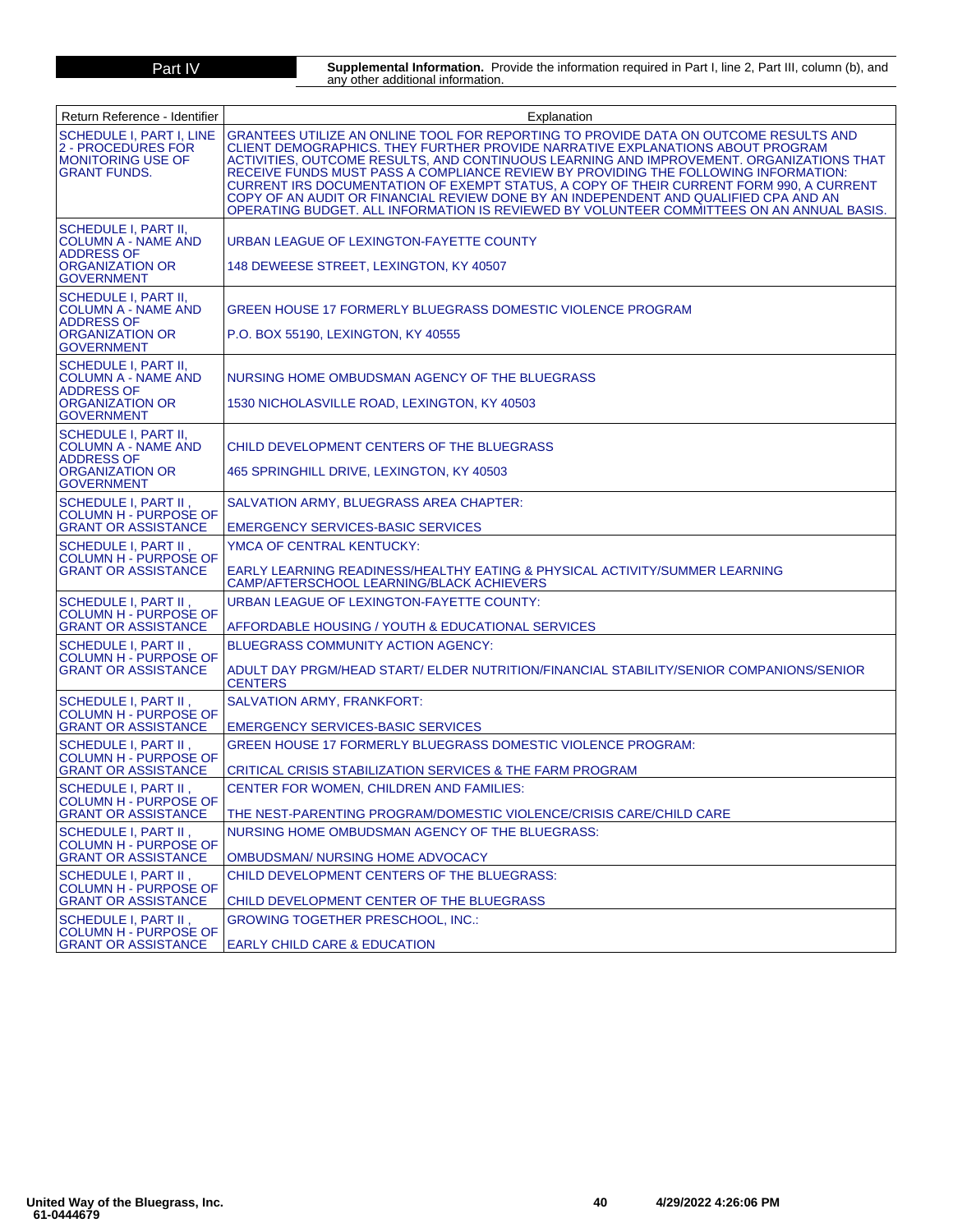**Part IV** **Supplemental Information.** Provide the information required in Part I, line 2, Part III, column (b), and any other additional information.

| Return Reference - Identifier | Explanation |
|---|---|
| SCHEDULE I, PART I, LINE 2 - PROCEDURES FOR MONITORING USE OF GRANT FUNDS. | GRANTEES UTILIZE AN ONLINE TOOL FOR REPORTING TO PROVIDE DATA ON OUTCOME RESULTS AND CLIENT DEMOGRAPHICS. THEY FURTHER PROVIDE NARRATIVE EXPLANATIONS ABOUT PROGRAM ACTIVITIES, OUTCOME RESULTS, AND CONTINUOUS LEARNING AND IMPROVEMENT. ORGANIZATIONS THAT RECEIVE FUNDS MUST PASS A COMPLIANCE REVIEW BY PROVIDING THE FOLLOWING INFORMATION: CURRENT IRS DOCUMENTATION OF EXEMPT STATUS, A COPY OF THEIR CURRENT FORM 990, A CURRENT COPY OF AN AUDIT OR FINANCIAL REVIEW DONE BY AN INDEPENDENT AND QUALIFIED CPA AND AN OPERATING BUDGET. ALL INFORMATION IS REVIEWED BY VOLUNTEER COMMITTEES ON AN ANNUAL BASIS. |
| SCHEDULE I, PART II, COLUMN A - NAME AND ADDRESS OF ORGANIZATION OR GOVERNMENT | URBAN LEAGUE OF LEXINGTON-FAYETTE COUNTY<br><br>148 DEWEESE STREET, LEXINGTON, KY 40507 |
| SCHEDULE I, PART II, COLUMN A - NAME AND ADDRESS OF ORGANIZATION OR GOVERNMENT | GREEN HOUSE 17 FORMERLY BLUEGRASS DOMESTIC VIOLENCE PROGRAM<br><br>P.O. BOX 55190, LEXINGTON, KY 40555 |
| SCHEDULE I, PART II, COLUMN A - NAME AND ADDRESS OF ORGANIZATION OR GOVERNMENT | NURSING HOME OMBUDSMAN AGENCY OF THE BLUEGRASS<br><br>1530 NICHOLASVILLE ROAD, LEXINGTON, KY 40503 |
| SCHEDULE I, PART II, COLUMN A - NAME AND ADDRESS OF ORGANIZATION OR GOVERNMENT | CHILD DEVELOPMENT CENTERS OF THE BLUEGRASS<br><br>465 SPRINGHILL DRIVE, LEXINGTON, KY 40503 |
| SCHEDULE I, PART II , COLUMN H - PURPOSE OF GRANT OR ASSISTANCE | SALVATION ARMY, BLUEGRASS AREA CHAPTER:<br><br>EMERGENCY SERVICES-BASIC SERVICES |
| SCHEDULE I, PART II , COLUMN H - PURPOSE OF GRANT OR ASSISTANCE | YMCA OF CENTRAL KENTUCKY:<br><br>EARLY LEARNING READINESS/HEALTHY EATING & PHYSICAL ACTIVITY/SUMMER LEARNING CAMP/AFTERSCHOOL LEARNING/BLACK ACHIEVERS |
| SCHEDULE I, PART II , COLUMN H - PURPOSE OF GRANT OR ASSISTANCE | URBAN LEAGUE OF LEXINGTON-FAYETTE COUNTY:<br><br>AFFORDABLE HOUSING / YOUTH & EDUCATIONAL SERVICES |
| SCHEDULE I, PART II , COLUMN H - PURPOSE OF GRANT OR ASSISTANCE | BLUEGRASS COMMUNITY ACTION AGENCY:<br><br>ADULT DAY PRGM/HEAD START/ ELDER NUTRITION/FINANCIAL STABILITY/SENIOR COMPANIONS/SENIOR CENTERS |
| SCHEDULE I, PART II , COLUMN H - PURPOSE OF GRANT OR ASSISTANCE | SALVATION ARMY, FRANKFORT:<br><br>EMERGENCY SERVICES-BASIC SERVICES |
| SCHEDULE I, PART II , COLUMN H - PURPOSE OF GRANT OR ASSISTANCE | GREEN HOUSE 17 FORMERLY BLUEGRASS DOMESTIC VIOLENCE PROGRAM:<br><br>CRITICAL CRISIS STABILIZATION SERVICES & THE FARM PROGRAM |
| SCHEDULE I, PART II , COLUMN H - PURPOSE OF GRANT OR ASSISTANCE | CENTER FOR WOMEN, CHILDREN AND FAMILIES:<br><br>THE NEST-PARENTING PROGRAM/DOMESTIC VIOLENCE/CRISIS CARE/CHILD CARE |
| SCHEDULE I, PART II , COLUMN H - PURPOSE OF GRANT OR ASSISTANCE | NURSING HOME OMBUDSMAN AGENCY OF THE BLUEGRASS:<br><br>OMBUDSMAN/ NURSING HOME ADVOCACY |
| SCHEDULE I, PART II , COLUMN H - PURPOSE OF GRANT OR ASSISTANCE | CHILD DEVELOPMENT CENTERS OF THE BLUEGRASS:<br><br>CHILD DEVELOPMENT CENTER OF THE BLUEGRASS |
| SCHEDULE I, PART II , COLUMN H - PURPOSE OF GRANT OR ASSISTANCE | GROWING TOGETHER PRESCHOOL, INC.:<br><br>EARLY CHILD CARE & EDUCATION |

United Way of the Bluegrass, Inc.
61-0444679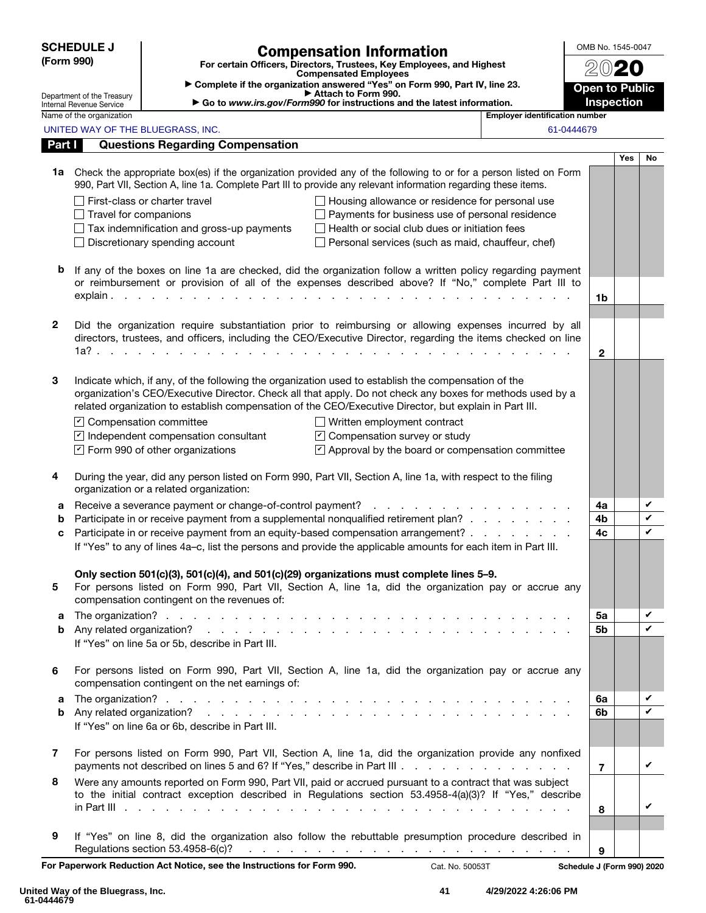**SCHEDULE J (Form 990)**

Department of the Treasury
Internal Revenue Service

# Compensation Information

**For certain Officers, Directors, Trustees, Key Employees, and Highest Compensated Employees**

▶ **Complete if the organization answered "Yes" on Form 990, Part IV, line 23.**
▶ **Attach to Form 990.**
▶ **Go to www.irs.gov/Form990 for instructions and the latest information.**

OMB No. 1545-0047
**2020**
**Open to Public Inspection**

| Name of the organization | Employer identification number |
|---|---|
| UNITED WAY OF THE BLUEGRASS, INC. | 61-0444679 |

## Part I Questions Regarding Compensation

| | | | Yes | No |
|---|---|---|---|---|
| **1a** | Check the appropriate box(es) if the organization provided any of the following to or for a person listed on Form 990, Part VII, Section A, line 1a. Complete Part III to provide any relevant information regarding these items.<br>☐ First-class or charter travel ☐ Housing allowance or residence for personal use<br>☐ Travel for companions ☐ Payments for business use of personal residence<br>☐ Tax indemnification and gross-up payments ☐ Health or social club dues or initiation fees<br>☐ Discretionary spending account ☐ Personal services (such as maid, chauffeur, chef) | | | |
| **b** | If any of the boxes on line 1a are checked, did the organization follow a written policy regarding payment or reimbursement or provision of all of the expenses described above? If "No," complete Part III to explain | **1b** | | |
| **2** | Did the organization require substantiation prior to reimbursing or allowing expenses incurred by all directors, trustees, and officers, including the CEO/Executive Director, regarding the items checked on line 1a? | **2** | | |
| **3** | Indicate which, if any, of the following the organization used to establish the compensation of the organization's CEO/Executive Director. Check all that apply. Do not check any boxes for methods used by a related organization to establish compensation of the CEO/Executive Director, but explain in Part III.<br>☑ Compensation committee ☐ Written employment contract<br>☑ Independent compensation consultant ☑ Compensation survey or study<br>☑ Form 990 of other organizations ☑ Approval by the board or compensation committee | | | |
| **4** | During the year, did any person listed on Form 990, Part VII, Section A, line 1a, with respect to the filing organization or a related organization: | | | |
| **a** | Receive a severance payment or change-of-control payment? | **4a** | | ✔ |
| **b** | Participate in or receive payment from a supplemental nonqualified retirement plan? | **4b** | | ✔ |
| **c** | Participate in or receive payment from an equity-based compensation arrangement?<br>If "Yes" to any of lines 4a–c, list the persons and provide the applicable amounts for each item in Part III. | **4c** | | ✔ |
| | **Only section 501(c)(3), 501(c)(4), and 501(c)(29) organizations must complete lines 5–9.** | | | |
| **5** | For persons listed on Form 990, Part VII, Section A, line 1a, did the organization pay or accrue any compensation contingent on the revenues of: | | | |
| **a** | The organization? | **5a** | | ✔ |
| **b** | Any related organization?<br>If "Yes" on line 5a or 5b, describe in Part III. | **5b** | | ✔ |
| **6** | For persons listed on Form 990, Part VII, Section A, line 1a, did the organization pay or accrue any compensation contingent on the net earnings of: | | | |
| **a** | The organization? | **6a** | | ✔ |
| **b** | Any related organization?<br>If "Yes" on line 6a or 6b, describe in Part III. | **6b** | | ✔ |
| **7** | For persons listed on Form 990, Part VII, Section A, line 1a, did the organization provide any nonfixed payments not described on lines 5 and 6? If "Yes," describe in Part III | **7** | | ✔ |
| **8** | Were any amounts reported on Form 990, Part VII, paid or accrued pursuant to a contract that was subject to the initial contract exception described in Regulations section 53.4958-4(a)(3)? If "Yes," describe in Part III | **8** | | ✔ |
| **9** | If "Yes" on line 8, did the organization also follow the rebuttable presumption procedure described in Regulations section 53.4958-6(c)? | **9** | | |

**For Paperwork Reduction Act Notice, see the Instructions for Form 990.** Cat. No. 50053T **Schedule J (Form 990) 2020**

United Way of the Bluegrass, Inc.
61-0444679
4/29/2022 4:26:06 PM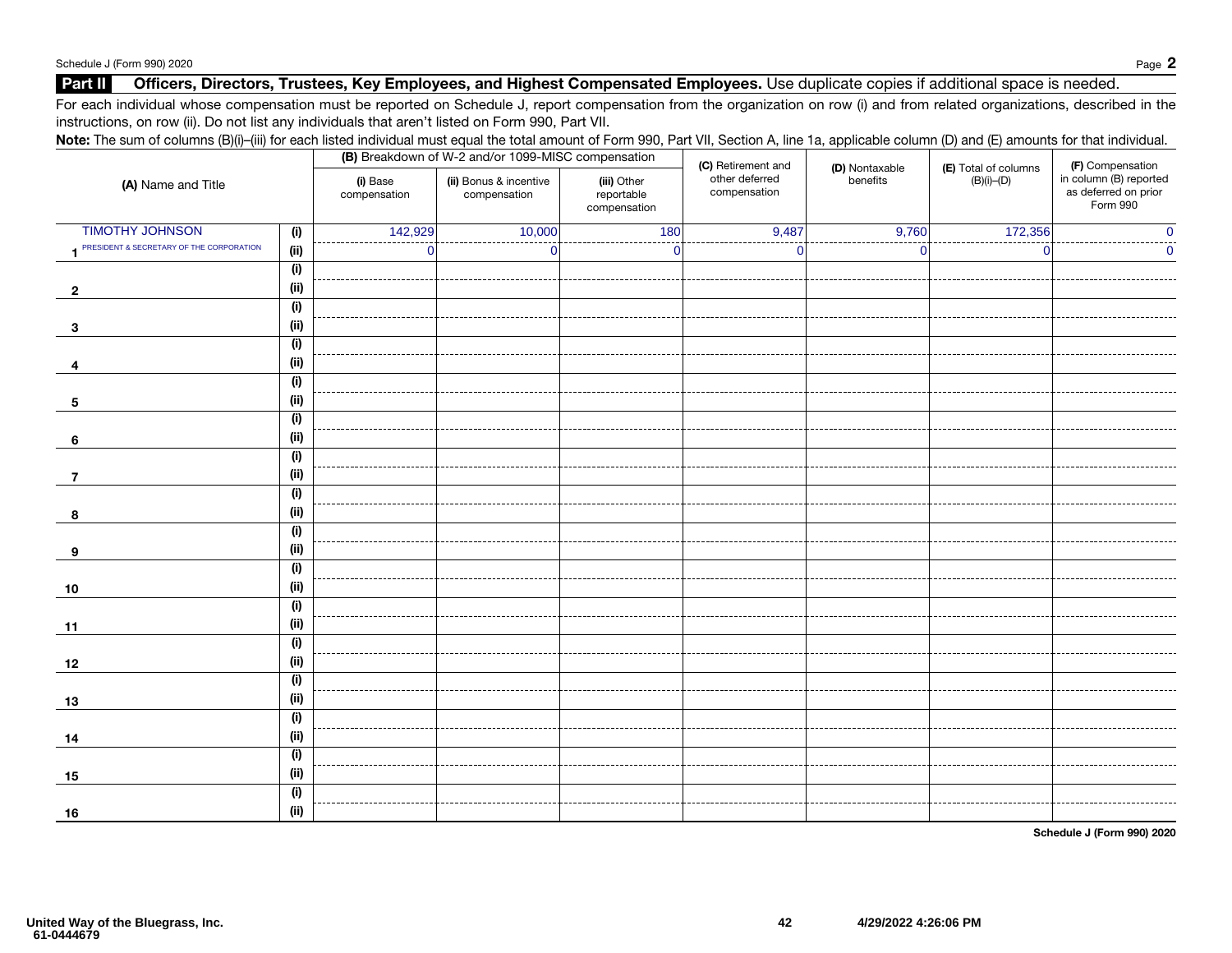## Part II Officers, Directors, Trustees, Key Employees, and Highest Compensated Employees. Use duplicate copies if additional space is needed.

For each individual whose compensation must be reported on Schedule J, report compensation from the organization on row (i) and from related organizations, described in the instructions, on row (ii). Do not list any individuals that aren't listed on Form 990, Part VII.

**Note:** The sum of columns (B)(i)–(iii) for each listed individual must equal the total amount of Form 990, Part VII, Section A, line 1a, applicable column (D) and (E) amounts for that individual.

| (A) Name and Title | | (B) Breakdown of W-2 and/or 1099-MISC compensation | | | (C) Retirement and other deferred compensation | (D) Nontaxable benefits | (E) Total of columns (B)(i)–(D) | (F) Compensation in column (B) reported as deferred on prior Form 990 |
|---|---|---|---|---|---|---|---|---|
| | | (i) Base compensation | (ii) Bonus & incentive compensation | (iii) Other reportable compensation | | | | |
| 1 TIMOTHY JOHNSON<br>PRESIDENT & SECRETARY OF THE CORPORATION | (i) | 142,929 | 10,000 | 180 | 9,487 | 9,760 | 172,356 | 0 |
| | (ii) | 0 | 0 | 0 | 0 | 0 | 0 | 0 |
| 2 | (i) | | | | | | | |
| | (ii) | | | | | | | |
| 3 | (i) | | | | | | | |
| | (ii) | | | | | | | |
| 4 | (i) | | | | | | | |
| | (ii) | | | | | | | |
| 5 | (i) | | | | | | | |
| | (ii) | | | | | | | |
| 6 | (i) | | | | | | | |
| | (ii) | | | | | | | |
| 7 | (i) | | | | | | | |
| | (ii) | | | | | | | |
| 8 | (i) | | | | | | | |
| | (ii) | | | | | | | |
| 9 | (i) | | | | | | | |
| | (ii) | | | | | | | |
| 10 | (i) | | | | | | | |
| | (ii) | | | | | | | |
| 11 | (i) | | | | | | | |
| | (ii) | | | | | | | |
| 12 | (i) | | | | | | | |
| | (ii) | | | | | | | |
| 13 | (i) | | | | | | | |
| | (ii) | | | | | | | |
| 14 | (i) | | | | | | | |
| | (ii) | | | | | | | |
| 15 | (i) | | | | | | | |
| | (ii) | | | | | | | |
| 16 | (i) | | | | | | | |
| | (ii) | | | | | | | |

United Way of the Bluegrass, Inc.
61-0444679

4/29/2022 4:26:06 PM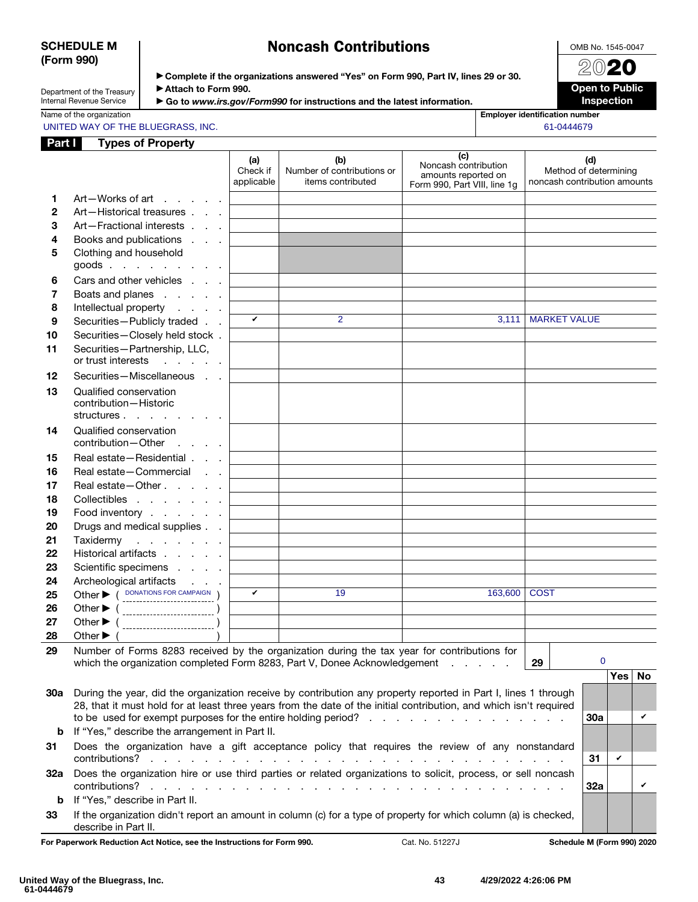**SCHEDULE M (Form 990)**

Department of the Treasury
Internal Revenue Service

# Noncash Contributions

▶ Complete if the organizations answered "Yes" on Form 990, Part IV, lines 29 or 30.
▶ Attach to Form 990.
▶ Go to *www.irs.gov/Form990* for instructions and the latest information.

OMB No. 1545-0047
**2020**
**Open to Public Inspection**

Name of the organization: UNITED WAY OF THE BLUEGRASS, INC.
Employer identification number: 61-0444679

## Part I Types of Property

| | | (a) Check if applicable | (b) Number of contributions or items contributed | (c) Noncash contribution amounts reported on Form 990, Part VIII, line 1g | (d) Method of determining noncash contribution amounts |
|---|---|---|---|---|---|
| 1 | Art—Works of art | | | | |
| 2 | Art—Historical treasures | | | | |
| 3 | Art—Fractional interests | | | | |
| 4 | Books and publications | | | | |
| 5 | Clothing and household goods | | | | |
| 6 | Cars and other vehicles | | | | |
| 7 | Boats and planes | | | | |
| 8 | Intellectual property | | | | |
| 9 | Securities—Publicly traded | ✔ | 2 | 3,111 | MARKET VALUE |
| 10 | Securities—Closely held stock | | | | |
| 11 | Securities—Partnership, LLC, or trust interests | | | | |
| 12 | Securities—Miscellaneous | | | | |
| 13 | Qualified conservation contribution—Historic structures | | | | |
| 14 | Qualified conservation contribution—Other | | | | |
| 15 | Real estate—Residential | | | | |
| 16 | Real estate—Commercial | | | | |
| 17 | Real estate—Other | | | | |
| 18 | Collectibles | | | | |
| 19 | Food inventory | | | | |
| 20 | Drugs and medical supplies | | | | |
| 21 | Taxidermy | | | | |
| 22 | Historical artifacts | | | | |
| 23 | Scientific specimens | | | | |
| 24 | Archeological artifacts | | | | |
| 25 | Other ▶ ( DONATIONS FOR CAMPAIGN ) | ✔ | 19 | 163,600 | COST |
| 26 | Other ▶ ( ) | | | | |
| 27 | Other ▶ ( ) | | | | |
| 28 | Other ▶ ( ) | | | | |

**29** Number of Forms 8283 received by the organization during the tax year for contributions for which the organization completed Form 8283, Part V, Donee Acknowledgement . . . **29** 0

| | | | Yes | No |
|---|---|---|---|---|
| 30a | During the year, did the organization receive by contribution any property reported in Part I, lines 1 through 28, that it must hold for at least three years from the date of the initial contribution, and which isn't required to be used for exempt purposes for the entire holding period? | 30a | | ✔ |
| b | If "Yes," describe the arrangement in Part II. | | | |
| 31 | Does the organization have a gift acceptance policy that requires the review of any nonstandard contributions? | 31 | ✔ | |
| 32a | Does the organization hire or use third parties or related organizations to solicit, process, or sell noncash contributions? | 32a | | ✔ |
| b | If "Yes," describe in Part II. | | | |
| 33 | If the organization didn't report an amount in column (c) for a type of property for which column (a) is checked, describe in Part II. | | | |

For Paperwork Reduction Act Notice, see the Instructions for Form 990. Cat. No. 51227J **Schedule M (Form 990) 2020**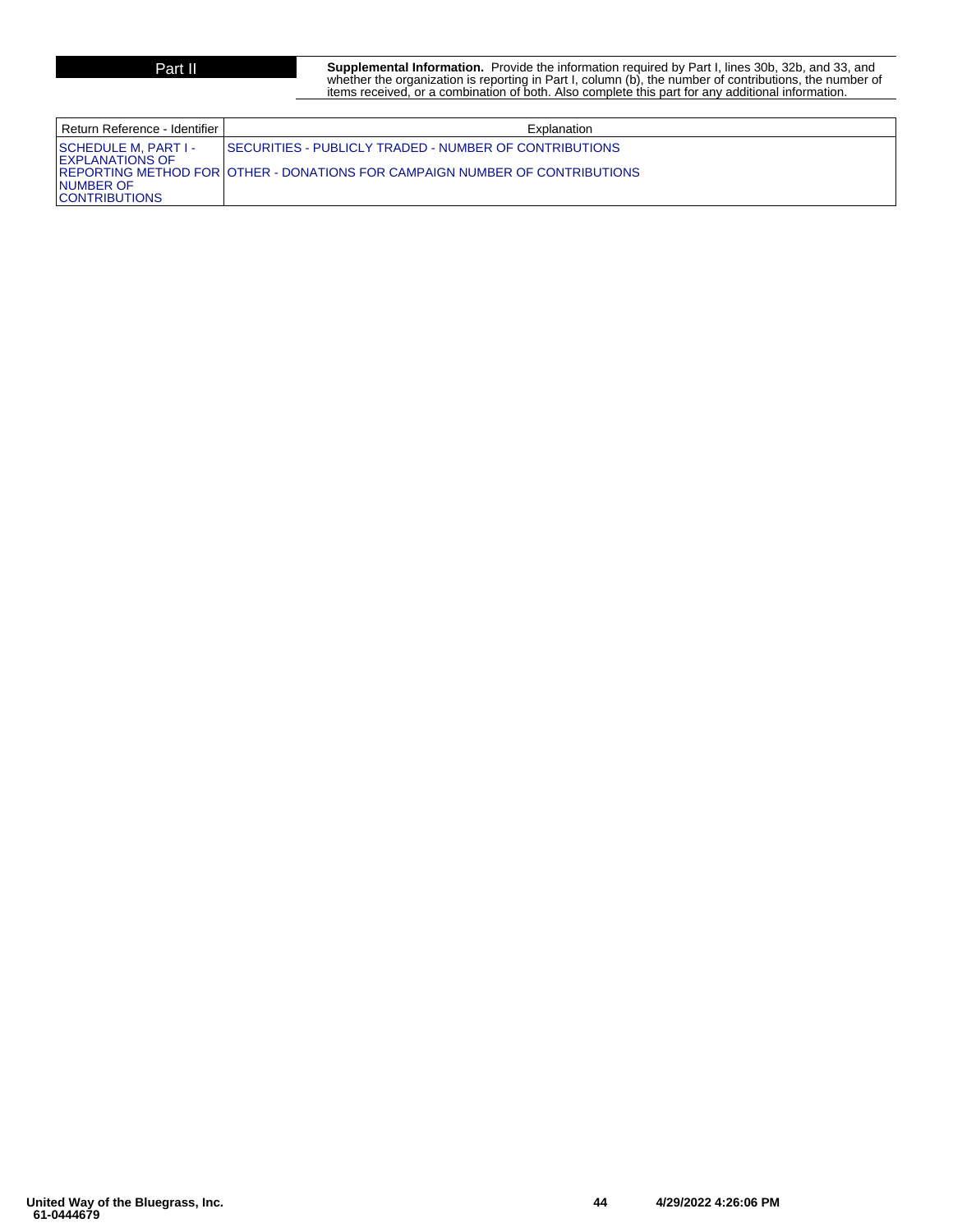## Part II

**Supplemental Information.** Provide the information required by Part I, lines 30b, 32b, and 33, and whether the organization is reporting in Part I, column (b), the number of contributions, the number of items received, or a combination of both. Also complete this part for any additional information.

| Return Reference - Identifier | Explanation |
| --- | --- |
| SCHEDULE M, PART I - EXPLANATIONS OF REPORTING METHOD FOR NUMBER OF CONTRIBUTIONS | SECURITIES - PUBLICLY TRADED - NUMBER OF CONTRIBUTIONS<br><br>OTHER - DONATIONS FOR CAMPAIGN NUMBER OF CONTRIBUTIONS |

United Way of the Bluegrass, Inc.
61-0444679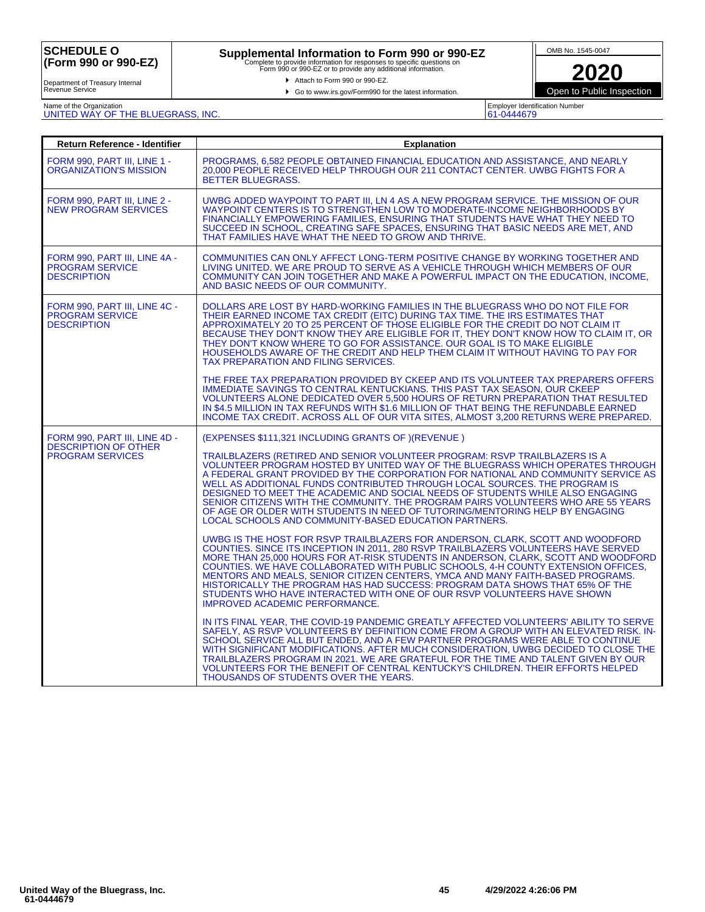**SCHEDULE O (Form 990 or 990-EZ)**

Department of Treasury Internal Revenue Service

## Supplemental Information to Form 990 or 990-EZ

Complete to provide information for responses to specific questions on Form 990 or 990-EZ or to provide any additional information.

▶ Attach to Form 990 or 990-EZ.

▶ Go to www.irs.gov/Form990 for the latest information.

OMB No. 1545-0047

**2020**

Open to Public Inspection

Name of the Organization: UNITED WAY OF THE BLUEGRASS, INC.

Employer Identification Number: 61-0444679

| Return Reference - Identifier | Explanation |
|---|---|
| FORM 990, PART III, LINE 1 - ORGANIZATION'S MISSION | PROGRAMS, 6,582 PEOPLE OBTAINED FINANCIAL EDUCATION AND ASSISTANCE, AND NEARLY 20,000 PEOPLE RECEIVED HELP THROUGH OUR 211 CONTACT CENTER. UWBG FIGHTS FOR A BETTER BLUEGRASS. |
| FORM 990, PART III, LINE 2 - NEW PROGRAM SERVICES | UWBG ADDED WAYPOINT TO PART III, LN 4 AS A NEW PROGRAM SERVICE. THE MISSION OF OUR WAYPOINT CENTERS IS TO STRENGTHEN LOW TO MODERATE-INCOME NEIGHBORHOODS BY FINANCIALLY EMPOWERING FAMILIES, ENSURING THAT STUDENTS HAVE WHAT THEY NEED TO SUCCEED IN SCHOOL, CREATING SAFE SPACES, ENSURING THAT BASIC NEEDS ARE MET, AND THAT FAMILIES HAVE WHAT THE NEED TO GROW AND THRIVE. |
| FORM 990, PART III, LINE 4A - PROGRAM SERVICE DESCRIPTION | COMMUNITIES CAN ONLY AFFECT LONG-TERM POSITIVE CHANGE BY WORKING TOGETHER AND LIVING UNITED. WE ARE PROUD TO SERVE AS A VEHICLE THROUGH WHICH MEMBERS OF OUR COMMUNITY CAN JOIN TOGETHER AND MAKE A POWERFUL IMPACT ON THE EDUCATION, INCOME, AND BASIC NEEDS OF OUR COMMUNITY. |
| FORM 990, PART III, LINE 4C - PROGRAM SERVICE DESCRIPTION | DOLLARS ARE LOST BY HARD-WORKING FAMILIES IN THE BLUEGRASS WHO DO NOT FILE FOR THEIR EARNED INCOME TAX CREDIT (EITC) DURING TAX TIME. THE IRS ESTIMATES THAT APPROXIMATELY 20 TO 25 PERCENT OF THOSE ELIGIBLE FOR THE CREDIT DO NOT CLAIM IT BECAUSE THEY DON'T KNOW THEY ARE ELIGIBLE FOR IT, THEY DON'T KNOW HOW TO CLAIM IT, OR THEY DON'T KNOW WHERE TO GO FOR ASSISTANCE. OUR GOAL IS TO MAKE ELIGIBLE HOUSEHOLDS AWARE OF THE CREDIT AND HELP THEM CLAIM IT WITHOUT HAVING TO PAY FOR TAX PREPARATION AND FILING SERVICES.<br><br>THE FREE TAX PREPARATION PROVIDED BY CKEEP AND ITS VOLUNTEER TAX PREPARERS OFFERS IMMEDIATE SAVINGS TO CENTRAL KENTUCKIANS. THIS PAST TAX SEASON, OUR CKEEP VOLUNTEERS ALONE DEDICATED OVER 5,500 HOURS OF RETURN PREPARATION THAT RESULTED IN $4.5 MILLION IN TAX REFUNDS WITH $1.6 MILLION OF THAT BEING THE REFUNDABLE EARNED INCOME TAX CREDIT. ACROSS ALL OF OUR VITA SITES, ALMOST 3,200 RETURNS WERE PREPARED. |
| FORM 990, PART III, LINE 4D - DESCRIPTION OF OTHER PROGRAM SERVICES | (EXPENSES $111,321 INCLUDING GRANTS OF )(REVENUE )<br><br>TRAILBLAZERS (RETIRED AND SENIOR VOLUNTEER PROGRAM: RSVP TRAILBLAZERS IS A VOLUNTEER PROGRAM HOSTED BY UNITED WAY OF THE BLUEGRASS WHICH OPERATES THROUGH A FEDERAL GRANT PROVIDED BY THE CORPORATION FOR NATIONAL AND COMMUNITY SERVICE AS WELL AS ADDITIONAL FUNDS CONTRIBUTED THROUGH LOCAL SOURCES. THE PROGRAM IS DESIGNED TO MEET THE ACADEMIC AND SOCIAL NEEDS OF STUDENTS WHILE ALSO ENGAGING SENIOR CITIZENS WITH THE COMMUNITY. THE PROGRAM PAIRS VOLUNTEERS WHO ARE 55 YEARS OF AGE OR OLDER WITH STUDENTS IN NEED OF TUTORING/MENTORING HELP BY ENGAGING LOCAL SCHOOLS AND COMMUNITY-BASED EDUCATION PARTNERS.<br><br>UWBG IS THE HOST FOR RSVP TRAILBLAZERS FOR ANDERSON, CLARK, SCOTT AND WOODFORD COUNTIES. SINCE ITS INCEPTION IN 2011, 280 RSVP TRAILBLAZERS VOLUNTEERS HAVE SERVED MORE THAN 25,000 HOURS FOR AT-RISK STUDENTS IN ANDERSON, CLARK, SCOTT AND WOODFORD COUNTIES. WE HAVE COLLABORATED WITH PUBLIC SCHOOLS, 4-H COUNTY EXTENSION OFFICES, MENTORS AND MEALS, SENIOR CITIZEN CENTERS, YMCA AND MANY FAITH-BASED PROGRAMS. HISTORICALLY THE PROGRAM HAS HAD SUCCESS: PROGRAM DATA SHOWS THAT 65% OF THE STUDENTS WHO HAVE INTERACTED WITH ONE OF OUR RSVP VOLUNTEERS HAVE SHOWN IMPROVED ACADEMIC PERFORMANCE.<br><br>IN ITS FINAL YEAR, THE COVID-19 PANDEMIC GREATLY AFFECTED VOLUNTEERS' ABILITY TO SERVE SAFELY, AS RSVP VOLUNTEERS BY DEFINITION COME FROM A GROUP WITH AN ELEVATED RISK. IN-SCHOOL SERVICE ALL BUT ENDED, AND A FEW PARTNER PROGRAMS WERE ABLE TO CONTINUE WITH SIGNIFICANT MODIFICATIONS. AFTER MUCH CONSIDERATION, UWBG DECIDED TO CLOSE THE TRAILBLAZERS PROGRAM IN 2021. WE ARE GRATEFUL FOR THE TIME AND TALENT GIVEN BY OUR VOLUNTEERS FOR THE BENEFIT OF CENTRAL KENTUCKY'S CHILDREN. THEIR EFFORTS HELPED THOUSANDS OF STUDENTS OVER THE YEARS. |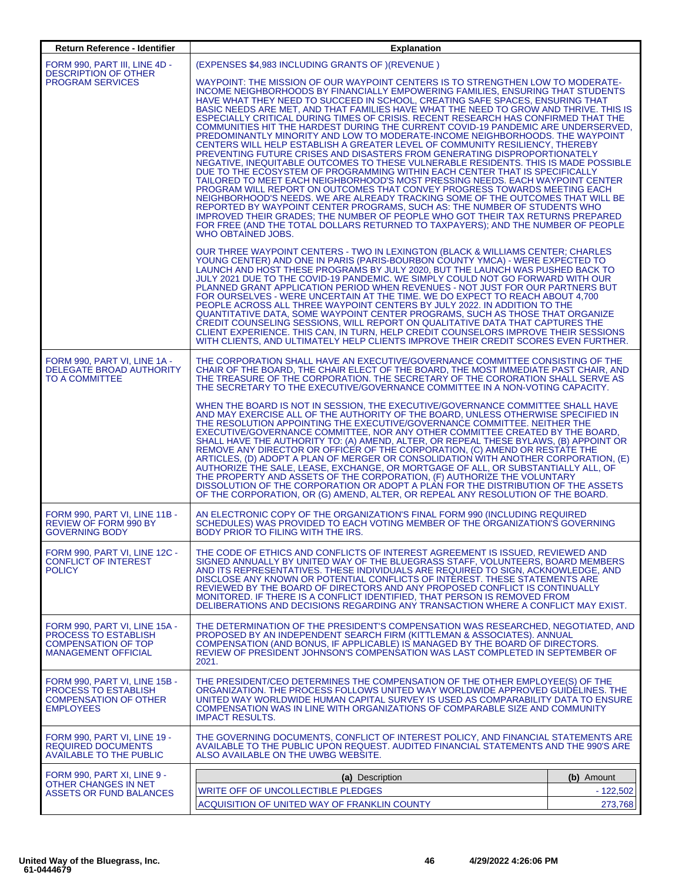| Return Reference - Identifier | Explanation |
|---|---|
| FORM 990, PART III, LINE 4D - DESCRIPTION OF OTHER PROGRAM SERVICES | (EXPENSES $4,983 INCLUDING GRANTS OF )(REVENUE )<br><br>WAYPOINT: THE MISSION OF OUR WAYPOINT CENTERS IS TO STRENGTHEN LOW TO MODERATE-INCOME NEIGHBORHOODS BY FINANCIALLY EMPOWERING FAMILIES, ENSURING THAT STUDENTS HAVE WHAT THEY NEED TO SUCCEED IN SCHOOL, CREATING SAFE SPACES, ENSURING THAT BASIC NEEDS ARE MET, AND THAT FAMILIES HAVE WHAT THE NEED TO GROW AND THRIVE. THIS IS ESPECIALLY CRITICAL DURING TIMES OF CRISIS. RECENT RESEARCH HAS CONFIRMED THAT THE COMMUNITIES HIT THE HARDEST DURING THE CURRENT COVID-19 PANDEMIC ARE UNDERSERVED, PREDOMINANTLY MINORITY AND LOW TO MODERATE-INCOME NEIGHBORHOODS. THE WAYPOINT CENTERS WILL HELP ESTABLISH A GREATER LEVEL OF COMMUNITY RESILIENCY, THEREBY PREVENTING FUTURE CRISES AND DISASTERS FROM GENERATING DISPROPORTIONATELY NEGATIVE, INEQUITABLE OUTCOMES TO THESE VULNERABLE RESIDENTS. THIS IS MADE POSSIBLE DUE TO THE ECOSYSTEM OF PROGRAMMING WITHIN EACH CENTER THAT IS SPECIFICALLY TAILORED TO MEET EACH NEIGHBORHOOD'S MOST PRESSING NEEDS. EACH WAYPOINT CENTER PROGRAM WILL REPORT ON OUTCOMES THAT CONVEY PROGRESS TOWARDS MEETING EACH NEIGHBORHOOD'S NEEDS. WE ARE ALREADY TRACKING SOME OF THE OUTCOMES THAT WILL BE REPORTED BY WAYPOINT CENTER PROGRAMS, SUCH AS: THE NUMBER OF STUDENTS WHO IMPROVED THEIR GRADES; THE NUMBER OF PEOPLE WHO GOT THEIR TAX RETURNS PREPARED FOR FREE (AND THE TOTAL DOLLARS RETURNED TO TAXPAYERS); AND THE NUMBER OF PEOPLE WHO OBTAINED JOBS.<br><br>OUR THREE WAYPOINT CENTERS - TWO IN LEXINGTON (BLACK & WILLIAMS CENTER; CHARLES YOUNG CENTER) AND ONE IN PARIS (PARIS-BOURBON COUNTY YMCA) - WERE EXPECTED TO LAUNCH AND HOST THESE PROGRAMS BY JULY 2020, BUT THE LAUNCH WAS PUSHED BACK TO JULY 2021 DUE TO THE COVID-19 PANDEMIC. WE SIMPLY COULD NOT GO FORWARD WITH OUR PLANNED GRANT APPLICATION PERIOD WHEN REVENUES - NOT JUST FOR OUR PARTNERS BUT FOR OURSELVES - WERE UNCERTAIN AT THE TIME. WE DO EXPECT TO REACH ABOUT 4,700 PEOPLE ACROSS ALL THREE WAYPOINT CENTERS BY JULY 2022. IN ADDITION TO THE QUANTITATIVE DATA, SOME WAYPOINT CENTER PROGRAMS, SUCH AS THOSE THAT ORGANIZE CREDIT COUNSELING SESSIONS, WILL REPORT ON QUALITATIVE DATA THAT CAPTURES THE CLIENT EXPERIENCE. THIS CAN, IN TURN, HELP CREDIT COUNSELORS IMPROVE THEIR SESSIONS WITH CLIENTS, AND ULTIMATELY HELP CLIENTS IMPROVE THEIR CREDIT SCORES EVEN FURTHER. |
| FORM 990, PART VI, LINE 1A - DELEGATE BROAD AUTHORITY TO A COMMITTEE | THE CORPORATION SHALL HAVE AN EXECUTIVE/GOVERNANCE COMMITTEE CONSISTING OF THE CHAIR OF THE BOARD, THE CHAIR ELECT OF THE BOARD, THE MOST IMMEDIATE PAST CHAIR, AND THE TREASURE OF THE CORPORATION. THE SECRETARY OF THE CORORATION SHALL SERVE AS THE SECRETARY TO THE EXECUTIVE/GOVERNANCE COMMITTEE IN A NON-VOTING CAPACITY.<br><br>WHEN THE BOARD IS NOT IN SESSION, THE EXECUTIVE/GOVERNANCE COMMITTEE SHALL HAVE AND MAY EXERCISE ALL OF THE AUTHORITY OF THE BOARD, UNLESS OTHERWISE SPECIFIED IN THE RESOLUTION APPOINTING THE EXECUTIVE/GOVERNANCE COMMITTEE. NEITHER THE EXECUTIVE/GOVERNANCE COMMITTEE, NOR ANY OTHER COMMITTEE CREATED BY THE BOARD, SHALL HAVE THE AUTHORITY TO: (A) AMEND, ALTER, OR REPEAL THESE BYLAWS, (B) APPOINT OR REMOVE ANY DIRECTOR OR OFFICER OF THE CORPORATION, (C) AMEND OR RESTATE THE ARTICLES, (D) ADOPT A PLAN OF MERGER OR CONSOLIDATION WITH ANOTHER CORPORATION, (E) AUTHORIZE THE SALE, LEASE, EXCHANGE, OR MORTGAGE OF ALL, OR SUBSTANTIALLY ALL, OF THE PROPERTY AND ASSETS OF THE CORPORATION, (F) AUTHORIZE THE VOLUNTARY DISSOLUTION OF THE CORPORATION OR ADOPT A PLAN FOR THE DISTRIBUTION OF THE ASSETS OF THE CORPORATION, OR (G) AMEND, ALTER, OR REPEAL ANY RESOLUTION OF THE BOARD. |
| FORM 990, PART VI, LINE 11B - REVIEW OF FORM 990 BY GOVERNING BODY | AN ELECTRONIC COPY OF THE ORGANIZATION'S FINAL FORM 990 (INCLUDING REQUIRED SCHEDULES) WAS PROVIDED TO EACH VOTING MEMBER OF THE ORGANIZATION'S GOVERNING BODY PRIOR TO FILING WITH THE IRS. |
| FORM 990, PART VI, LINE 12C - CONFLICT OF INTEREST POLICY | THE CODE OF ETHICS AND CONFLICTS OF INTEREST AGREEMENT IS ISSUED, REVIEWED AND SIGNED ANNUALLY BY UNITED WAY OF THE BLUEGRASS STAFF, VOLUNTEERS, BOARD MEMBERS AND ITS REPRESENTATIVES. THESE INDIVIDUALS ARE REQUIRED TO SIGN, ACKNOWLEDGE, AND DISCLOSE ANY KNOWN OR POTENTIAL CONFLICTS OF INTEREST. THESE STATEMENTS ARE REVIEWED BY THE BOARD OF DIRECTORS AND ANY PROPOSED CONFLICT IS CONTINUALLY MONITORED. IF THERE IS A CONFLICT IDENTIFIED, THAT PERSON IS REMOVED FROM DELIBERATIONS AND DECISIONS REGARDING ANY TRANSACTION WHERE A CONFLICT MAY EXIST. |
| FORM 990, PART VI, LINE 15A - PROCESS TO ESTABLISH COMPENSATION OF TOP MANAGEMENT OFFICIAL | THE DETERMINATION OF THE PRESIDENT'S COMPENSATION WAS RESEARCHED, NEGOTIATED, AND PROPOSED BY AN INDEPENDENT SEARCH FIRM (KITTLEMAN & ASSOCIATES). ANNUAL COMPENSATION (AND BONUS, IF APPLICABLE) IS MANAGED BY THE BOARD OF DIRECTORS. REVIEW OF PRESIDENT JOHNSON'S COMPENSATION WAS LAST COMPLETED IN SEPTEMBER OF 2021. |
| FORM 990, PART VI, LINE 15B - PROCESS TO ESTABLISH COMPENSATION OF OTHER EMPLOYEES | THE PRESIDENT/CEO DETERMINES THE COMPENSATION OF THE OTHER EMPLOYEE(S) OF THE ORGANIZATION. THE PROCESS FOLLOWS UNITED WAY WORLDWIDE APPROVED GUIDELINES. THE UNITED WAY WORLDWIDE HUMAN CAPITAL SURVEY IS USED AS COMPARABILITY DATA TO ENSURE COMPENSATION WAS IN LINE WITH ORGANIZATIONS OF COMPARABLE SIZE AND COMMUNITY IMPACT RESULTS. |
| FORM 990, PART VI, LINE 19 - REQUIRED DOCUMENTS AVAILABLE TO THE PUBLIC | THE GOVERNING DOCUMENTS, CONFLICT OF INTEREST POLICY, AND FINANCIAL STATEMENTS ARE AVAILABLE TO THE PUBLIC UPON REQUEST. AUDITED FINANCIAL STATEMENTS AND THE 990'S ARE ALSO AVAILABLE ON THE UWBG WEBSITE. |
| FORM 990, PART XI, LINE 9 - OTHER CHANGES IN NET ASSETS OR FUND BALANCES | |

| (a) Description | (b) Amount |
|---|---|
| WRITE OFF OF UNCOLLECTIBLE PLEDGES | - 122,502 |
| ACQUISITION OF UNITED WAY OF FRANKLIN COUNTY | 273,768 |

United Way of the Bluegrass, Inc.
61-0444679

4/29/2022 4:26:06 PM